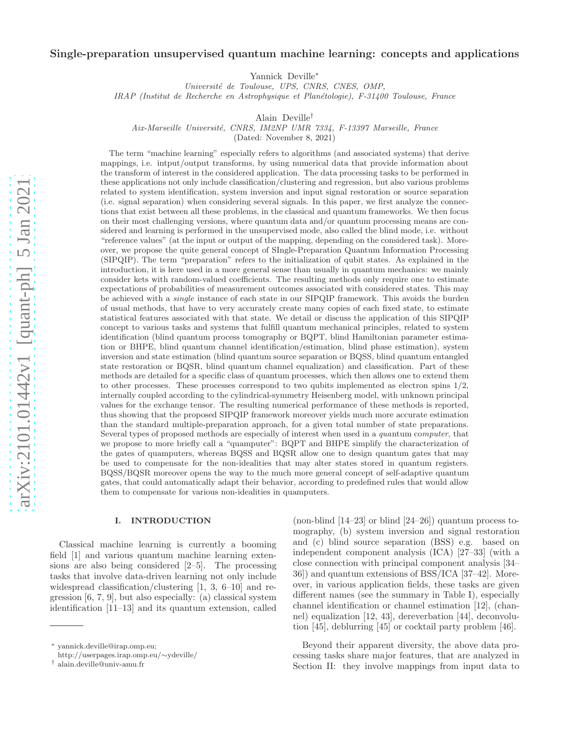# Single-preparation unsupervised quantum machine learning: concepts and applications

Yannick Deville*

*Université de Toulouse, UPS, CNRS, CNES, OMP,*
*IRAP (Institut de Recherche en Astrophysique et Planétologie), F-31400 Toulouse, France*

Alain Deville†

*Aix-Marseille Université, CNRS, IM2NP UMR 7334, F-13397 Marseille, France*

(Dated: November 8, 2021)

The term "machine learning" especially refers to algorithms (and associated systems) that derive mappings, i.e. intput/output transforms, by using numerical data that provide information about the transform of interest in the considered application. The data processing tasks to be performed in these applications not only include classification/clustering and regression, but also various problems related to system identification, system inversion and input signal restoration or source separation (i.e. signal separation) when considering several signals. In this paper, we first analyze the connections that exist between all these problems, in the classical and quantum frameworks. We then focus on their most challenging versions, where quantum data and/or quantum processing means are considered and learning is performed in the unsupervised mode, also called the blind mode, i.e. without "reference values" (at the input or output of the mapping, depending on the considered task). Moreover, we propose the quite general concept of SIngle-Preparation Quantum Information Processing (SIPQIP). The term "preparation" refers to the initialization of qubit states. As explained in the introduction, it is here used in a more general sense than usually in quantum mechanics: we mainly consider kets with random-valued coefficients. The resulting methods only require one to estimate expectations of probabilities of measurement outcomes associated with considered states. This may be achieved with a *single* instance of each state in our SIPQIP framework. This avoids the burden of usual methods, that have to very accurately create many copies of each fixed state, to estimate statistical features associated with that state. We detail or discuss the application of this SIPQIP concept to various tasks and systems that fulfill quantum mechanical principles, related to system identification (blind quantum process tomography or BQPT, blind Hamiltonian parameter estimation or BHPE, blind quantum channel identification/estimation, blind phase estimation), system inversion and state estimation (blind quantum source separation or BQSS, blind quantum entangled state restoration or BQSR, blind quantum channel equalization) and classification. Part of these methods are detailed for a specific class of quantum processes, which then allows one to extend them to other processes. These processes correspond to two qubits implemented as electron spins 1/2, internally coupled according to the cylindrical-symmetry Heisenberg model, with unknown principal values for the exchange tensor. The resulting numerical performance of these methods is reported, thus showing that the proposed SIPQIP framework moreover yields much more accurate estimation than the standard multiple-preparation approach, for a given total number of state preparations. Several types of proposed methods are especially of interest when used in a *qua*ntum co*mputer*, that we propose to more briefly call a "quamputer": BQPT and BHPE simplify the characterization of the gates of quamputers, whereas BQSS and BQSR allow one to design quantum gates that may be used to compensate for the non-idealities that may alter states stored in quantum registers. BQSS/BQSR moreover opens the way to the much more general concept of self-adaptive quantum gates, that could automatically adapt their behavior, according to predefined rules that would allow them to compensate for various non-idealities in quamputers.

## I. INTRODUCTION

Classical machine learning is currently a booming field [1] and various quantum machine learning extensions are also being considered [2–5]. The processing tasks that involve data-driven learning not only include widespread classification/clustering [1, 3, 6–10] and regression [6, 7, 9], but also especially: (a) classical system identification [11–13] and its quantum extension, called (non-blind [14–23] or blind [24–26]) quantum process tomography, (b) system inversion and signal restoration and (c) blind source separation (BSS) e.g. based on independent component analysis (ICA) [27–33] (with a close connection with principal component analysis [34–36]) and quantum extensions of BSS/ICA [37–42]. Moreover, in various application fields, these tasks are given different names (see the summary in Table I), especially channel identification or channel estimation [12], (channel) equalization [12, 43], dereverberation [44], deconvolution [45], deblurring [45] or cocktail party problem [46].

Beyond their apparent diversity, the above data processing tasks share major features, that are analyzed in Section II: they involve mappings from input data to

* yannick.deville@irap.omp.eu;
http://userpages.irap.omp.eu/~ydeville/

† alain.deville@univ-amu.fr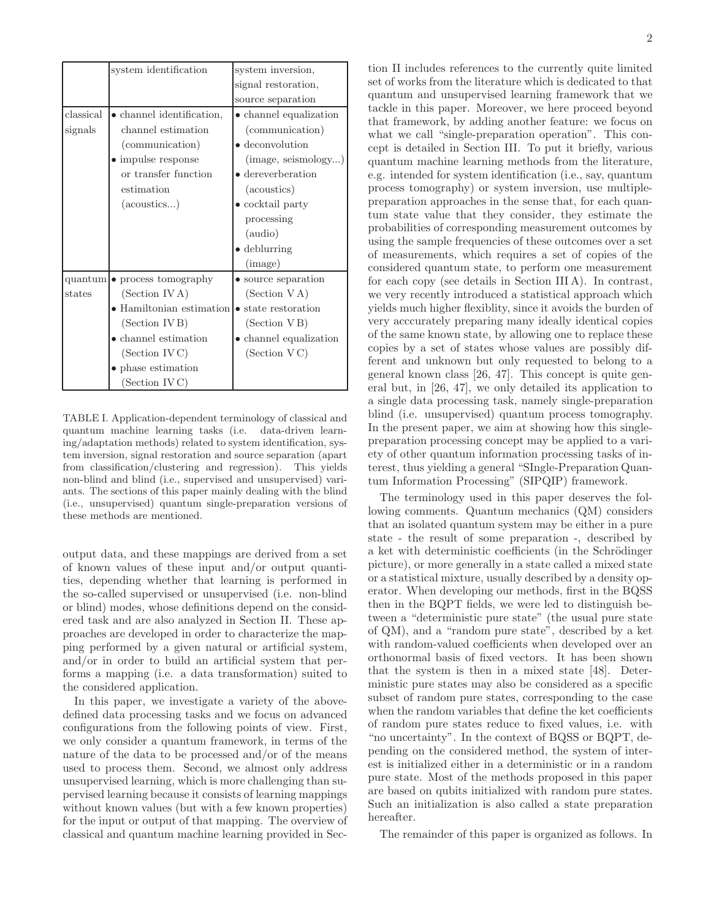| | system identification | system inversion, signal restoration, source separation |
|---|---|---|
| classical signals | • channel identification, channel estimation (communication) • impulse response or transfer function estimation (acoustics...) | • channel equalization (communication) • deconvolution (image, seismology...) • dereverberation (acoustics) • cocktail party processing (audio) • deblurring (image) |
| quantum states | • process tomography (Section IV A) • Hamiltonian estimation (Section IV B) • channel estimation (Section IV C) • phase estimation (Section IV C) | • source separation (Section V A) • state restoration (Section V B) • channel equalization (Section V C) |

TABLE I. Application-dependent terminology of classical and quantum machine learning tasks (i.e. data-driven learning/adaptation methods) related to system identification, system inversion, signal restoration and source separation (apart from classification/clustering and regression). This yields non-blind and blind (i.e., supervised and unsupervised) variants. The sections of this paper mainly dealing with the blind (i.e., unsupervised) quantum single-preparation versions of these methods are mentioned.

output data, and these mappings are derived from a set of known values of these input and/or output quantities, depending whether that learning is performed in the so-called supervised or unsupervised (i.e. non-blind or blind) modes, whose definitions depend on the considered task and are also analyzed in Section II. These approaches are developed in order to characterize the mapping performed by a given natural or artificial system, and/or in order to build an artificial system that performs a mapping (i.e. a data transformation) suited to the considered application.

In this paper, we investigate a variety of the above-defined data processing tasks and we focus on advanced configurations from the following points of view. First, we only consider a quantum framework, in terms of the nature of the data to be processed and/or of the means used to process them. Second, we almost only address unsupervised learning, which is more challenging than supervised learning because it consists of learning mappings without known values (but with a few known properties) for the input or output of that mapping. The overview of classical and quantum machine learning provided in Section II includes references to the currently quite limited set of works from the literature which is dedicated to that quantum and unsupervised learning framework that we tackle in this paper. Moreover, we here proceed beyond that framework, by adding another feature: we focus on what we call "single-preparation operation". This concept is detailed in Section III. To put it briefly, various quantum machine learning methods from the literature, e.g. intended for system identification (i.e., say, quantum process tomography) or system inversion, use multiple-preparation approaches in the sense that, for each quantum state value that they consider, they estimate the probabilities of corresponding measurement outcomes by using the sample frequencies of these outcomes over a set of measurements, which requires a set of copies of the considered quantum state, to perform one measurement for each copy (see details in Section III A). In contrast, we very recently introduced a statistical approach which yields much higher flexiblity, since it avoids the burden of very acccurately preparing many ideally identical copies of the same known state, by allowing one to replace these copies by a set of states whose values are possibly different and unknown but only requested to belong to a general known class [26, 47]. This concept is quite general but, in [26, 47], we only detailed its application to a single data processing task, namely single-preparation blind (i.e. unsupervised) quantum process tomography. In the present paper, we aim at showing how this single-preparation processing concept may be applied to a variety of other quantum information processing tasks of interest, thus yielding a general "SIngle-Preparation Quantum Information Processing" (SIPQIP) framework.

The terminology used in this paper deserves the following comments. Quantum mechanics (QM) considers that an isolated quantum system may be either in a pure state - the result of some preparation -, described by a ket with deterministic coefficients (in the Schrödinger picture), or more generally in a state called a mixed state or a statistical mixture, usually described by a density operator. When developing our methods, first in the BQSS then in the BQPT fields, we were led to distinguish between a "deterministic pure state" (the usual pure state of QM), and a "random pure state", described by a ket with random-valued coefficients when developed over an orthonormal basis of fixed vectors. It has been shown that the system is then in a mixed state [48]. Deterministic pure states may also be considered as a specific subset of random pure states, corresponding to the case when the random variables that define the ket coefficients of random pure states reduce to fixed values, i.e. with "no uncertainty". In the context of BQSS or BQPT, depending on the considered method, the system of interest is initialized either in a deterministic or in a random pure state. Most of the methods proposed in this paper are based on qubits initialized with random pure states. Such an initialization is also called a state preparation hereafter.

The remainder of this paper is organized as follows. In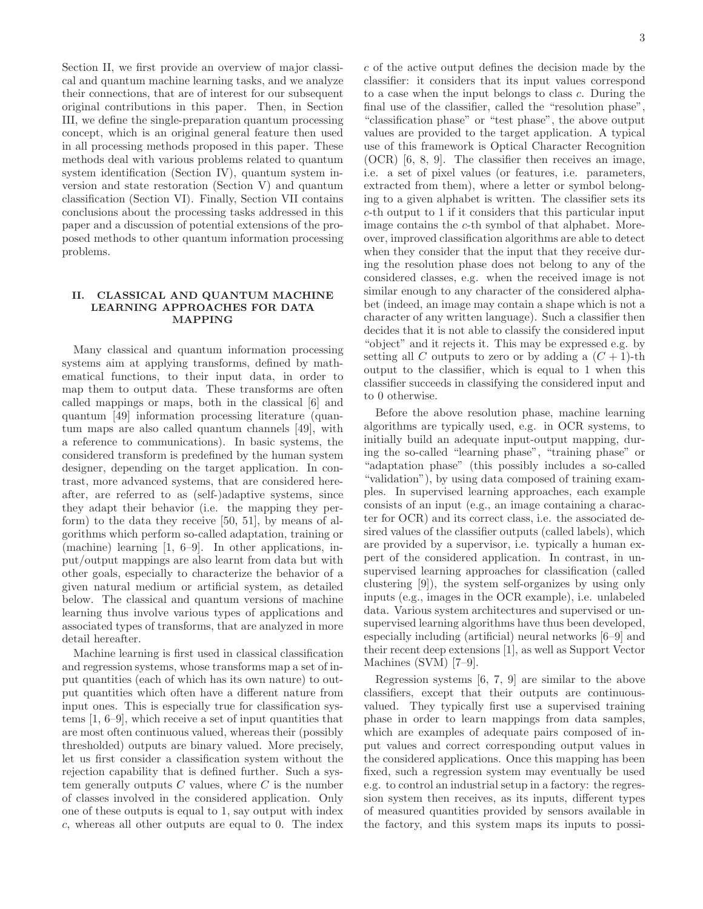Section II, we first provide an overview of major classical and quantum machine learning tasks, and we analyze their connections, that are of interest for our subsequent original contributions in this paper. Then, in Section III, we define the single-preparation quantum processing concept, which is an original general feature then used in all processing methods proposed in this paper. These methods deal with various problems related to quantum system identification (Section IV), quantum system inversion and state restoration (Section V) and quantum classification (Section VI). Finally, Section VII contains conclusions about the processing tasks addressed in this paper and a discussion of potential extensions of the proposed methods to other quantum information processing problems.

## II. CLASSICAL AND QUANTUM MACHINE LEARNING APPROACHES FOR DATA MAPPING

Many classical and quantum information processing systems aim at applying transforms, defined by mathematical functions, to their input data, in order to map them to output data. These transforms are often called mappings or maps, both in the classical [6] and quantum [49] information processing literature (quantum maps are also called quantum channels [49], with a reference to communications). In basic systems, the considered transform is predefined by the human system designer, depending on the target application. In contrast, more advanced systems, that are considered hereafter, are referred to as (self-)adaptive systems, since they adapt their behavior (i.e. the mapping they perform) to the data they receive [50, 51], by means of algorithms which perform so-called adaptation, training or (machine) learning [1, 6–9]. In other applications, input/output mappings are also learnt from data but with other goals, especially to characterize the behavior of a given natural medium or artificial system, as detailed below. The classical and quantum versions of machine learning thus involve various types of applications and associated types of transforms, that are analyzed in more detail hereafter.

Machine learning is first used in classical classification and regression systems, whose transforms map a set of input quantities (each of which has its own nature) to output quantities which often have a different nature from input ones. This is especially true for classification systems [1, 6–9], which receive a set of input quantities that are most often continuous valued, whereas their (possibly thresholded) outputs are binary valued. More precisely, let us first consider a classification system without the rejection capability that is defined further. Such a system generally outputs $C$ values, where $C$ is the number of classes involved in the considered application. Only one of these outputs is equal to 1, say output with index $c$, whereas all other outputs are equal to 0. The index $c$ of the active output defines the decision made by the classifier: it considers that its input values correspond to a case when the input belongs to class $c$. During the final use of the classifier, called the "resolution phase", "classification phase" or "test phase", the above output values are provided to the target application. A typical use of this framework is Optical Character Recognition (OCR) [6, 8, 9]. The classifier then receives an image, i.e. a set of pixel values (or features, i.e. parameters, extracted from them), where a letter or symbol belonging to a given alphabet is written. The classifier sets its $c$-th output to 1 if it considers that this particular input image contains the $c$-th symbol of that alphabet. Moreover, improved classification algorithms are able to detect when they consider that the input that they receive during the resolution phase does not belong to any of the considered classes, e.g. when the received image is not similar enough to any character of the considered alphabet (indeed, an image may contain a shape which is not a character of any written language). Such a classifier then decides that it is not able to classify the considered input "object" and it rejects it. This may be expressed e.g. by setting all $C$ outputs to zero or by adding a $(C+1)$-th output to the classifier, which is equal to 1 when this classifier succeeds in classifying the considered input and to 0 otherwise.

Before the above resolution phase, machine learning algorithms are typically used, e.g. in OCR systems, to initially build an adequate input-output mapping, during the so-called "learning phase", "training phase" or "adaptation phase" (this possibly includes a so-called "validation"), by using data composed of training examples. In supervised learning approaches, each example consists of an input (e.g., an image containing a character for OCR) and its correct class, i.e. the associated desired values of the classifier outputs (called labels), which are provided by a supervisor, i.e. typically a human expert of the considered application. In contrast, in unsupervised learning approaches for classification (called clustering [9]), the system self-organizes by using only inputs (e.g., images in the OCR example), i.e. unlabeled data. Various system architectures and supervised or unsupervised learning algorithms have thus been developed, especially including (artificial) neural networks [6–9] and their recent deep extensions [1], as well as Support Vector Machines (SVM) [7–9].

Regression systems [6, 7, 9] are similar to the above classifiers, except that their outputs are continuous-valued. They typically first use a supervised training phase in order to learn mappings from data samples, which are examples of adequate pairs composed of input values and correct corresponding output values in the considered applications. Once this mapping has been fixed, such a regression system may eventually be used e.g. to control an industrial setup in a factory: the regression system then receives, as its inputs, different types of measured quantities provided by sensors available in the factory, and this system maps its inputs to possi-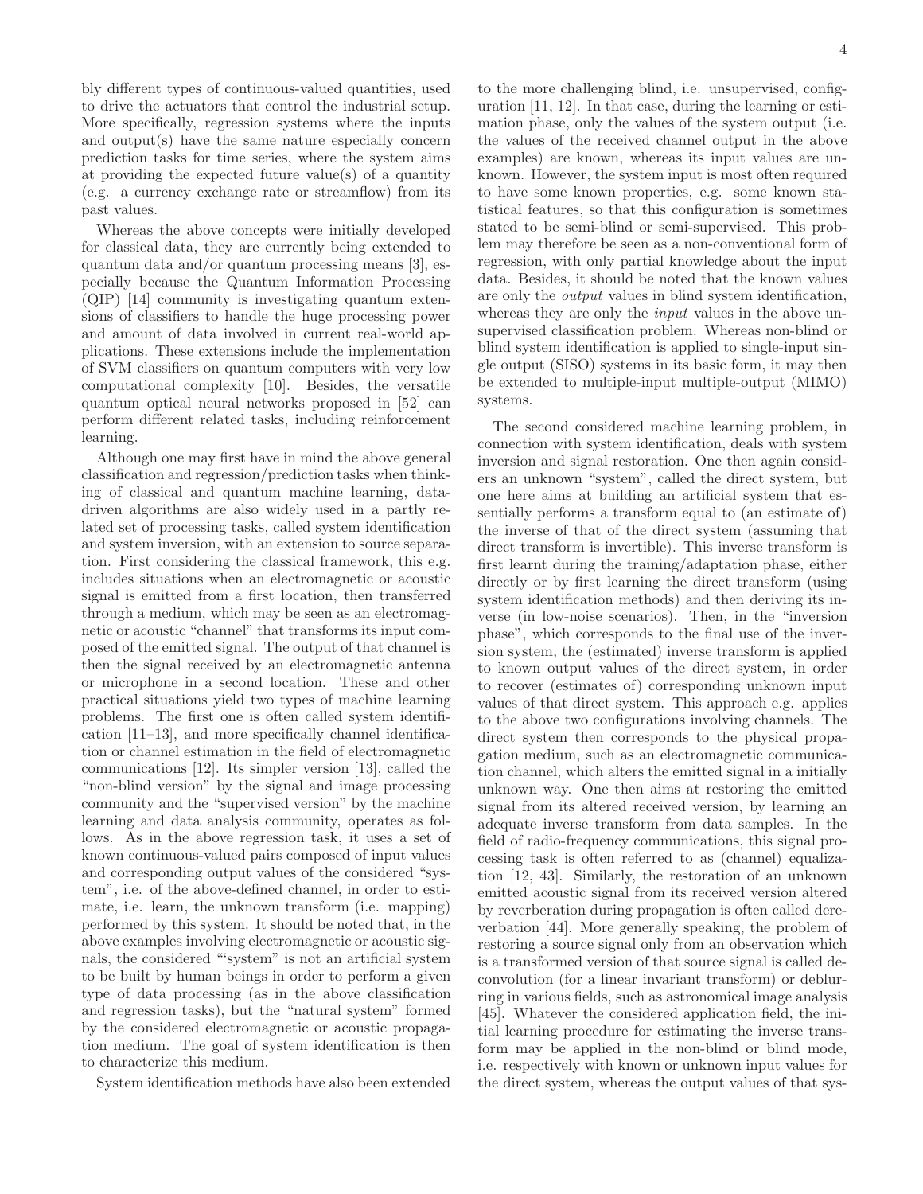bly different types of continuous-valued quantities, used to drive the actuators that control the industrial setup. More specifically, regression systems where the inputs and output(s) have the same nature especially concern prediction tasks for time series, where the system aims at providing the expected future value(s) of a quantity (e.g. a currency exchange rate or streamflow) from its past values.

Whereas the above concepts were initially developed for classical data, they are currently being extended to quantum data and/or quantum processing means [3], especially because the Quantum Information Processing (QIP) [14] community is investigating quantum extensions of classifiers to handle the huge processing power and amount of data involved in current real-world applications. These extensions include the implementation of SVM classifiers on quantum computers with very low computational complexity [10]. Besides, the versatile quantum optical neural networks proposed in [52] can perform different related tasks, including reinforcement learning.

Although one may first have in mind the above general classification and regression/prediction tasks when thinking of classical and quantum machine learning, data-driven algorithms are also widely used in a partly related set of processing tasks, called system identification and system inversion, with an extension to source separation. First considering the classical framework, this e.g. includes situations when an electromagnetic or acoustic signal is emitted from a first location, then transferred through a medium, which may be seen as an electromagnetic or acoustic "channel" that transforms its input composed of the emitted signal. The output of that channel is then the signal received by an electromagnetic antenna or microphone in a second location. These and other practical situations yield two types of machine learning problems. The first one is often called system identification [11–13], and more specifically channel identification or channel estimation in the field of electromagnetic communications [12]. Its simpler version [13], called the "non-blind version" by the signal and image processing community and the "supervised version" by the machine learning and data analysis community, operates as follows. As in the above regression task, it uses a set of known continuous-valued pairs composed of input values and corresponding output values of the considered "system", i.e. of the above-defined channel, in order to estimate, i.e. learn, the unknown transform (i.e. mapping) performed by this system. It should be noted that, in the above examples involving electromagnetic or acoustic signals, the considered "'system" is not an artificial system to be built by human beings in order to perform a given type of data processing (as in the above classification and regression tasks), but the "natural system" formed by the considered electromagnetic or acoustic propagation medium. The goal of system identification is then to characterize this medium.

System identification methods have also been extended to the more challenging blind, i.e. unsupervised, configuration [11, 12]. In that case, during the learning or estimation phase, only the values of the system output (i.e. the values of the received channel output in the above examples) are known, whereas its input values are unknown. However, the system input is most often required to have some known properties, e.g. some known statistical features, so that this configuration is sometimes stated to be semi-blind or semi-supervised. This problem may therefore be seen as a non-conventional form of regression, with only partial knowledge about the input data. Besides, it should be noted that the known values are only the *output* values in blind system identification, whereas they are only the *input* values in the above unsupervised classification problem. Whereas non-blind or blind system identification is applied to single-input single output (SISO) systems in its basic form, it may then be extended to multiple-input multiple-output (MIMO) systems.

The second considered machine learning problem, in connection with system identification, deals with system inversion and signal restoration. One then again considers an unknown "system", called the direct system, but one here aims at building an artificial system that essentially performs a transform equal to (an estimate of) the inverse of that of the direct system (assuming that direct transform is invertible). This inverse transform is first learnt during the training/adaptation phase, either directly or by first learning the direct transform (using system identification methods) and then deriving its inverse (in low-noise scenarios). Then, in the "inversion phase", which corresponds to the final use of the inversion system, the (estimated) inverse transform is applied to known output values of the direct system, in order to recover (estimates of) corresponding unknown input values of that direct system. This approach e.g. applies to the above two configurations involving channels. The direct system then corresponds to the physical propagation medium, such as an electromagnetic communication channel, which alters the emitted signal in a initially unknown way. One then aims at restoring the emitted signal from its altered received version, by learning an adequate inverse transform from data samples. In the field of radio-frequency communications, this signal processing task is often referred to as (channel) equalization [12, 43]. Similarly, the restoration of an unknown emitted acoustic signal from its received version altered by reverberation during propagation is often called dereverberation [44]. More generally speaking, the problem of restoring a source signal only from an observation which is a transformed version of that source signal is called deconvolution (for a linear invariant transform) or deblurring in various fields, such as astronomical image analysis [45]. Whatever the considered application field, the initial learning procedure for estimating the inverse transform may be applied in the non-blind or blind mode, i.e. respectively with known or unknown input values for the direct system, whereas the output values of that sys-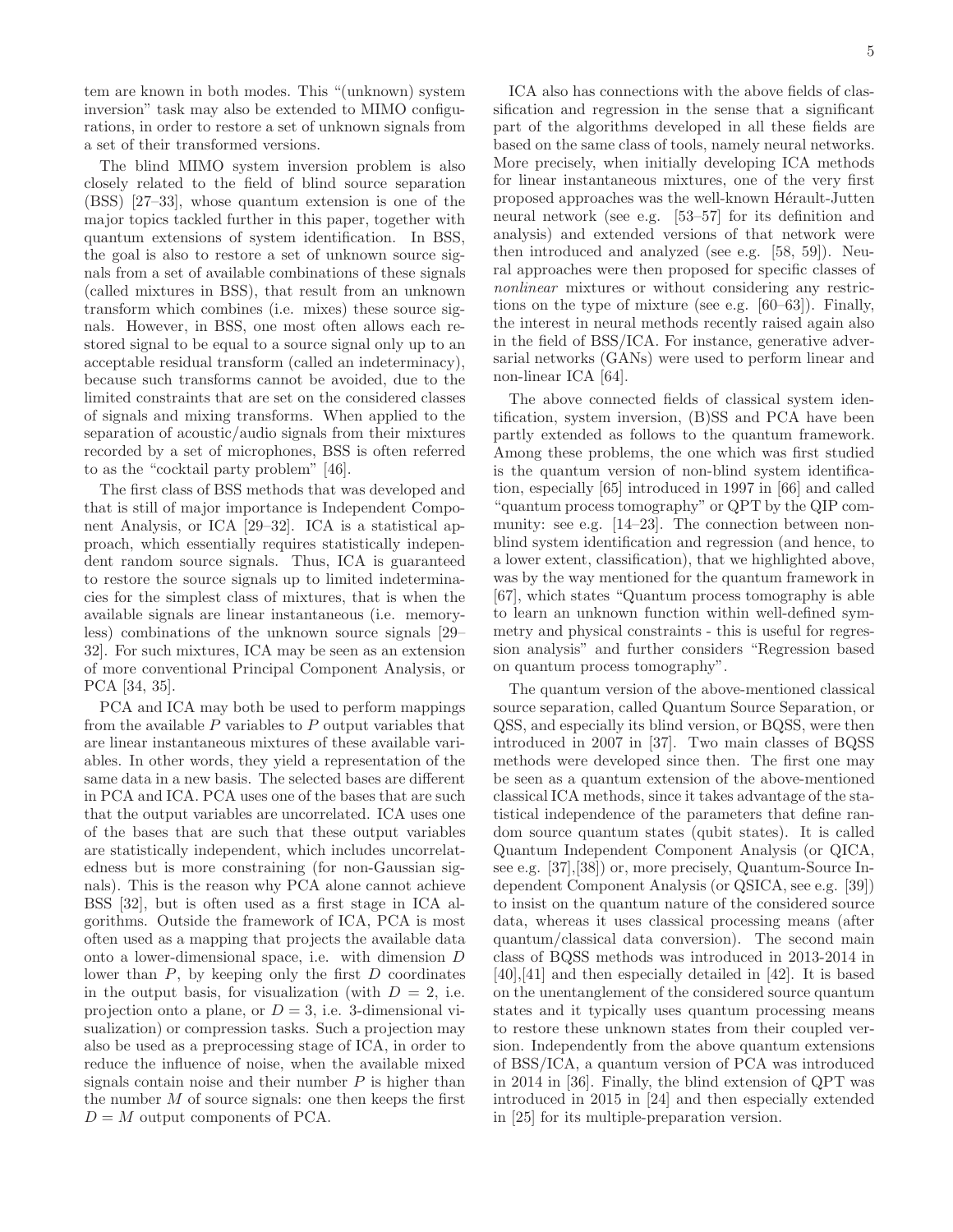tem are known in both modes. This "(unknown) system inversion" task may also be extended to MIMO configurations, in order to restore a set of unknown signals from a set of their transformed versions.

The blind MIMO system inversion problem is also closely related to the field of blind source separation (BSS) [27–33], whose quantum extension is one of the major topics tackled further in this paper, together with quantum extensions of system identification. In BSS, the goal is also to restore a set of unknown source signals from a set of available combinations of these signals (called mixtures in BSS), that result from an unknown transform which combines (i.e. mixes) these source signals. However, in BSS, one most often allows each restored signal to be equal to a source signal only up to an acceptable residual transform (called an indeterminacy), because such transforms cannot be avoided, due to the limited constraints that are set on the considered classes of signals and mixing transforms. When applied to the separation of acoustic/audio signals from their mixtures recorded by a set of microphones, BSS is often referred to as the "cocktail party problem" [46].

The first class of BSS methods that was developed and that is still of major importance is Independent Component Analysis, or ICA [29–32]. ICA is a statistical approach, which essentially requires statistically independent random source signals. Thus, ICA is guaranteed to restore the source signals up to limited indeterminacies for the simplest class of mixtures, that is when the available signals are linear instantaneous (i.e. memoryless) combinations of the unknown source signals [29–32]. For such mixtures, ICA may be seen as an extension of more conventional Principal Component Analysis, or PCA [34, 35].

PCA and ICA may both be used to perform mappings from the available $P$ variables to $P$ output variables that are linear instantaneous mixtures of these available variables. In other words, they yield a representation of the same data in a new basis. The selected bases are different in PCA and ICA. PCA uses one of the bases that are such that the output variables are uncorrelated. ICA uses one of the bases that are such that these output variables are statistically independent, which includes uncorrelatedness but is more constraining (for non-Gaussian signals). This is the reason why PCA alone cannot achieve BSS [32], but is often used as a first stage in ICA algorithms. Outside the framework of ICA, PCA is most often used as a mapping that projects the available data onto a lower-dimensional space, i.e. with dimension $D$ lower than $P$, by keeping only the first $D$ coordinates in the output basis, for visualization (with $D = 2$, i.e. projection onto a plane, or $D = 3$, i.e. 3-dimensional visualization) or compression tasks. Such a projection may also be used as a preprocessing stage of ICA, in order to reduce the influence of noise, when the available mixed signals contain noise and their number $P$ is higher than the number $M$ of source signals: one then keeps the first $D = M$ output components of PCA.

ICA also has connections with the above fields of classification and regression in the sense that a significant part of the algorithms developed in all these fields are based on the same class of tools, namely neural networks. More precisely, when initially developing ICA methods for linear instantaneous mixtures, one of the very first proposed approaches was the well-known Hérault-Jutten neural network (see e.g. [53–57] for its definition and analysis) and extended versions of that network were then introduced and analyzed (see e.g. [58, 59]). Neural approaches were then proposed for specific classes of *nonlinear* mixtures or without considering any restrictions on the type of mixture (see e.g. [60–63]). Finally, the interest in neural methods recently raised again also in the field of BSS/ICA. For instance, generative adversarial networks (GANs) were used to perform linear and non-linear ICA [64].

The above connected fields of classical system identification, system inversion, (B)SS and PCA have been partly extended as follows to the quantum framework. Among these problems, the one which was first studied is the quantum version of non-blind system identification, especially [65] introduced in 1997 in [66] and called "quantum process tomography" or QPT by the QIP community: see e.g. [14–23]. The connection between non-blind system identification and regression (and hence, to a lower extent, classification), that we highlighted above, was by the way mentioned for the quantum framework in [67], which states "Quantum process tomography is able to learn an unknown function within well-defined symmetry and physical constraints - this is useful for regression analysis" and further considers "Regression based on quantum process tomography".

The quantum version of the above-mentioned classical source separation, called Quantum Source Separation, or QSS, and especially its blind version, or BQSS, were then introduced in 2007 in [37]. Two main classes of BQSS methods were developed since then. The first one may be seen as a quantum extension of the above-mentioned classical ICA methods, since it takes advantage of the statistical independence of the parameters that define random source quantum states (qubit states). It is called Quantum Independent Component Analysis (or QICA, see e.g. [37],[38]) or, more precisely, Quantum-Source Independent Component Analysis (or QSICA, see e.g. [39]) to insist on the quantum nature of the considered source data, whereas it uses classical processing means (after quantum/classical data conversion). The second main class of BQSS methods was introduced in 2013-2014 in [40],[41] and then especially detailed in [42]. It is based on the unentanglement of the considered source quantum states and it typically uses quantum processing means to restore these unknown states from their coupled version. Independently from the above quantum extensions of BSS/ICA, a quantum version of PCA was introduced in 2014 in [36]. Finally, the blind extension of QPT was introduced in 2015 in [24] and then especially extended in [25] for its multiple-preparation version.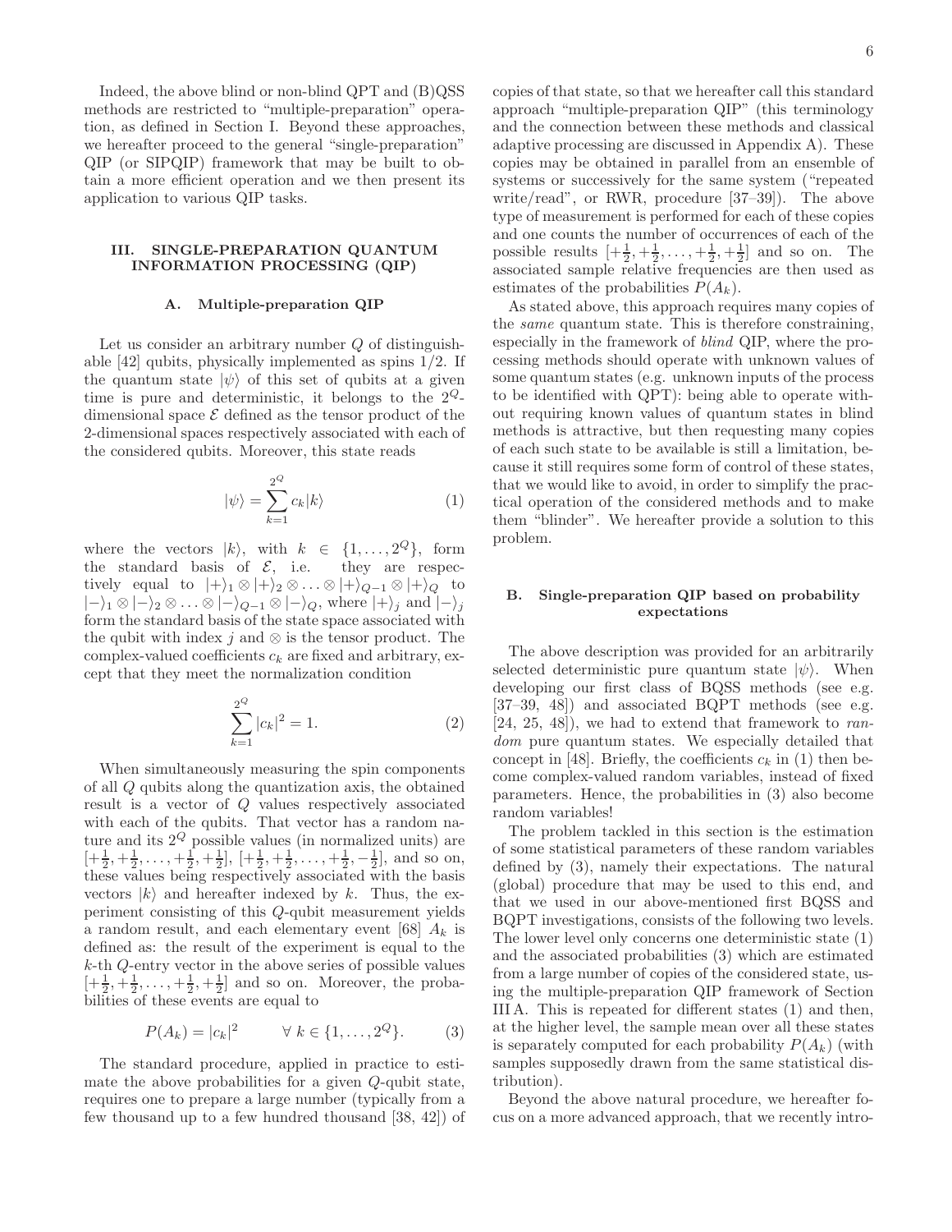Indeed, the above blind or non-blind QPT and (B)QSS methods are restricted to "multiple-preparation" operation, as defined in Section I. Beyond these approaches, we hereafter proceed to the general "single-preparation" QIP (or SIPQIP) framework that may be built to obtain a more efficient operation and we then present its application to various QIP tasks.

## III. SINGLE-PREPARATION QUANTUM INFORMATION PROCESSING (QIP)

### A. Multiple-preparation QIP

Let us consider an arbitrary number $Q$ of distinguishable [42] qubits, physically implemented as spins 1/2. If the quantum state $|\psi\rangle$ of this set of qubits at a given time is pure and deterministic, it belongs to the $2^Q$-dimensional space $\mathcal{E}$ defined as the tensor product of the 2-dimensional spaces respectively associated with each of the considered qubits. Moreover, this state reads

$$|\psi\rangle = \sum_{k=1}^{2^Q} c_k |k\rangle \tag{1}$$

where the vectors $|k\rangle$, with $k \in \{1, \ldots, 2^Q\}$, form the standard basis of $\mathcal{E}$, i.e. they are respectively equal to $|+\rangle_1 \otimes |+\rangle_2 \otimes \ldots \otimes |+\rangle_{Q-1} \otimes |+\rangle_Q$ to $|-\rangle_1 \otimes |-\rangle_2 \otimes \ldots \otimes |-\rangle_{Q-1} \otimes |-\rangle_Q$, where $|+\rangle_j$ and $|-\rangle_j$ form the standard basis of the state space associated with the qubit with index $j$ and $\otimes$ is the tensor product. The complex-valued coefficients $c_k$ are fixed and arbitrary, except that they meet the normalization condition

$$\sum_{k=1}^{2^Q} |c_k|^2 = 1. \tag{2}$$

When simultaneously measuring the spin components of all $Q$ qubits along the quantization axis, the obtained result is a vector of $Q$ values respectively associated with each of the qubits. That vector has a random nature and its $2^Q$ possible values (in normalized units) are $[+\frac{1}{2}, +\frac{1}{2}, \ldots, +\frac{1}{2}, +\frac{1}{2}]$, $[+\frac{1}{2}, +\frac{1}{2}, \ldots, +\frac{1}{2}, -\frac{1}{2}]$, and so on, these values being respectively associated with the basis vectors $|k\rangle$ and hereafter indexed by $k$. Thus, the experiment consisting of this $Q$-qubit measurement yields a random result, and each elementary event [68] $A_k$ is defined as: the result of the experiment is equal to the $k$-th $Q$-entry vector in the above series of possible values $[+\frac{1}{2}, +\frac{1}{2}, \ldots, +\frac{1}{2}, +\frac{1}{2}]$ and so on. Moreover, the probabilities of these events are equal to

$$P(A_k) = |c_k|^2 \qquad \forall\ k \in \{1, \ldots, 2^Q\}. \tag{3}$$

The standard procedure, applied in practice to estimate the above probabilities for a given $Q$-qubit state, requires one to prepare a large number (typically from a few thousand up to a few hundred thousand [38, 42]) of copies of that state, so that we hereafter call this standard approach "multiple-preparation QIP" (this terminology and the connection between these methods and classical adaptive processing are discussed in Appendix A). These copies may be obtained in parallel from an ensemble of systems or successively for the same system ("repeated write/read", or RWR, procedure [37–39]). The above type of measurement is performed for each of these copies and one counts the number of occurrences of each of the possible results $[+\frac{1}{2}, +\frac{1}{2}, \ldots, +\frac{1}{2}, +\frac{1}{2}]$ and so on. The associated sample relative frequencies are then used as estimates of the probabilities $P(A_k)$.

As stated above, this approach requires many copies of the *same* quantum state. This is therefore constraining, especially in the framework of *blind* QIP, where the processing methods should operate with unknown values of some quantum states (e.g. unknown inputs of the process to be identified with QPT): being able to operate without requiring known values of quantum states in blind methods is attractive, but then requesting many copies of each such state to be available is still a limitation, because it still requires some form of control of these states, that we would like to avoid, in order to simplify the practical operation of the considered methods and to make them "blinder". We hereafter provide a solution to this problem.

### B. Single-preparation QIP based on probability expectations

The above description was provided for an arbitrarily selected deterministic pure quantum state $|\psi\rangle$. When developing our first class of BQSS methods (see e.g. [37–39, 48]) and associated BQPT methods (see e.g. [24, 25, 48]), we had to extend that framework to *random* pure quantum states. We especially detailed that concept in [48]. Briefly, the coefficients $c_k$ in (1) then become complex-valued random variables, instead of fixed parameters. Hence, the probabilities in (3) also become random variables!

The problem tackled in this section is the estimation of some statistical parameters of these random variables defined by (3), namely their expectations. The natural (global) procedure that may be used to this end, and that we used in our above-mentioned first BQSS and BQPT investigations, consists of the following two levels. The lower level only concerns one deterministic state (1) and the associated probabilities (3) which are estimated from a large number of copies of the considered state, using the multiple-preparation QIP framework of Section III A. This is repeated for different states (1) and then, at the higher level, the sample mean over all these states is separately computed for each probability $P(A_k)$ (with samples supposedly drawn from the same statistical distribution).

Beyond the above natural procedure, we hereafter focus on a more advanced approach, that we recently intro-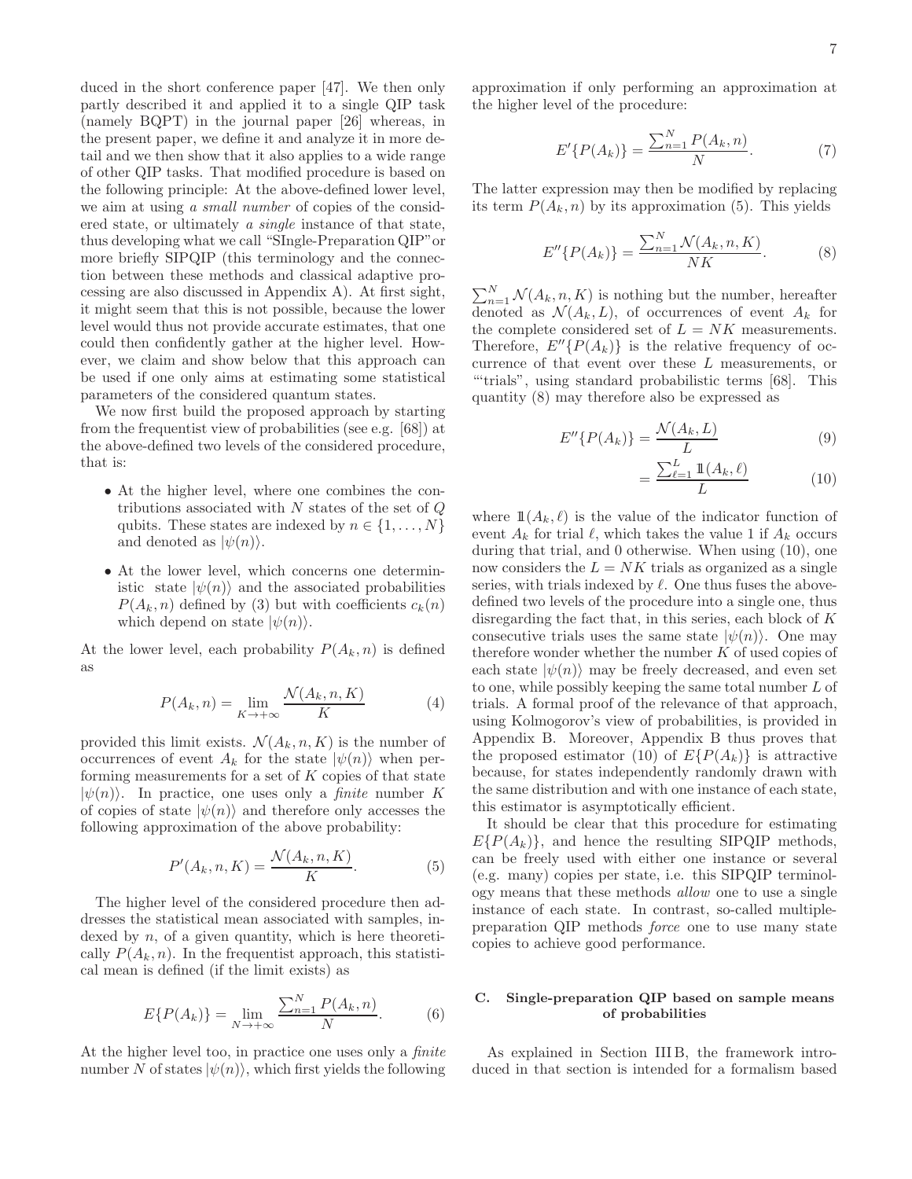duced in the short conference paper [47]. We then only partly described it and applied it to a single QIP task (namely BQPT) in the journal paper [26] whereas, in the present paper, we define it and analyze it in more detail and we then show that it also applies to a wide range of other QIP tasks. That modified procedure is based on the following principle: At the above-defined lower level, we aim at using *a small number* of copies of the considered state, or ultimately *a single* instance of that state, thus developing what we call "SIngle-Preparation QIP" or more briefly SIPQIP (this terminology and the connection between these methods and classical adaptive processing are also discussed in Appendix A). At first sight, it might seem that this is not possible, because the lower level would thus not provide accurate estimates, that one could then confidently gather at the higher level. However, we claim and show below that this approach can be used if one only aims at estimating some statistical parameters of the considered quantum states.

We now first build the proposed approach by starting from the frequentist view of probabilities (see e.g. [68]) at the above-defined two levels of the considered procedure, that is:

- At the higher level, where one combines the contributions associated with $N$ states of the set of $Q$ qubits. These states are indexed by $n \in \{1, \ldots, N\}$ and denoted as $|\psi(n)\rangle$.
- At the lower level, which concerns one deterministic state $|\psi(n)\rangle$ and the associated probabilities $P(A_k, n)$ defined by (3) but with coefficients $c_k(n)$ which depend on state $|\psi(n)\rangle$.

At the lower level, each probability $P(A_k, n)$ is defined as

$$P(A_k, n) = \lim_{K \to +\infty} \frac{\mathcal{N}(A_k, n, K)}{K} \tag{4}$$

provided this limit exists. $\mathcal{N}(A_k, n, K)$ is the number of occurrences of event $A_k$ for the state $|\psi(n)\rangle$ when performing measurements for a set of $K$ copies of that state $|\psi(n)\rangle$. In practice, one uses only a *finite* number $K$ of copies of state $|\psi(n)\rangle$ and therefore only accesses the following approximation of the above probability:

$$P'(A_k, n, K) = \frac{\mathcal{N}(A_k, n, K)}{K}. \tag{5}$$

The higher level of the considered procedure then addresses the statistical mean associated with samples, indexed by $n$, of a given quantity, which is here theoretically $P(A_k, n)$. In the frequentist approach, this statistical mean is defined (if the limit exists) as

$$E\{P(A_k)\} = \lim_{N \to +\infty} \frac{\sum_{n=1}^{N} P(A_k, n)}{N}. \tag{6}$$

At the higher level too, in practice one uses only a *finite* number $N$ of states $|\psi(n)\rangle$, which first yields the following approximation if only performing an approximation at the higher level of the procedure:

$$E'\{P(A_k)\} = \frac{\sum_{n=1}^{N} P(A_k, n)}{N}. \tag{7}$$

The latter expression may then be modified by replacing its term $P(A_k, n)$ by its approximation (5). This yields

$$E''\{P(A_k)\} = \frac{\sum_{n=1}^{N} \mathcal{N}(A_k, n, K)}{NK}. \tag{8}$$

$\sum_{n=1}^{N} \mathcal{N}(A_k, n, K)$ is nothing but the number, hereafter denoted as $\mathcal{N}(A_k, L)$, of occurrences of event $A_k$ for the complete considered set of $L = NK$ measurements. Therefore, $E''\{P(A_k)\}$ is the relative frequency of occurrence of that event over these $L$ measurements, or "'trials", using standard probabilistic terms [68]. This quantity (8) may therefore also be expressed as

$$E''\{P(A_k)\} = \frac{\mathcal{N}(A_k, L)}{L} \tag{9}$$

$$= \frac{\sum_{\ell=1}^{L} \mathbb{1}(A_k, \ell)}{L} \tag{10}$$

where $\mathbb{1}(A_k, \ell)$ is the value of the indicator function of event $A_k$ for trial $\ell$, which takes the value 1 if $A_k$ occurs during that trial, and 0 otherwise. When using (10), one now considers the $L = NK$ trials as organized as a single series, with trials indexed by $\ell$. One thus fuses the above-defined two levels of the procedure into a single one, thus disregarding the fact that, in this series, each block of $K$ consecutive trials uses the same state $|\psi(n)\rangle$. One may therefore wonder whether the number $K$ of used copies of each state $|\psi(n)\rangle$ may be freely decreased, and even set to one, while possibly keeping the same total number $L$ of trials. A formal proof of the relevance of that approach, using Kolmogorov's view of probabilities, is provided in Appendix B. Moreover, Appendix B thus proves that the proposed estimator (10) of $E\{P(A_k)\}$ is attractive because, for states independently randomly drawn with the same distribution and with one instance of each state, this estimator is asymptotically efficient.

It should be clear that this procedure for estimating $E\{P(A_k)\}$, and hence the resulting SIPQIP methods, can be freely used with either one instance or several (e.g. many) copies per state, i.e. this SIPQIP terminology means that these methods *allow* one to use a single instance of each state. In contrast, so-called multiple-preparation QIP methods *force* one to use many state copies to achieve good performance.

### C. Single-preparation QIP based on sample means of probabilities

As explained in Section III B, the framework introduced in that section is intended for a formalism based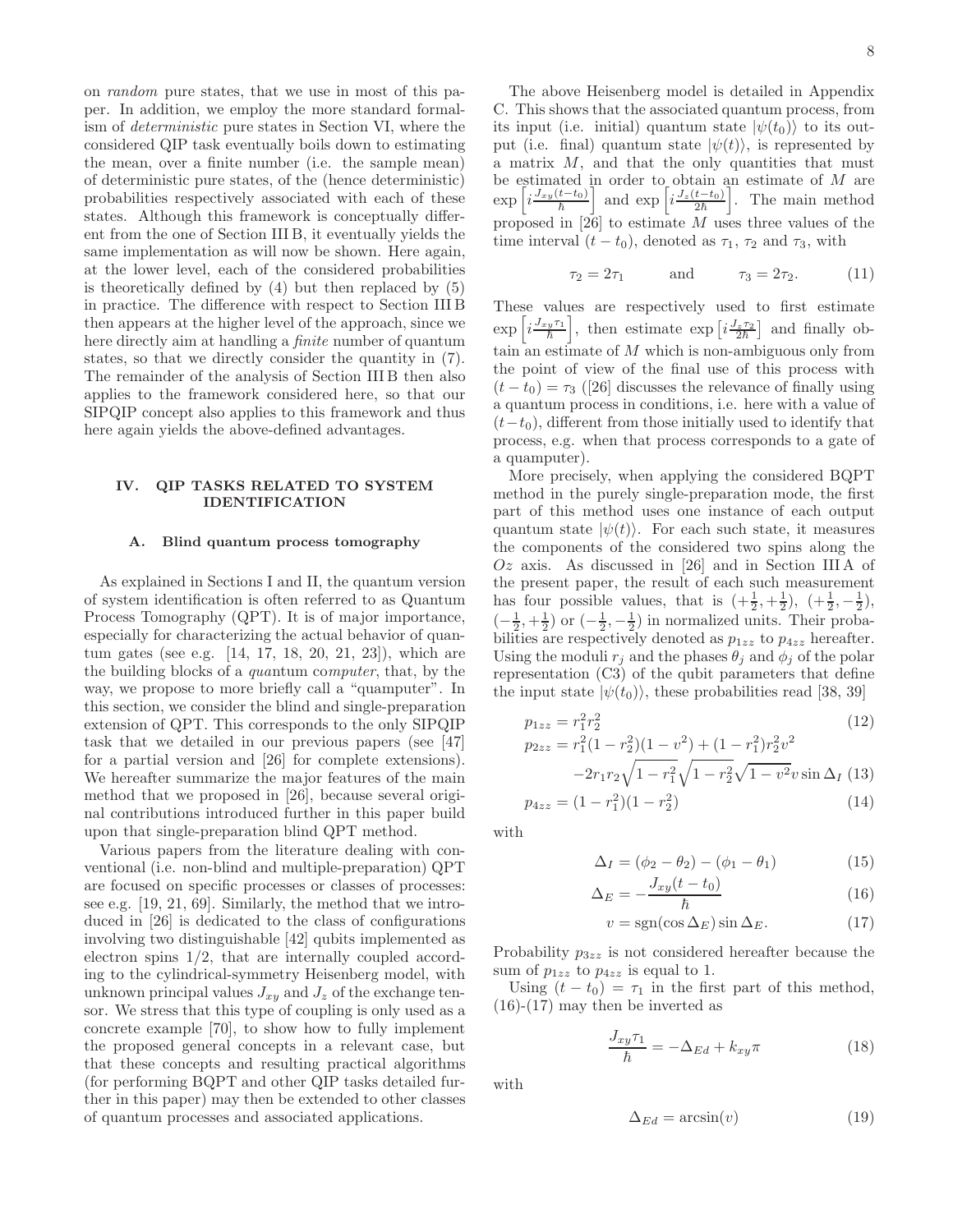on *random* pure states, that we use in most of this paper. In addition, we employ the more standard formalism of *deterministic* pure states in Section VI, where the considered QIP task eventually boils down to estimating the mean, over a finite number (i.e. the sample mean) of deterministic pure states, of the (hence deterministic) probabilities respectively associated with each of these states. Although this framework is conceptually different from the one of Section III B, it eventually yields the same implementation as will now be shown. Here again, at the lower level, each of the considered probabilities is theoretically defined by (4) but then replaced by (5) in practice. The difference with respect to Section III B then appears at the higher level of the approach, since we here directly aim at handling a *finite* number of quantum states, so that we directly consider the quantity in (7). The remainder of the analysis of Section III B then also applies to the framework considered here, so that our SIPQIP concept also applies to this framework and thus here again yields the above-defined advantages.

## IV. QIP TASKS RELATED TO SYSTEM IDENTIFICATION

### A. Blind quantum process tomography

As explained in Sections I and II, the quantum version of system identification is often referred to as Quantum Process Tomography (QPT). It is of major importance, especially for characterizing the actual behavior of quantum gates (see e.g. [14, 17, 18, 20, 21, 23]), which are the building blocks of a *qua*ntum co*mputer*, that, by the way, we propose to more briefly call a "quamputer". In this section, we consider the blind and single-preparation extension of QPT. This corresponds to the only SIPQIP task that we detailed in our previous papers (see [47] for a partial version and [26] for complete extensions). We hereafter summarize the major features of the main method that we proposed in [26], because several original contributions introduced further in this paper build upon that single-preparation blind QPT method.

Various papers from the literature dealing with conventional (i.e. non-blind and multiple-preparation) QPT are focused on specific processes or classes of processes: see e.g. [19, 21, 69]. Similarly, the method that we introduced in [26] is dedicated to the class of configurations involving two distinguishable [42] qubits implemented as electron spins 1/2, that are internally coupled according to the cylindrical-symmetry Heisenberg model, with unknown principal values $J_{xy}$ and $J_z$ of the exchange tensor. We stress that this type of coupling is only used as a concrete example [70], to show how to fully implement the proposed general concepts in a relevant case, but that these concepts and resulting practical algorithms (for performing BQPT and other QIP tasks detailed further in this paper) may then be extended to other classes of quantum processes and associated applications.

The above Heisenberg model is detailed in Appendix C. This shows that the associated quantum process, from its input (i.e. initial) quantum state $|\psi(t_0)\rangle$ to its output (i.e. final) quantum state $|\psi(t)\rangle$, is represented by a matrix $M$, and that the only quantities that must be estimated in order to obtain an estimate of $M$ are $\exp\left[i\frac{J_{xy}(t-t_0)}{\hbar}\right]$ and $\exp\left[i\frac{J_z(t-t_0)}{2\hbar}\right]$. The main method proposed in [26] to estimate $M$ uses three values of the time interval $(t-t_0)$, denoted as $\tau_1$, $\tau_2$ and $\tau_3$, with

$$\tau_2 = 2\tau_1 \qquad \text{and} \qquad \tau_3 = 2\tau_2. \tag{11}$$

These values are respectively used to first estimate $\exp\left[i\frac{J_{xy}\tau_1}{\hbar}\right]$, then estimate $\exp\left[i\frac{J_z\tau_2}{2\hbar}\right]$ and finally obtain an estimate of $M$ which is non-ambiguous only from the point of view of the final use of this process with $(t-t_0)=\tau_3$ ([26] discusses the relevance of finally using a quantum process in conditions, i.e. here with a value of $(t-t_0)$, different from those initially used to identify that process, e.g. when that process corresponds to a gate of a quamputer).

More precisely, when applying the considered BQPT method in the purely single-preparation mode, the first part of this method uses one instance of each output quantum state $|\psi(t)\rangle$. For each such state, it measures the components of the considered two spins along the $Oz$ axis. As discussed in [26] and in Section III A of the present paper, the result of each such measurement has four possible values, that is $(+\frac{1}{2},+\frac{1}{2})$, $(+\frac{1}{2},-\frac{1}{2})$, $(-\frac{1}{2},+\frac{1}{2})$ or $(-\frac{1}{2},-\frac{1}{2})$ in normalized units. Their probabilities are respectively denoted as $p_{1zz}$ to $p_{4zz}$ hereafter. Using the moduli $r_j$ and the phases $\theta_j$ and $\phi_j$ of the polar representation (C3) of the qubit parameters that define the input state $|\psi(t_0)\rangle$, these probabilities read [38, 39]

$$p_{1zz} = r_1^2 r_2^2 \tag{12}$$

$$p_{2zz} = r_1^2(1-r_2^2)(1-v^2) + (1-r_1^2)r_2^2 v^2 \\ -2r_1 r_2\sqrt{1-r_1^2}\sqrt{1-r_2^2}\sqrt{1-v^2}\,v\sin\Delta_I \tag{13}$$

$$p_{4zz} = (1-r_1^2)(1-r_2^2) \tag{14}$$

with

$$\Delta_I = (\phi_2-\theta_2)-(\phi_1-\theta_1) \tag{15}$$

$$\Delta_E = -\frac{J_{xy}(t-t_0)}{\hbar} \tag{16}$$

$$v = \operatorname{sgn}(\cos\Delta_E)\sin\Delta_E. \tag{17}$$

Probability $p_{3zz}$ is not considered hereafter because the sum of $p_{1zz}$ to $p_{4zz}$ is equal to 1.

Using $(t-t_0)=\tau_1$ in the first part of this method, (16)-(17) may then be inverted as

$$\frac{J_{xy}\tau_1}{\hbar} = -\Delta_{Ed} + k_{xy}\pi \tag{18}$$

with

$$\Delta_{Ed} = \arcsin(v) \tag{19}$$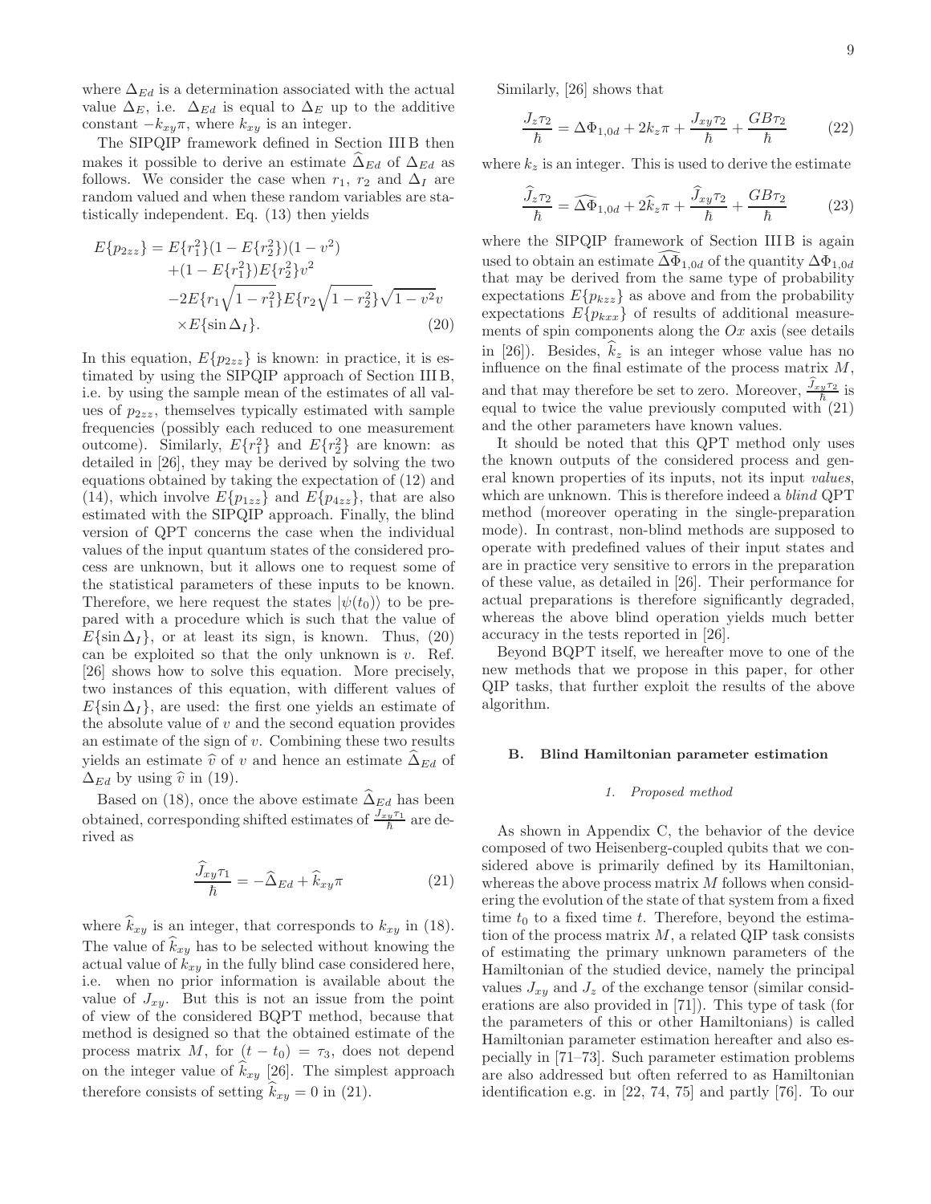where $\Delta_{Ed}$ is a determination associated with the actual value $\Delta_E$, i.e. $\Delta_{Ed}$ is equal to $\Delta_E$ up to the additive constant $-k_{xy}\pi$, where $k_{xy}$ is an integer.

The SIPQIP framework defined in Section III B then makes it possible to derive an estimate $\widehat{\Delta}_{Ed}$ of $\Delta_{Ed}$ as follows. We consider the case when $r_1$, $r_2$ and $\Delta_I$ are random valued and when these random variables are statistically independent. Eq. (13) then yields

$$
\begin{aligned}
E\{p_{2zz}\} &= E\{r_1^2\}(1 - E\{r_2^2\})(1 - v^2) \\
&+ (1 - E\{r_1^2\})E\{r_2^2\}v^2 \\
&- 2E\{r_1\sqrt{1 - r_1^2}\}E\{r_2\sqrt{1 - r_2^2}\}\sqrt{1 - v^2}v \\
&\times E\{\sin\Delta_I\}.
\end{aligned}
\tag{20}
$$

In this equation, $E\{p_{2zz}\}$ is known: in practice, it is estimated by using the SIPQIP approach of Section III B, i.e. by using the sample mean of the estimates of all values of $p_{2zz}$, themselves typically estimated with sample frequencies (possibly each reduced to one measurement outcome). Similarly, $E\{r_1^2\}$ and $E\{r_2^2\}$ are known: as detailed in [26], they may be derived by solving the two equations obtained by taking the expectation of (12) and (14), which involve $E\{p_{1zz}\}$ and $E\{p_{4zz}\}$, that are also estimated with the SIPQIP approach. Finally, the blind version of QPT concerns the case when the individual values of the input quantum states of the considered process are unknown, but it allows one to request some of the statistical parameters of these inputs to be known. Therefore, we here request the states $|\psi(t_0)\rangle$ to be prepared with a procedure which is such that the value of $E\{\sin\Delta_I\}$, or at least its sign, is known. Thus, (20) can be exploited so that the only unknown is $v$. Ref. [26] shows how to solve this equation. More precisely, two instances of this equation, with different values of $E\{\sin\Delta_I\}$, are used: the first one yields an estimate of the absolute value of $v$ and the second equation provides an estimate of the sign of $v$. Combining these two results yields an estimate $\widehat{v}$ of $v$ and hence an estimate $\widehat{\Delta}_{Ed}$ of $\Delta_{Ed}$ by using $\widehat{v}$ in (19).

Based on (18), once the above estimate $\widehat{\Delta}_{Ed}$ has been obtained, corresponding shifted estimates of $\frac{J_{xy}\tau_1}{\hbar}$ are derived as

$$
\frac{\widehat{J}_{xy}\tau_1}{\hbar} = -\widehat{\Delta}_{Ed} + \widehat{k}_{xy}\pi \tag{21}
$$

where $\widehat{k}_{xy}$ is an integer, that corresponds to $k_{xy}$ in (18). The value of $\widehat{k}_{xy}$ has to be selected without knowing the actual value of $k_{xy}$ in the fully blind case considered here, i.e. when no prior information is available about the value of $J_{xy}$. But this is not an issue from the point of view of the considered BQPT method, because that method is designed so that the obtained estimate of the process matrix $M$, for $(t - t_0) = \tau_3$, does not depend on the integer value of $\widehat{k}_{xy}$ [26]. The simplest approach therefore consists of setting $\widehat{k}_{xy} = 0$ in (21).

Similarly, [26] shows that

$$
\frac{J_z\tau_2}{\hbar} = \Delta\Phi_{1,0d} + 2k_z\pi + \frac{J_{xy}\tau_2}{\hbar} + \frac{GB\tau_2}{\hbar} \tag{22}
$$

where $k_z$ is an integer. This is used to derive the estimate

$$
\frac{\widehat{J}_z\tau_2}{\hbar} = \widehat{\Delta\Phi}_{1,0d} + 2\widehat{k}_z\pi + \frac{\widehat{J}_{xy}\tau_2}{\hbar} + \frac{GB\tau_2}{\hbar} \tag{23}
$$

where the SIPQIP framework of Section III B is again used to obtain an estimate $\widehat{\Delta\Phi}_{1,0d}$ of the quantity $\Delta\Phi_{1,0d}$ that may be derived from the same type of probability expectations $E\{p_{kzz}\}$ as above and from the probability expectations $E\{p_{kxx}\}$ of results of additional measurements of spin components along the $Ox$ axis (see details in [26]). Besides, $\widehat{k}_z$ is an integer whose value has no influence on the final estimate of the process matrix $M$, and that may therefore be set to zero. Moreover, $\frac{\widehat{J}_{xy}\tau_2}{\hbar}$ is equal to twice the value previously computed with (21) and the other parameters have known values.

It should be noted that this QPT method only uses the known outputs of the considered process and general known properties of its inputs, not its input *values*, which are unknown. This is therefore indeed a *blind* QPT method (moreover operating in the single-preparation mode). In contrast, non-blind methods are supposed to operate with predefined values of their input states and are in practice very sensitive to errors in the preparation of these value, as detailed in [26]. Their performance for actual preparations is therefore significantly degraded, whereas the above blind operation yields much better accuracy in the tests reported in [26].

Beyond BQPT itself, we hereafter move to one of the new methods that we propose in this paper, for other QIP tasks, that further exploit the results of the above algorithm.

### B. Blind Hamiltonian parameter estimation

#### 1. Proposed method

As shown in Appendix C, the behavior of the device composed of two Heisenberg-coupled qubits that we considered above is primarily defined by its Hamiltonian, whereas the above process matrix $M$ follows when considering the evolution of the state of that system from a fixed time $t_0$ to a fixed time $t$. Therefore, beyond the estimation of the process matrix $M$, a related QIP task consists of estimating the primary unknown parameters of the Hamiltonian of the studied device, namely the principal values $J_{xy}$ and $J_z$ of the exchange tensor (similar considerations are also provided in [71]). This type of task (for the parameters of this or other Hamiltonians) is called Hamiltonian parameter estimation hereafter and also especially in [71–73]. Such parameter estimation problems are also addressed but often referred to as Hamiltonian identification e.g. in [22, 74, 75] and partly [76]. To our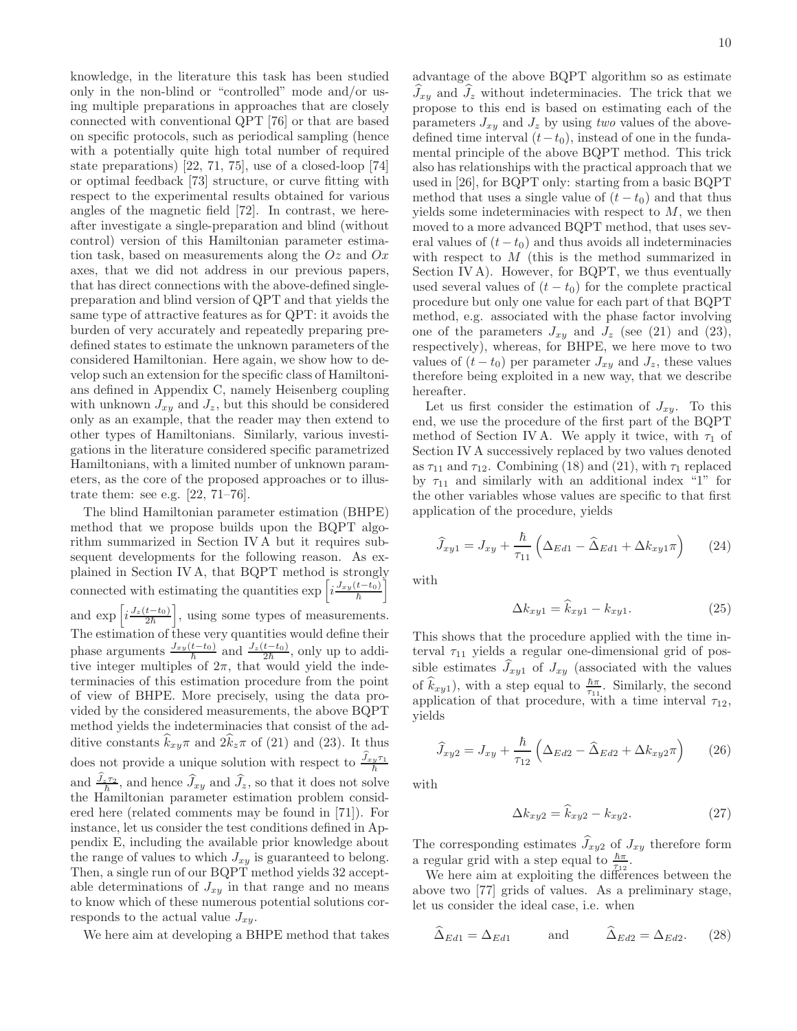knowledge, in the literature this task has been studied only in the non-blind or "controlled" mode and/or using multiple preparations in approaches that are closely connected with conventional QPT [76] or that are based on specific protocols, such as periodical sampling (hence with a potentially quite high total number of required state preparations) [22, 71, 75], use of a closed-loop [74] or optimal feedback [73] structure, or curve fitting with respect to the experimental results obtained for various angles of the magnetic field [72]. In contrast, we hereafter investigate a single-preparation and blind (without control) version of this Hamiltonian parameter estimation task, based on measurements along the $Oz$ and $Ox$ axes, that we did not address in our previous papers, that has direct connections with the above-defined single-preparation and blind version of QPT and that yields the same type of attractive features as for QPT: it avoids the burden of very accurately and repeatedly preparing predefined states to estimate the unknown parameters of the considered Hamiltonian. Here again, we show how to develop such an extension for the specific class of Hamiltonians defined in Appendix C, namely Heisenberg coupling with unknown $J_{xy}$ and $J_z$, but this should be considered only as an example, that the reader may then extend to other types of Hamiltonians. Similarly, various investigations in the literature considered specific parametrized Hamiltonians, with a limited number of unknown parameters, as the core of the proposed approaches or to illustrate them: see e.g. [22, 71–76].

The blind Hamiltonian parameter estimation (BHPE) method that we propose builds upon the BQPT algorithm summarized in Section IV A but it requires subsequent developments for the following reason. As explained in Section IV A, that BQPT method is strongly connected with estimating the quantities $\exp\left[i\frac{J_{xy}(t-t_0)}{\hbar}\right]$ and $\exp\left[i\frac{J_z(t-t_0)}{2\hbar}\right]$, using some types of measurements. The estimation of these very quantities would define their phase arguments $\frac{J_{xy}(t-t_0)}{\hbar}$ and $\frac{J_z(t-t_0)}{2\hbar}$, only up to additive integer multiples of $2\pi$, that would yield the indeterminacies of this estimation procedure from the point of view of BHPE. More precisely, using the data provided by the considered measurements, the above BQPT method yields the indeterminacies that consist of the additive constants $\widehat{k}_{xy}\pi$ and $2\widehat{k}_z\pi$ of (21) and (23). It thus does not provide a unique solution with respect to $\frac{\widehat{J}_{xy}\tau_1}{\hbar}$ and $\frac{\widehat{J}_z\tau_2}{\hbar}$, and hence $\widehat{J}_{xy}$ and $\widehat{J}_z$, so that it does not solve the Hamiltonian parameter estimation problem considered here (related comments may be found in [71]). For instance, let us consider the test conditions defined in Appendix E, including the available prior knowledge about the range of values to which $J_{xy}$ is guaranteed to belong. Then, a single run of our BQPT method yields 32 acceptable determinations of $J_{xy}$ in that range and no means to know which of these numerous potential solutions corresponds to the actual value $J_{xy}$.

We here aim at developing a BHPE method that takes advantage of the above BQPT algorithm so as estimate $\widehat{J}_{xy}$ and $\widehat{J}_z$ without indeterminacies. The trick that we propose to this end is based on estimating each of the parameters $J_{xy}$ and $J_z$ by using *two* values of the above-defined time interval $(t-t_0)$, instead of one in the fundamental principle of the above BQPT method. This trick also has relationships with the practical approach that we used in [26], for BQPT only: starting from a basic BQPT method that uses a single value of $(t-t_0)$ and that thus yields some indeterminacies with respect to $M$, we then moved to a more advanced BQPT method, that uses several values of $(t-t_0)$ and thus avoids all indeterminacies with respect to $M$ (this is the method summarized in Section IV A). However, for BQPT, we thus eventually used several values of $(t-t_0)$ for the complete practical procedure but only one value for each part of that BQPT method, e.g. associated with the phase factor involving one of the parameters $J_{xy}$ and $J_z$ (see (21) and (23), respectively), whereas, for BHPE, we here move to two values of $(t-t_0)$ per parameter $J_{xy}$ and $J_z$, these values therefore being exploited in a new way, that we describe hereafter.

Let us first consider the estimation of $J_{xy}$. To this end, we use the procedure of the first part of the BQPT method of Section IV A. We apply it twice, with $\tau_1$ of Section IV A successively replaced by two values denoted as $\tau_{11}$ and $\tau_{12}$. Combining (18) and (21), with $\tau_1$ replaced by $\tau_{11}$ and similarly with an additional index "1" for the other variables whose values are specific to that first application of the procedure, yields

$$\widehat{J}_{xy1} = J_{xy} + \frac{\hbar}{\tau_{11}}\left(\Delta_{Ed1} - \widehat{\Delta}_{Ed1} + \Delta k_{xy1}\pi\right) \tag{24}$$

with

$$\Delta k_{xy1} = \widehat{k}_{xy1} - k_{xy1}. \tag{25}$$

This shows that the procedure applied with the time interval $\tau_{11}$ yields a regular one-dimensional grid of possible estimates $\widehat{J}_{xy1}$ of $J_{xy}$ (associated with the values of $\widehat{k}_{xy1}$), with a step equal to $\frac{\hbar\pi}{\tau_{11}}$. Similarly, the second application of that procedure, with a time interval $\tau_{12}$, yields

$$\widehat{J}_{xy2} = J_{xy} + \frac{\hbar}{\tau_{12}}\left(\Delta_{Ed2} - \widehat{\Delta}_{Ed2} + \Delta k_{xy2}\pi\right) \tag{26}$$

with

$$\Delta k_{xy2} = \widehat{k}_{xy2} - k_{xy2}. \tag{27}$$

The corresponding estimates $\widehat{J}_{xy2}$ of $J_{xy}$ therefore form a regular grid with a step equal to $\frac{\hbar\pi}{\tau_{12}}$.

We here aim at exploiting the differences between the above two [77] grids of values. As a preliminary stage, let us consider the ideal case, i.e. when

$$\widehat{\Delta}_{Ed1} = \Delta_{Ed1} \qquad \text{and} \qquad \widehat{\Delta}_{Ed2} = \Delta_{Ed2}. \tag{28}$$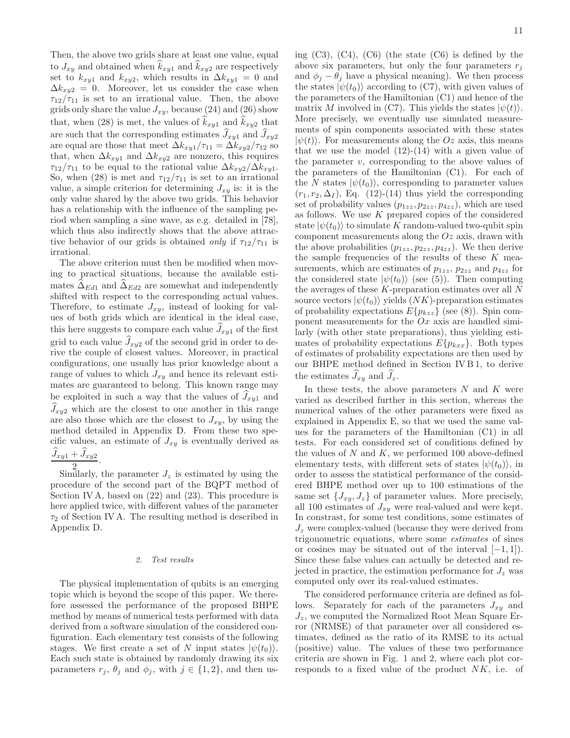Then, the above two grids share at least one value, equal to $J_{xy}$ and obtained when $\widehat{k}_{xy1}$ and $\widehat{k}_{xy2}$ are respectively set to $k_{xy1}$ and $k_{xy2}$, which results in $\Delta k_{xy1} = 0$ and $\Delta k_{xy2} = 0$. Moreover, let us consider the case when $\tau_{12}/\tau_{11}$ is set to an irrational value. Then, the above grids only share the value $J_{xy}$, because (24) and (26) show that, when (28) is met, the values of $\widehat{k}_{xy1}$ and $\widehat{k}_{xy2}$ that are such that the corresponding estimates $\widehat{J}_{xy1}$ and $\widehat{J}_{xy2}$ are equal are those that meet $\Delta k_{xy1}/\tau_{11} = \Delta k_{xy2}/\tau_{12}$ so that, when $\Delta k_{xy1}$ and $\Delta k_{xy2}$ are nonzero, this requires $\tau_{12}/\tau_{11}$ to be equal to the rational value $\Delta k_{xy2}/\Delta k_{xy1}$. So, when (28) is met and $\tau_{12}/\tau_{11}$ is set to an irrational value, a simple criterion for determining $J_{xy}$ is: it is the only value shared by the above two grids. This behavior has a relationship with the influence of the sampling period when sampling a sine wave, as e.g. detailed in [78], which thus also indirectly shows that the above attractive behavior of our grids is obtained *only* if $\tau_{12}/\tau_{11}$ is irrational.

The above criterion must then be modified when moving to practical situations, because the available estimates $\widehat{\Delta}_{Ed1}$ and $\widehat{\Delta}_{Ed2}$ are somewhat and independently shifted with respect to the corresponding actual values. Therefore, to estimate $J_{xy}$, instead of looking for values of both grids which are identical in the ideal case, this here suggests to compare each value $\widehat{J}_{xy1}$ of the first grid to each value $\widehat{J}_{xy2}$ of the second grid in order to derive the couple of closest values. Moreover, in practical configurations, one usually has prior knowledge about a range of values to which $J_{xy}$ and hence its relevant estimates are guaranteed to belong. This known range may be exploited in such a way that the values of $\widehat{J}_{xy1}$ and $\widehat{J}_{xy2}$ which are the closest to one another in this range are also those which are the closest to $J_{xy}$, by using the method detailed in Appendix D. From these two specific values, an estimate of $J_{xy}$ is eventually derived as $\dfrac{\widehat{J}_{xy1} + \widehat{J}_{xy2}}{2}$.

Similarly, the parameter $J_z$ is estimated by using the procedure of the second part of the BQPT method of Section IV A, based on (22) and (23). This procedure is here applied twice, with different values of the parameter $\tau_2$ of Section IV A. The resulting method is described in Appendix D.

#### 2. Test results

The physical implementation of qubits is an emerging topic which is beyond the scope of this paper. We therefore assessed the performance of the proposed BHPE method by means of numerical tests performed with data derived from a software simulation of the considered configuration. Each elementary test consists of the following stages. We first create a set of $N$ input states $|\psi(t_0)\rangle$. Each such state is obtained by randomly drawing its six parameters $r_j$, $\theta_j$ and $\phi_j$, with $j \in \{1,2\}$, and then using (C3), (C4), (C6) (the state (C6) is defined by the above six parameters, but only the four parameters $r_j$ and $\phi_j - \theta_j$ have a physical meaning). We then process the states $|\psi(t_0)\rangle$ according to (C7), with given values of the parameters of the Hamiltonian (C1) and hence of the matrix $M$ involved in (C7). This yields the states $|\psi(t)\rangle$. More precisely, we eventually use simulated measurements of spin components associated with these states $|\psi(t)\rangle$. For measurements along the $Oz$ axis, this means that we use the model (12)-(14) with a given value of the parameter $v$, corresponding to the above values of the parameters of the Hamiltonian (C1). For each of the $N$ states $|\psi(t_0)\rangle$, corresponding to parameter values $(r_1, r_2, \Delta_I)$, Eq. (12)-(14) thus yield the corresponding set of probability values $(p_{1zz}, p_{2zz}, p_{4zz})$, which are used as follows. We use $K$ prepared copies of the considered state $|\psi(t_0)\rangle$ to simulate $K$ random-valued two-qubit spin component measurements along the $Oz$ axis, drawn with the above probabilities $(p_{1zz}, p_{2zz}, p_{4zz})$. We then derive the sample frequencies of the results of these $K$ measurements, which are estimates of $p_{1zz}$, $p_{2zz}$ and $p_{4zz}$ for the considered state $|\psi(t_0)\rangle$ (see (5)). Then computing the averages of these $K$-preparation estimates over all $N$ source vectors $|\psi(t_0)\rangle$ yields $(NK)$-preparation estimates of probability expectations $E\{p_{kzz}\}$ (see (8)). Spin component measurements for the $Ox$ axis are handled similarly (with other state preparations), thus yielding estimates of probability expectations $E\{p_{kxx}\}$. Both types of estimates of probability expectations are then used by our BHPE method defined in Section IV B 1, to derive the estimates $\widehat{J}_{xy}$ and $\widehat{J}_z$.

In these tests, the above parameters $N$ and $K$ were varied as described further in this section, whereas the numerical values of the other parameters were fixed as explained in Appendix E, so that we used the same values for the parameters of the Hamiltonian (C1) in all tests. For each considered set of conditions defined by the values of $N$ and $K$, we performed 100 above-defined elementary tests, with different sets of states $|\psi(t_0)\rangle$, in order to assess the statistical performance of the considered BHPE method over up to 100 estimations of the same set $\{J_{xy}, J_z\}$ of parameter values. More precisely, all 100 estimates of $J_{xy}$ were real-valued and were kept. In constrast, for some test conditions, some estimates of $J_z$ were complex-valued (because they were derived from trigonometric equations, where some *estimates* of sines or cosines may be situated out of the interval $[-1, 1]$). Since these false values can actually be detected and rejected in practice, the estimation performance for $J_z$ was computed only over its real-valued estimates.

The considered performance criteria are defined as follows. Separately for each of the parameters $J_{xy}$ and $J_z$, we computed the Normalized Root Mean Square Error (NRMSE) of that parameter over all considered estimates, defined as the ratio of its RMSE to its actual (positive) value. The values of these two performance criteria are shown in Fig. 1 and 2, where each plot corresponds to a fixed value of the product $NK$, i.e. of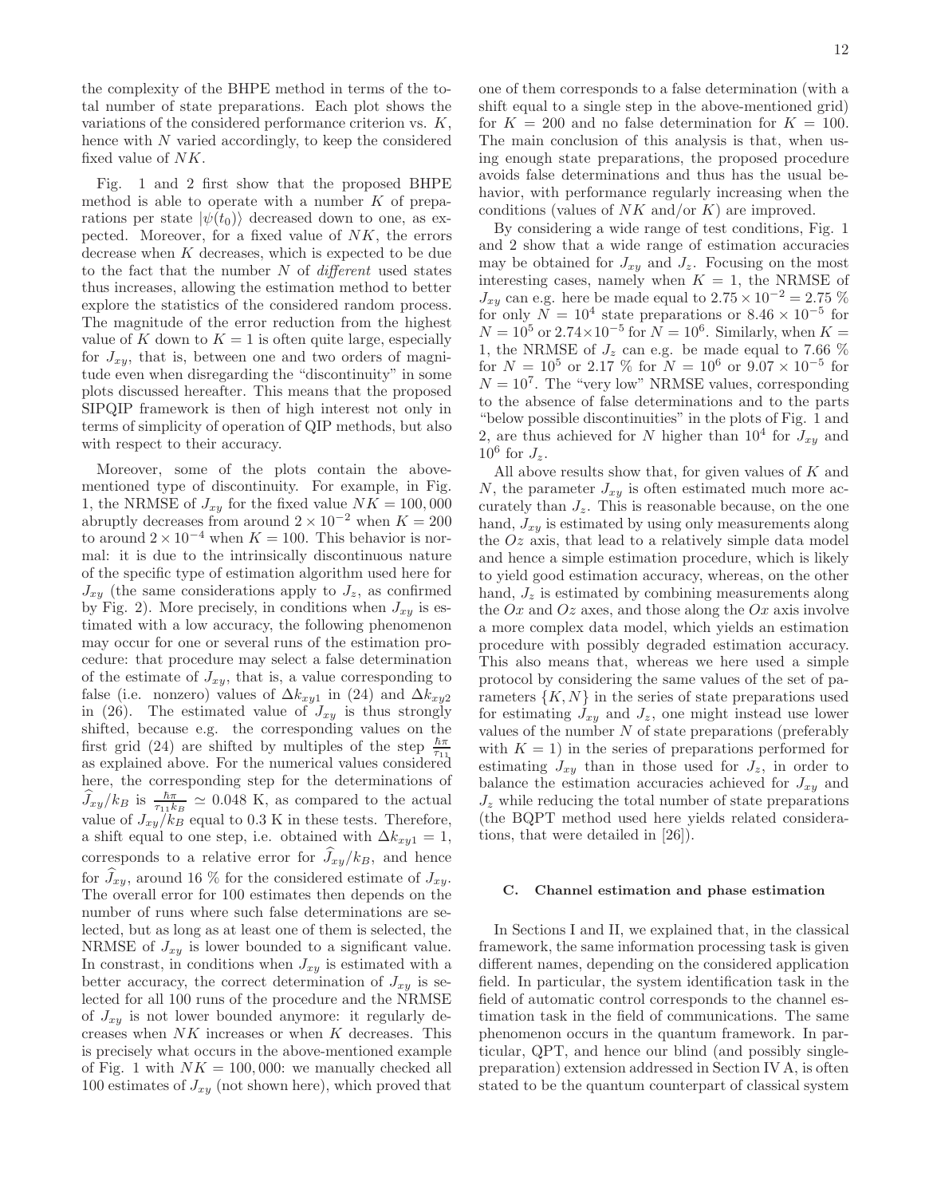the complexity of the BHPE method in terms of the total number of state preparations. Each plot shows the variations of the considered performance criterion vs. $K$, hence with $N$ varied accordingly, to keep the considered fixed value of $NK$.

Fig. 1 and 2 first show that the proposed BHPE method is able to operate with a number $K$ of preparations per state $|\psi(t_0)\rangle$ decreased down to one, as expected. Moreover, for a fixed value of $NK$, the errors decrease when $K$ decreases, which is expected to be due to the fact that the number $N$ of *different* used states thus increases, allowing the estimation method to better explore the statistics of the considered random process. The magnitude of the error reduction from the highest value of $K$ down to $K = 1$ is often quite large, especially for $J_{xy}$, that is, between one and two orders of magnitude even when disregarding the "discontinuity" in some plots discussed hereafter. This means that the proposed SIPQIP framework is then of high interest not only in terms of simplicity of operation of QIP methods, but also with respect to their accuracy.

Moreover, some of the plots contain the above-mentioned type of discontinuity. For example, in Fig. 1, the NRMSE of $J_{xy}$ for the fixed value $NK = 100,000$ abruptly decreases from around $2 \times 10^{-2}$ when $K = 200$ to around $2 \times 10^{-4}$ when $K = 100$. This behavior is normal: it is due to the intrinsically discontinuous nature of the specific type of estimation algorithm used here for $J_{xy}$ (the same considerations apply to $J_z$, as confirmed by Fig. 2). More precisely, in conditions when $J_{xy}$ is estimated with a low accuracy, the following phenomenon may occur for one or several runs of the estimation procedure: that procedure may select a false determination of the estimate of $J_{xy}$, that is, a value corresponding to false (i.e. nonzero) values of $\Delta k_{xy1}$ in (24) and $\Delta k_{xy2}$ in (26). The estimated value of $J_{xy}$ is thus strongly shifted, because e.g. the corresponding values on the first grid (24) are shifted by multiples of the step $\frac{\hbar\pi}{\tau_{11}}$ as explained above. For the numerical values considered here, the corresponding step for the determinations of $\widehat{J}_{xy}/k_B$ is $\frac{\hbar\pi}{\tau_{11}k_B} \simeq 0.048$ K, as compared to the actual value of $J_{xy}/k_B$ equal to 0.3 K in these tests. Therefore, a shift equal to one step, i.e. obtained with $\Delta k_{xy1} = 1$, corresponds to a relative error for $\widehat{J}_{xy}/k_B$, and hence for $\widehat{J}_{xy}$, around 16 % for the considered estimate of $J_{xy}$. The overall error for 100 estimates then depends on the number of runs where such false determinations are selected, but as long as at least one of them is selected, the NRMSE of $J_{xy}$ is lower bounded to a significant value. In constrast, in conditions when $J_{xy}$ is estimated with a better accuracy, the correct determination of $J_{xy}$ is selected for all 100 runs of the procedure and the NRMSE of $J_{xy}$ is not lower bounded anymore: it regularly decreases when $NK$ increases or when $K$ decreases. This is precisely what occurs in the above-mentioned example of Fig. 1 with $NK = 100,000$: we manually checked all 100 estimates of $J_{xy}$ (not shown here), which proved that one of them corresponds to a false determination (with a shift equal to a single step in the above-mentioned grid) for $K = 200$ and no false determination for $K = 100$. The main conclusion of this analysis is that, when using enough state preparations, the proposed procedure avoids false determinations and thus has the usual behavior, with performance regularly increasing when the conditions (values of $NK$ and/or $K$) are improved.

By considering a wide range of test conditions, Fig. 1 and 2 show that a wide range of estimation accuracies may be obtained for $J_{xy}$ and $J_z$. Focusing on the most interesting cases, namely when $K = 1$, the NRMSE of $J_{xy}$ can e.g. here be made equal to $2.75 \times 10^{-2} = 2.75$ % for only $N = 10^4$ state preparations or $8.46 \times 10^{-5}$ for $N = 10^5$ or $2.74 \times 10^{-5}$ for $N = 10^6$. Similarly, when $K = 1$, the NRMSE of $J_z$ can e.g. be made equal to 7.66 % for $N = 10^5$ or 2.17 % for $N = 10^6$ or $9.07 \times 10^{-5}$ for $N = 10^7$. The "very low" NRMSE values, corresponding to the absence of false determinations and to the parts "below possible discontinuities" in the plots of Fig. 1 and 2, are thus achieved for $N$ higher than $10^4$ for $J_{xy}$ and $10^6$ for $J_z$.

All above results show that, for given values of $K$ and $N$, the parameter $J_{xy}$ is often estimated much more accurately than $J_z$. This is reasonable because, on the one hand, $J_{xy}$ is estimated by using only measurements along the $Oz$ axis, that lead to a relatively simple data model and hence a simple estimation procedure, which is likely to yield good estimation accuracy, whereas, on the other hand, $J_z$ is estimated by combining measurements along the $Ox$ and $Oz$ axes, and those along the $Ox$ axis involve a more complex data model, which yields an estimation procedure with possibly degraded estimation accuracy. This also means that, whereas we here used a simple protocol by considering the same values of the set of parameters $\{K, N\}$ in the series of state preparations used for estimating $J_{xy}$ and $J_z$, one might instead use lower values of the number $N$ of state preparations (preferably with $K = 1$) in the series of preparations performed for estimating $J_{xy}$ than in those used for $J_z$, in order to balance the estimation accuracies achieved for $J_{xy}$ and $J_z$ while reducing the total number of state preparations (the BQPT method used here yields related considerations, that were detailed in [26]).

### C. Channel estimation and phase estimation

In Sections I and II, we explained that, in the classical framework, the same information processing task is given different names, depending on the considered application field. In particular, the system identification task in the field of automatic control corresponds to the channel estimation task in the field of communications. The same phenomenon occurs in the quantum framework. In particular, QPT, and hence our blind (and possibly single-preparation) extension addressed in Section IV A, is often stated to be the quantum counterpart of classical system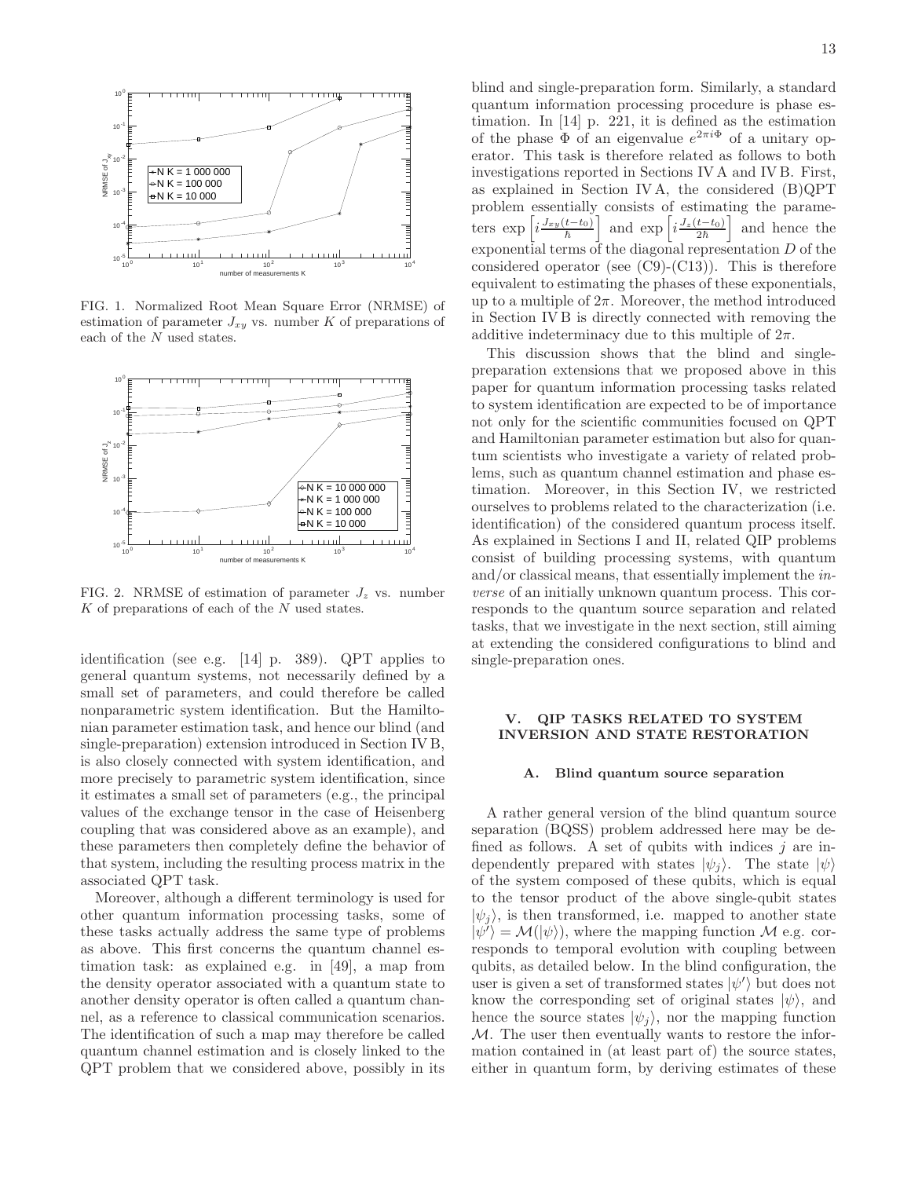FIG. 1. Normalized Root Mean Square Error (NRMSE) of estimation of parameter $J_{xy}$ vs. number $K$ of preparations of each of the $N$ used states.

FIG. 2. NRMSE of estimation of parameter $J_z$ vs. number $K$ of preparations of each of the $N$ used states.

identification (see e.g. [14] p. 389). QPT applies to general quantum systems, not necessarily defined by a small set of parameters, and could therefore be called nonparametric system identification. But the Hamiltonian parameter estimation task, and hence our blind (and single-preparation) extension introduced in Section IV B, is also closely connected with system identification, and more precisely to parametric system identification, since it estimates a small set of parameters (e.g., the principal values of the exchange tensor in the case of Heisenberg coupling that was considered above as an example), and these parameters then completely define the behavior of that system, including the resulting process matrix in the associated QPT task.

Moreover, although a different terminology is used for other quantum information processing tasks, some of these tasks actually address the same type of problems as above. This first concerns the quantum channel estimation task: as explained e.g. in [49], a map from the density operator associated with a quantum state to another density operator is often called a quantum channel, as a reference to classical communication scenarios. The identification of such a map may therefore be called quantum channel estimation and is closely linked to the QPT problem that we considered above, possibly in its blind and single-preparation form. Similarly, a standard quantum information processing procedure is phase estimation. In [14] p. 221, it is defined as the estimation of the phase $\Phi$ of an eigenvalue $e^{2\pi i\Phi}$ of a unitary operator. This task is therefore related as follows to both investigations reported in Sections IV A and IV B. First, as explained in Section IV A, the considered (B)QPT problem essentially consists of estimating the parameters $\exp\left[i\frac{J_{xy}(t-t_0)}{\hbar}\right]$ and $\exp\left[i\frac{J_z(t-t_0)}{2\hbar}\right]$ and hence the exponential terms of the diagonal representation $D$ of the considered operator (see (C9)-(C13)). This is therefore equivalent to estimating the phases of these exponentials, up to a multiple of $2\pi$. Moreover, the method introduced in Section IV B is directly connected with removing the additive indeterminacy due to this multiple of $2\pi$.

This discussion shows that the blind and single-preparation extensions that we proposed above in this paper for quantum information processing tasks related to system identification are expected to be of importance not only for the scientific communities focused on QPT and Hamiltonian parameter estimation but also for quantum scientists who investigate a variety of related problems, such as quantum channel estimation and phase estimation. Moreover, in this Section IV, we restricted ourselves to problems related to the characterization (i.e. identification) of the considered quantum process itself. As explained in Sections I and II, related QIP problems consist of building processing systems, with quantum and/or classical means, that essentially implement the *inverse* of an initially unknown quantum process. This corresponds to the quantum source separation and related tasks, that we investigate in the next section, still aiming at extending the considered configurations to blind and single-preparation ones.

## V. QIP TASKS RELATED TO SYSTEM INVERSION AND STATE RESTORATION

### A. Blind quantum source separation

A rather general version of the blind quantum source separation (BQSS) problem addressed here may be defined as follows. A set of qubits with indices $j$ are independently prepared with states $|\psi_j\rangle$. The state $|\psi\rangle$ of the system composed of these qubits, which is equal to the tensor product of the above single-qubit states $|\psi_j\rangle$, is then transformed, i.e. mapped to another state $|\psi'\rangle = \mathcal{M}(|\psi\rangle)$, where the mapping function $\mathcal{M}$ e.g. corresponds to temporal evolution with coupling between qubits, as detailed below. In the blind configuration, the user is given a set of transformed states $|\psi'\rangle$ but does not know the corresponding set of original states $|\psi\rangle$, and hence the source states $|\psi_j\rangle$, nor the mapping function $\mathcal{M}$. The user then eventually wants to restore the information contained in (at least part of) the source states, either in quantum form, by deriving estimates of these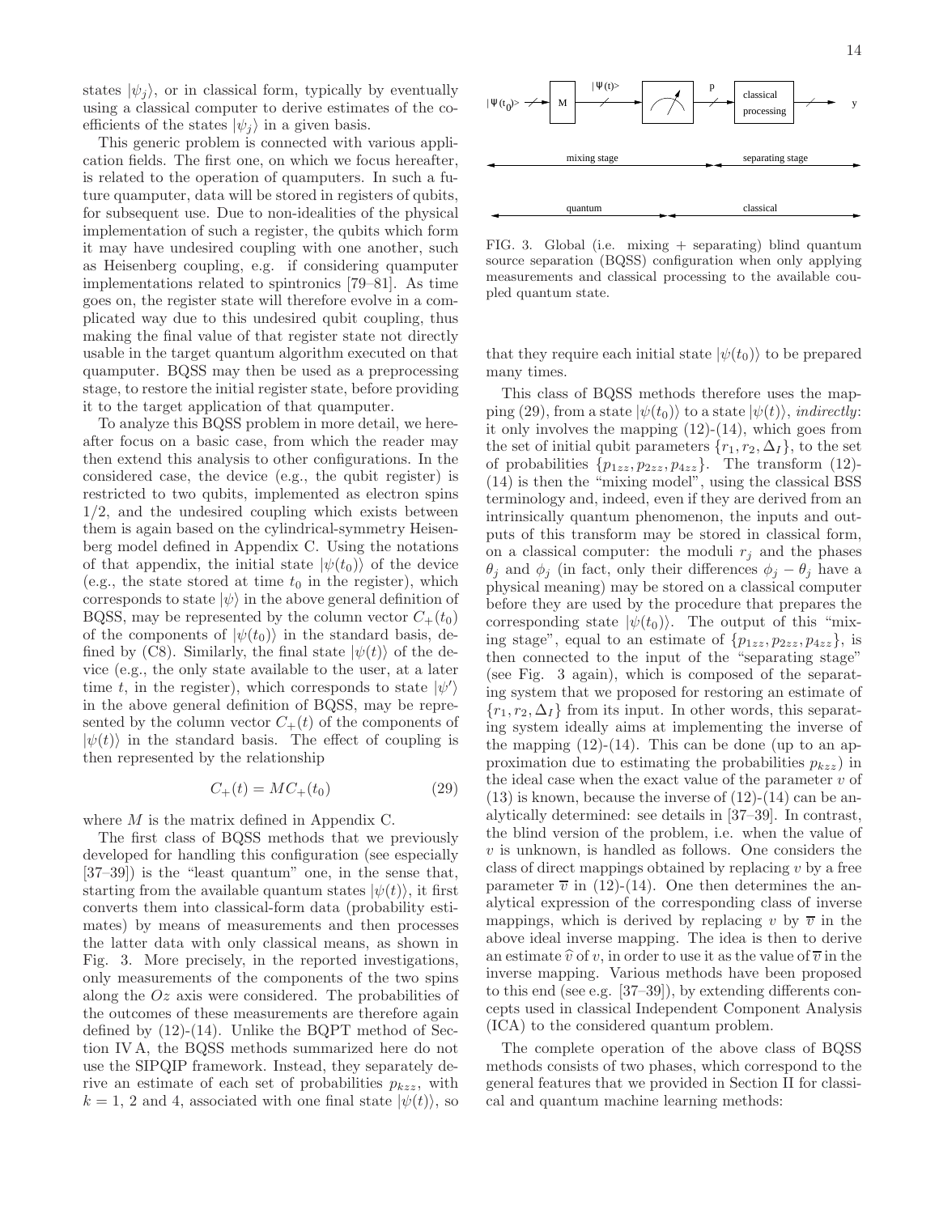states $|\psi_j\rangle$, or in classical form, typically by eventually using a classical computer to derive estimates of the coefficients of the states $|\psi_j\rangle$ in a given basis.

This generic problem is connected with various application fields. The first one, on which we focus hereafter, is related to the operation of quamputers. In such a future quamputer, data will be stored in registers of qubits, for subsequent use. Due to non-idealities of the physical implementation of such a register, the qubits which form it may have undesired coupling with one another, such as Heisenberg coupling, e.g. if considering quamputer implementations related to spintronics [79–81]. As time goes on, the register state will therefore evolve in a complicated way due to this undesired qubit coupling, thus making the final value of that register state not directly usable in the target quantum algorithm executed on that quamputer. BQSS may then be used as a preprocessing stage, to restore the initial register state, before providing it to the target application of that quamputer.

To analyze this BQSS problem in more detail, we hereafter focus on a basic case, from which the reader may then extend this analysis to other configurations. In the considered case, the device (e.g., the qubit register) is restricted to two qubits, implemented as electron spins 1/2, and the undesired coupling which exists between them is again based on the cylindrical-symmetry Heisenberg model defined in Appendix C. Using the notations of that appendix, the initial state $|\psi(t_0)\rangle$ of the device (e.g., the state stored at time $t_0$ in the register), which corresponds to state $|\psi\rangle$ in the above general definition of BQSS, may be represented by the column vector $C_+(t_0)$ of the components of $|\psi(t_0)\rangle$ in the standard basis, defined by (C8). Similarly, the final state $|\psi(t)\rangle$ of the device (e.g., the only state available to the user, at a later time $t$, in the register), which corresponds to state $|\psi'\rangle$ in the above general definition of BQSS, may be represented by the column vector $C_+(t)$ of the components of $|\psi(t)\rangle$ in the standard basis. The effect of coupling is then represented by the relationship

$$C_+(t) = MC_+(t_0) \tag{29}$$

where $M$ is the matrix defined in Appendix C.

The first class of BQSS methods that we previously developed for handling this configuration (see especially [37–39]) is the "least quantum" one, in the sense that, starting from the available quantum states $|\psi(t)\rangle$, it first converts them into classical-form data (probability estimates) by means of measurements and then processes the latter data with only classical means, as shown in Fig. 3. More precisely, in the reported investigations, only measurements of the components of the two spins along the $Oz$ axis were considered. The probabilities of the outcomes of these measurements are therefore again defined by (12)-(14). Unlike the BQPT method of Section IV A, the BQSS methods summarized here do not use the SIPQIP framework. Instead, they separately derive an estimate of each set of probabilities $p_{kzz}$, with $k = 1$, 2 and 4, associated with one final state $|\psi(t)\rangle$, so that they require each initial state $|\psi(t_0)\rangle$ to be prepared many times.

FIG. 3. Global (i.e. mixing + separating) blind quantum source separation (BQSS) configuration when only applying measurements and classical processing to the available coupled quantum state.

This class of BQSS methods therefore uses the mapping (29), from a state $|\psi(t_0)\rangle$ to a state $|\psi(t)\rangle$, *indirectly*: it only involves the mapping (12)-(14), which goes from the set of initial qubit parameters $\{r_1, r_2, \Delta_I\}$, to the set of probabilities $\{p_{1zz}, p_{2zz}, p_{4zz}\}$. The transform (12)-(14) is then the "mixing model", using the classical BSS terminology and, indeed, even if they are derived from an intrinsically quantum phenomenon, the inputs and outputs of this transform may be stored in classical form, on a classical computer: the moduli $r_j$ and the phases $\theta_j$ and $\phi_j$ (in fact, only their differences $\phi_j - \theta_j$ have a physical meaning) may be stored on a classical computer before they are used by the procedure that prepares the corresponding state $|\psi(t_0)\rangle$. The output of this "mixing stage", equal to an estimate of $\{p_{1zz}, p_{2zz}, p_{4zz}\}$, is then connected to the input of the "separating stage" (see Fig. 3 again), which is composed of the separating system that we proposed for restoring an estimate of $\{r_1, r_2, \Delta_I\}$ from its input. In other words, this separating system ideally aims at implementing the inverse of the mapping (12)-(14). This can be done (up to an approximation due to estimating the probabilities $p_{kzz}$) in the ideal case when the exact value of the parameter $v$ of (13) is known, because the inverse of (12)-(14) can be analytically determined: see details in [37–39]. In contrast, the blind version of the problem, i.e. when the value of $v$ is unknown, is handled as follows. One considers the class of direct mappings obtained by replacing $v$ by a free parameter $\overline{v}$ in (12)-(14). One then determines the analytical expression of the corresponding class of inverse mappings, which is derived by replacing $v$ by $\overline{v}$ in the above ideal inverse mapping. The idea is then to derive an estimate $\widehat{v}$ of $v$, in order to use it as the value of $\overline{v}$ in the inverse mapping. Various methods have been proposed to this end (see e.g. [37–39]), by extending differents concepts used in classical Independent Component Analysis (ICA) to the considered quantum problem.

The complete operation of the above class of BQSS methods consists of two phases, which correspond to the general features that we provided in Section II for classical and quantum machine learning methods: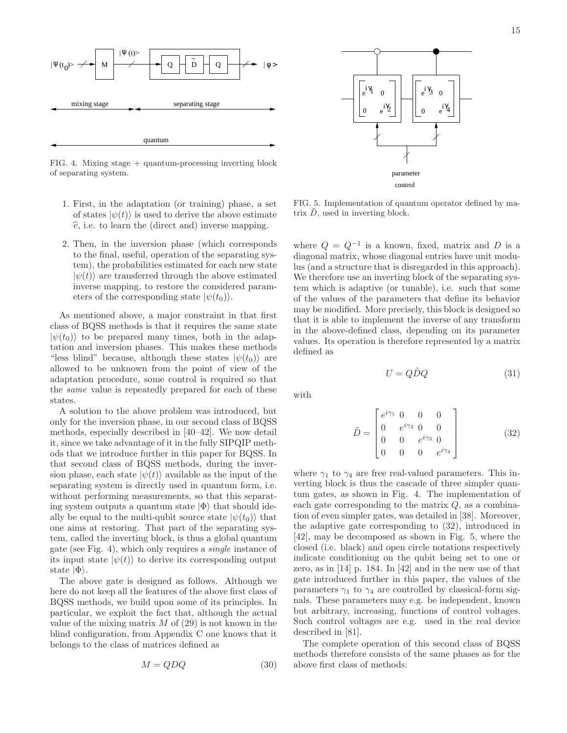FIG. 4. Mixing stage + quantum-processing inverting block of separating system.

FIG. 5. Implementation of quantum operator defined by matrix $\tilde{D}$, used in inverting block.

1. First, in the adaptation (or training) phase, a set of states $|\psi(t)\rangle$ is used to derive the above estimate $\widehat{v}$, i.e. to learn the (direct and) inverse mapping.

2. Then, in the inversion phase (which corresponds to the final, useful, operation of the separating system), the probabilities estimated for each new state $|\psi(t)\rangle$ are transferred through the above estimated inverse mapping, to restore the considered parameters of the corresponding state $|\psi(t_0)\rangle$.

As mentioned above, a major constraint in that first class of BQSS methods is that it requires the same state $|\psi(t_0)\rangle$ to be prepared many times, both in the adaptation and inversion phases. This makes these methods "less blind" because, although these states $|\psi(t_0)\rangle$ are allowed to be unknown from the point of view of the adaptation procedure, some control is required so that the *same* value is repeatedly prepared for each of these states.

A solution to the above problem was introduced, but only for the inversion phase, in our second class of BQSS methods, especially described in [40–42]. We now detail it, since we take advantage of it in the fully SIPQIP methods that we introduce further in this paper for BQSS. In that second class of BQSS methods, during the inversion phase, each state $|\psi(t)\rangle$ available as the input of the separating system is directly used in quantum form, i.e. without performing measurements, so that this separating system outputs a quantum state $|\Phi\rangle$ that should ideally be equal to the multi-qubit source state $|\psi(t_0)\rangle$ that one aims at restoring. That part of the separating system, called the inverting block, is thus a global quantum gate (see Fig. 4), which only requires a *single* instance of its input state $|\psi(t)\rangle$ to derive its corresponding output state $|\Phi\rangle$.

The above gate is designed as follows. Although we here do not keep all the features of the above first class of BQSS methods, we build upon some of its principles. In particular, we exploit the fact that, although the actual value of the mixing matrix $M$ of (29) is not known in the blind configuration, from Appendix C one knows that it belongs to the class of matrices defined as

$$M = QDQ \tag{30}$$

where $Q = Q^{-1}$ is a known, fixed, matrix and $D$ is a diagonal matrix, whose diagonal entries have unit modulus (and a structure that is disregarded in this approach). We therefore use an inverting block of the separating system which is adaptive (or tunable), i.e. such that some of the values of the parameters that define its behavior may be modified. More precisely, this block is designed so that it is able to implement the inverse of any transform in the above-defined class, depending on its parameter values. Its operation is therefore represented by a matrix defined as

$$U = Q\tilde{D}Q \tag{31}$$

with

$$\tilde{D} = \begin{bmatrix} e^{i\gamma_1} & 0 & 0 & 0 \\ 0 & e^{i\gamma_2} & 0 & 0 \\ 0 & 0 & e^{i\gamma_3} & 0 \\ 0 & 0 & 0 & e^{i\gamma_4} \end{bmatrix} \tag{32}$$

where $\gamma_1$ to $\gamma_4$ are free real-valued parameters. This inverting block is thus the cascade of three simpler quantum gates, as shown in Fig. 4. The implementation of each gate corresponding to the matrix $Q$, as a combination of even simpler gates, was detailed in [38]. Moreover, the adaptive gate corresponding to (32), introduced in [42], may be decomposed as shown in Fig. 5, where the closed (i.e. black) and open circle notations respectively indicate conditioning on the qubit being set to one or zero, as in [14] p. 184. In [42] and in the new use of that gate introduced further in this paper, the values of the parameters $\gamma_1$ to $\gamma_4$ are controlled by classical-form signals. These parameters may e.g. be independent, known but arbitrary, increasing, functions of control voltages. Such control voltages are e.g. used in the real device described in [81].

The complete operation of this second class of BQSS methods therefore consists of the same phases as for the above first class of methods: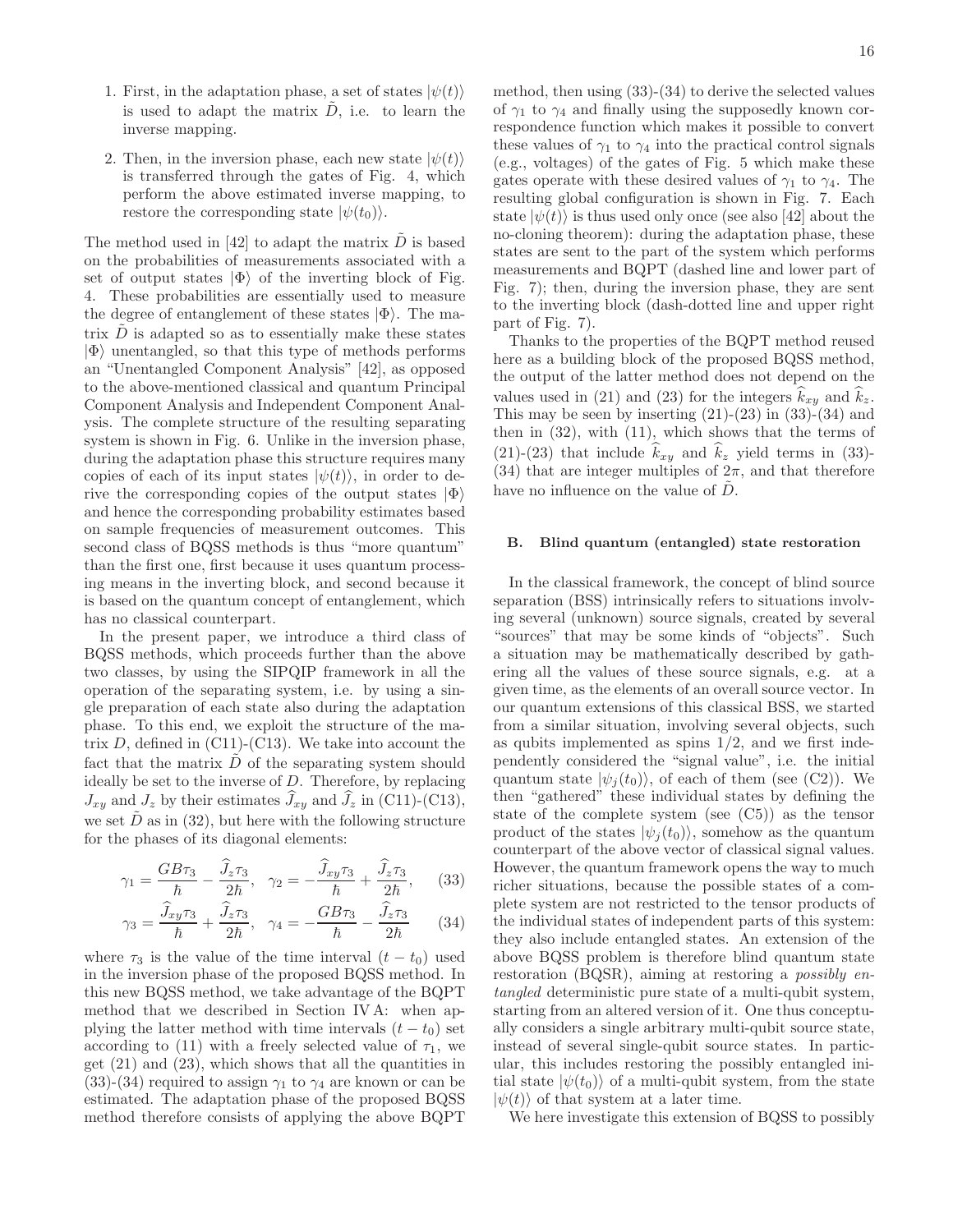1. First, in the adaptation phase, a set of states $|\psi(t)\rangle$ is used to adapt the matrix $\tilde{D}$, i.e. to learn the inverse mapping.
2. Then, in the inversion phase, each new state $|\psi(t)\rangle$ is transferred through the gates of Fig. 4, which perform the above estimated inverse mapping, to restore the corresponding state $|\psi(t_0)\rangle$.

The method used in [42] to adapt the matrix $\tilde{D}$ is based on the probabilities of measurements associated with a set of output states $|\Phi\rangle$ of the inverting block of Fig. 4. These probabilities are essentially used to measure the degree of entanglement of these states $|\Phi\rangle$. The matrix $\tilde{D}$ is adapted so as to essentially make these states $|\Phi\rangle$ unentangled, so that this type of methods performs an "Unentangled Component Analysis" [42], as opposed to the above-mentioned classical and quantum Principal Component Analysis and Independent Component Analysis. The complete structure of the resulting separating system is shown in Fig. 6. Unlike in the inversion phase, during the adaptation phase this structure requires many copies of each of its input states $|\psi(t)\rangle$, in order to derive the corresponding copies of the output states $|\Phi\rangle$ and hence the corresponding probability estimates based on sample frequencies of measurement outcomes. This second class of BQSS methods is thus "more quantum" than the first one, first because it uses quantum processing means in the inverting block, and second because it is based on the quantum concept of entanglement, which has no classical counterpart.

In the present paper, we introduce a third class of BQSS methods, which proceeds further than the above two classes, by using the SIPQIP framework in all the operation of the separating system, i.e. by using a single preparation of each state also during the adaptation phase. To this end, we exploit the structure of the matrix $D$, defined in (C11)-(C13). We take into account the fact that the matrix $\tilde{D}$ of the separating system should ideally be set to the inverse of $D$. Therefore, by replacing $J_{xy}$ and $J_z$ by their estimates $\widehat{J}_{xy}$ and $\widehat{J}_z$ in (C11)-(C13), we set $\tilde{D}$ as in (32), but here with the following structure for the phases of its diagonal elements:

$$\gamma_1 = \frac{GB\tau_3}{\hbar} - \frac{\widehat{J}_z\tau_3}{2\hbar}, \quad \gamma_2 = -\frac{\widehat{J}_{xy}\tau_3}{\hbar} + \frac{\widehat{J}_z\tau_3}{2\hbar}, \tag{33}$$

$$\gamma_3 = \frac{\widehat{J}_{xy}\tau_3}{\hbar} + \frac{\widehat{J}_z\tau_3}{2\hbar}, \quad \gamma_4 = -\frac{GB\tau_3}{\hbar} - \frac{\widehat{J}_z\tau_3}{2\hbar} \tag{34}$$

where $\tau_3$ is the value of the time interval $(t - t_0)$ used in the inversion phase of the proposed BQSS method. In this new BQSS method, we take advantage of the BQPT method that we described in Section IV A: when applying the latter method with time intervals $(t - t_0)$ set according to (11) with a freely selected value of $\tau_1$, we get (21) and (23), which shows that all the quantities in (33)-(34) required to assign $\gamma_1$ to $\gamma_4$ are known or can be estimated. The adaptation phase of the proposed BQSS method therefore consists of applying the above BQPT method, then using (33)-(34) to derive the selected values of $\gamma_1$ to $\gamma_4$ and finally using the supposedly known correspondence function which makes it possible to convert these values of $\gamma_1$ to $\gamma_4$ into the practical control signals (e.g., voltages) of the gates of Fig. 5 which make these gates operate with these desired values of $\gamma_1$ to $\gamma_4$. The resulting global configuration is shown in Fig. 7. Each state $|\psi(t)\rangle$ is thus used only once (see also [42] about the no-cloning theorem): during the adaptation phase, these states are sent to the part of the system which performs measurements and BQPT (dashed line and lower part of Fig. 7); then, during the inversion phase, they are sent to the inverting block (dash-dotted line and upper right part of Fig. 7).

Thanks to the properties of the BQPT method reused here as a building block of the proposed BQSS method, the output of the latter method does not depend on the values used in (21) and (23) for the integers $\widehat{k}_{xy}$ and $\widehat{k}_z$. This may be seen by inserting (21)-(23) in (33)-(34) and then in (32), with (11), which shows that the terms of (21)-(23) that include $\widehat{k}_{xy}$ and $\widehat{k}_z$ yield terms in (33)-(34) that are integer multiples of $2\pi$, and that therefore have no influence on the value of $\tilde{D}$.

### B. Blind quantum (entangled) state restoration

In the classical framework, the concept of blind source separation (BSS) intrinsically refers to situations involving several (unknown) source signals, created by several "sources" that may be some kinds of "objects". Such a situation may be mathematically described by gathering all the values of these source signals, e.g. at a given time, as the elements of an overall source vector. In our quantum extensions of this classical BSS, we started from a similar situation, involving several objects, such as qubits implemented as spins 1/2, and we first independently considered the "signal value", i.e. the initial quantum state $|\psi_j(t_0)\rangle$, of each of them (see (C2)). We then "gathered" these individual states by defining the state of the complete system (see (C5)) as the tensor product of the states $|\psi_j(t_0)\rangle$, somehow as the quantum counterpart of the above vector of classical signal values. However, the quantum framework opens the way to much richer situations, because the possible states of a complete system are not restricted to the tensor products of the individual states of independent parts of this system: they also include entangled states. An extension of the above BQSS problem is therefore blind quantum state restoration (BQSR), aiming at restoring a *possibly entangled* deterministic pure state of a multi-qubit system, starting from an altered version of it. One thus conceptually considers a single arbitrary multi-qubit source state, instead of several single-qubit source states. In particular, this includes restoring the possibly entangled initial state $|\psi(t_0)\rangle$ of a multi-qubit system, from the state $|\psi(t)\rangle$ of that system at a later time.

We here investigate this extension of BQSS to possibly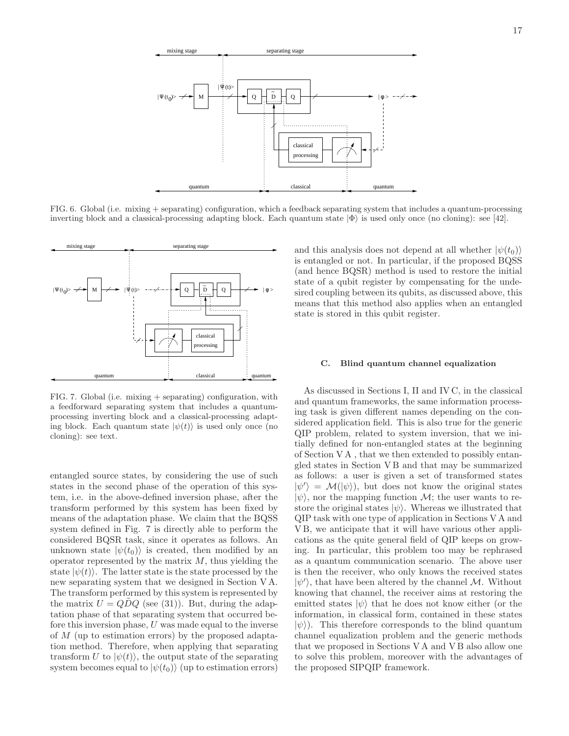FIG. 6. Global (i.e. mixing + separating) configuration, which a feedback separating system that includes a quantum-processing inverting block and a classical-processing adapting block. Each quantum state $|\Phi\rangle$ is used only once (no cloning): see [42].

FIG. 7. Global (i.e. mixing + separating) configuration, with a feedforward separating system that includes a quantum-processing inverting block and a classical-processing adapting block. Each quantum state $|\psi(t)\rangle$ is used only once (no cloning): see text.

entangled source states, by considering the use of such states in the second phase of the operation of this system, i.e. in the above-defined inversion phase, after the transform performed by this system has been fixed by means of the adaptation phase. We claim that the BQSS system defined in Fig. 7 is directly able to perform the considered BQSR task, since it operates as follows. An unknown state $|\psi(t_0)\rangle$ is created, then modified by an operator represented by the matrix $M$, thus yielding the state $|\psi(t)\rangle$. The latter state is the state processed by the new separating system that we designed in Section V A. The transform performed by this system is represented by the matrix $U = Q\tilde{D}Q$ (see (31)). But, during the adaptation phase of that separating system that occurred before this inversion phase, $U$ was made equal to the inverse of $M$ (up to estimation errors) by the proposed adaptation method. Therefore, when applying that separating transform $U$ to $|\psi(t)\rangle$, the output state of the separating system becomes equal to $|\psi(t_0)\rangle$ (up to estimation errors) and this analysis does not depend at all whether $|\psi(t_0)\rangle$ is entangled or not. In particular, if the proposed BQSS (and hence BQSR) method is used to restore the initial state of a qubit register by compensating for the undesired coupling between its qubits, as discussed above, this means that this method also applies when an entangled state is stored in this qubit register.

### C. Blind quantum channel equalization

As discussed in Sections I, II and IV C, in the classical and quantum frameworks, the same information processing task is given different names depending on the considered application field. This is also true for the generic QIP problem, related to system inversion, that we initially defined for non-entangled states at the beginning of Section V A , that we then extended to possibly entangled states in Section V B and that may be summarized as follows: a user is given a set of transformed states $|\psi'\rangle = \mathcal{M}(|\psi\rangle)$, but does not know the original states $|\psi\rangle$, nor the mapping function $\mathcal{M}$; the user wants to restore the original states $|\psi\rangle$. Whereas we illustrated that QIP task with one type of application in Sections V A and V B, we anticipate that it will have various other applications as the quite general field of QIP keeps on growing. In particular, this problem too may be rephrased as a quantum communication scenario. The above user is then the receiver, who only knows the received states $|\psi'\rangle$, that have been altered by the channel $\mathcal{M}$. Without knowing that channel, the receiver aims at restoring the emitted states $|\psi\rangle$ that he does not know either (or the information, in classical form, contained in these states $|\psi\rangle$). This therefore corresponds to the blind quantum channel equalization problem and the generic methods that we proposed in Sections V A and V B also allow one to solve this problem, moreover with the advantages of the proposed SIPQIP framework.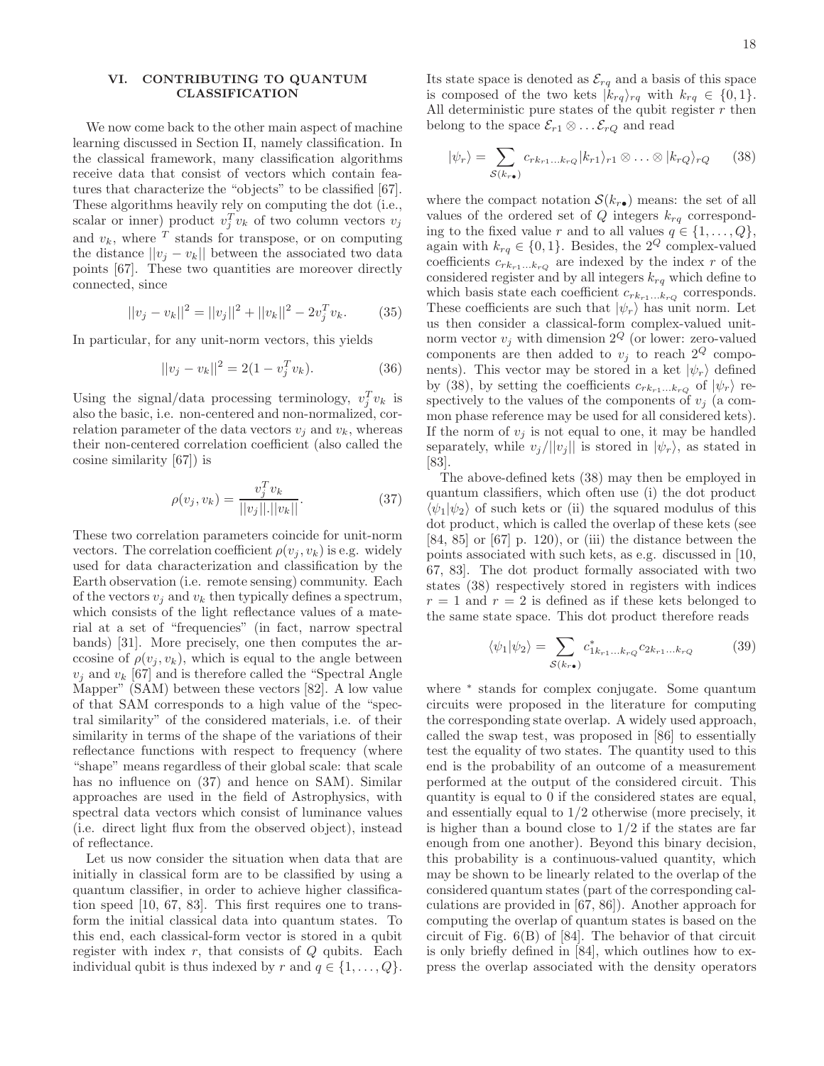## VI. CONTRIBUTING TO QUANTUM CLASSIFICATION

We now come back to the other main aspect of machine learning discussed in Section II, namely classification. In the classical framework, many classification algorithms receive data that consist of vectors which contain features that characterize the "objects" to be classified [67]. These algorithms heavily rely on computing the dot (i.e., scalar or inner) product $v_j^T v_k$ of two column vectors $v_j$ and $v_k$, where $^T$ stands for transpose, or on computing the distance $||v_j - v_k||$ between the associated two data points [67]. These two quantities are moreover directly connected, since

$$||v_j - v_k||^2 = ||v_j||^2 + ||v_k||^2 - 2v_j^T v_k. \tag{35}$$

In particular, for any unit-norm vectors, this yields

$$||v_j - v_k||^2 = 2(1 - v_j^T v_k). \tag{36}$$

Using the signal/data processing terminology, $v_j^T v_k$ is also the basic, i.e. non-centered and non-normalized, correlation parameter of the data vectors $v_j$ and $v_k$, whereas their non-centered correlation coefficient (also called the cosine similarity [67]) is

$$\rho(v_j, v_k) = \frac{v_j^T v_k}{||v_j||.||v_k||}. \tag{37}$$

These two correlation parameters coincide for unit-norm vectors. The correlation coefficient $\rho(v_j, v_k)$ is e.g. widely used for data characterization and classification by the Earth observation (i.e. remote sensing) community. Each of the vectors $v_j$ and $v_k$ then typically defines a spectrum, which consists of the light reflectance values of a material at a set of "frequencies" (in fact, narrow spectral bands) [31]. More precisely, one then computes the arccosine of $\rho(v_j, v_k)$, which is equal to the angle between $v_j$ and $v_k$ [67] and is therefore called the "Spectral Angle Mapper" (SAM) between these vectors [82]. A low value of that SAM corresponds to a high value of the "spectral similarity" of the considered materials, i.e. of their similarity in terms of the shape of the variations of their reflectance functions with respect to frequency (where "shape" means regardless of their global scale: that scale has no influence on (37) and hence on SAM). Similar approaches are used in the field of Astrophysics, with spectral data vectors which consist of luminance values (i.e. direct light flux from the observed object), instead of reflectance.

Let us now consider the situation when data that are initially in classical form are to be classified by using a quantum classifier, in order to achieve higher classification speed [10, 67, 83]. This first requires one to transform the initial classical data into quantum states. To this end, each classical-form vector is stored in a qubit register with index $r$, that consists of $Q$ qubits. Each individual qubit is thus indexed by $r$ and $q \in \{1, \ldots, Q\}$. Its state space is denoted as $\mathcal{E}_{rq}$ and a basis of this space is composed of the two kets $|k_{rq}\rangle_{rq}$ with $k_{rq} \in \{0, 1\}$. All deterministic pure states of the qubit register $r$ then belong to the space $\mathcal{E}_{r1} \otimes \ldots \mathcal{E}_{rQ}$ and read

$$|\psi_r\rangle = \sum_{\mathcal{S}(k_{r\bullet})} c_{rk_{r1}\ldots k_{rQ}} |k_{r1}\rangle_{r1} \otimes \ldots \otimes |k_{rQ}\rangle_{rQ} \tag{38}$$

where the compact notation $\mathcal{S}(k_{r\bullet})$ means: the set of all values of the ordered set of $Q$ integers $k_{rq}$ corresponding to the fixed value $r$ and to all values $q \in \{1, \ldots, Q\}$, again with $k_{rq} \in \{0, 1\}$. Besides, the $2^Q$ complex-valued coefficients $c_{rk_{r1}\ldots k_{rQ}}$ are indexed by the index $r$ of the considered register and by all integers $k_{rq}$ which define to which basis state each coefficient $c_{rk_{r1}\ldots k_{rQ}}$ corresponds. These coefficients are such that $|\psi_r\rangle$ has unit norm. Let us then consider a classical-form complex-valued unit-norm vector $v_j$ with dimension $2^Q$ (or lower: zero-valued components are then added to $v_j$ to reach $2^Q$ components). This vector may be stored in a ket $|\psi_r\rangle$ defined by (38), by setting the coefficients $c_{rk_{r1}\ldots k_{rQ}}$ of $|\psi_r\rangle$ respectively to the values of the components of $v_j$ (a common phase reference may be used for all considered kets). If the norm of $v_j$ is not equal to one, it may be handled separately, while $v_j/||v_j||$ is stored in $|\psi_r\rangle$, as stated in [83].

The above-defined kets (38) may then be employed in quantum classifiers, which often use (i) the dot product $\langle\psi_1|\psi_2\rangle$ of such kets or (ii) the squared modulus of this dot product, which is called the overlap of these kets (see [84, 85] or [67] p. 120), or (iii) the distance between the points associated with such kets, as e.g. discussed in [10, 67, 83]. The dot product formally associated with two states (38) respectively stored in registers with indices $r = 1$ and $r = 2$ is defined as if these kets belonged to the same state space. This dot product therefore reads

$$\langle\psi_1|\psi_2\rangle = \sum_{\mathcal{S}(k_{r\bullet})} c^*_{1k_{r1}\ldots k_{rQ}} c_{2k_{r1}\ldots k_{rQ}} \tag{39}$$

where $^*$ stands for complex conjugate. Some quantum circuits were proposed in the literature for computing the corresponding state overlap. A widely used approach, called the swap test, was proposed in [86] to essentially test the equality of two states. The quantity used to this end is the probability of an outcome of a measurement performed at the output of the considered circuit. This quantity is equal to 0 if the considered states are equal, and essentially equal to 1/2 otherwise (more precisely, it is higher than a bound close to 1/2 if the states are far enough from one another). Beyond this binary decision, this probability is a continuous-valued quantity, which may be shown to be linearly related to the overlap of the considered quantum states (part of the corresponding calculations are provided in [67, 86]). Another approach for computing the overlap of quantum states is based on the circuit of Fig. 6(B) of [84]. The behavior of that circuit is only briefly defined in [84], which outlines how to express the overlap associated with the density operators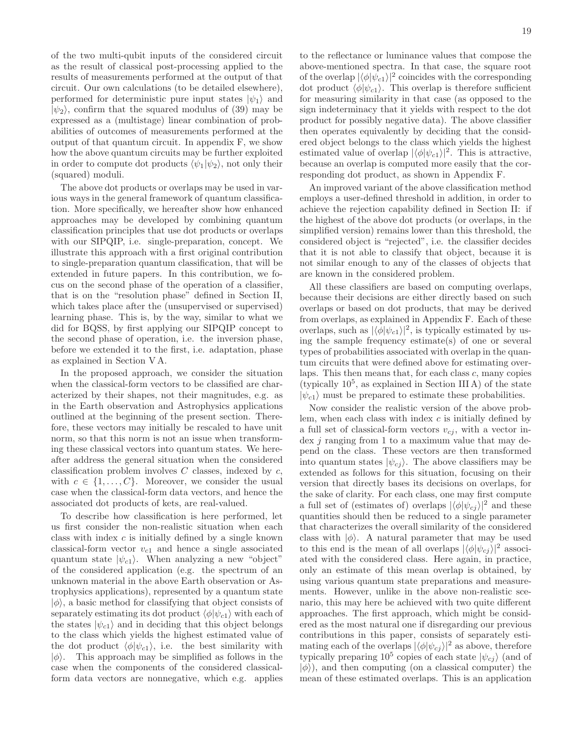of the two multi-qubit inputs of the considered circuit as the result of classical post-processing applied to the results of measurements performed at the output of that circuit. Our own calculations (to be detailed elsewhere), performed for deterministic pure input states $|\psi_1\rangle$ and $|\psi_2\rangle$, confirm that the squared modulus of (39) may be expressed as a (multistage) linear combination of probabilities of outcomes of measurements performed at the output of that quantum circuit. In appendix F, we show how the above quantum circuits may be further exploited in order to compute dot products $\langle\psi_1|\psi_2\rangle$, not only their (squared) moduli.

The above dot products or overlaps may be used in various ways in the general framework of quantum classification. More specifically, we hereafter show how enhanced approaches may be developed by combining quantum classification principles that use dot products or overlaps with our SIPQIP, i.e. single-preparation, concept. We illustrate this approach with a first original contribution to single-preparation quantum classification, that will be extended in future papers. In this contribution, we focus on the second phase of the operation of a classifier, that is on the "resolution phase" defined in Section II, which takes place after the (unsupervised or supervised) learning phase. This is, by the way, similar to what we did for BQSS, by first applying our SIPQIP concept to the second phase of operation, i.e. the inversion phase, before we extended it to the first, i.e. adaptation, phase as explained in Section V A.

In the proposed approach, we consider the situation when the classical-form vectors to be classified are characterized by their shapes, not their magnitudes, e.g. as in the Earth observation and Astrophysics applications outlined at the beginning of the present section. Therefore, these vectors may initially be rescaled to have unit norm, so that this norm is not an issue when transforming these classical vectors into quantum states. We hereafter address the general situation when the considered classification problem involves $C$ classes, indexed by $c$, with $c \in \{1, \ldots, C\}$. Moreover, we consider the usual case when the classical-form data vectors, and hence the associated dot products of kets, are real-valued.

To describe how classification is here performed, let us first consider the non-realistic situation when each class with index $c$ is initially defined by a single known classical-form vector $v_{c1}$ and hence a single associated quantum state $|\psi_{c1}\rangle$. When analyzing a new "object" of the considered application (e.g. the spectrum of an unknown material in the above Earth observation or Astrophysics applications), represented by a quantum state $|\phi\rangle$, a basic method for classifying that object consists of separately estimating its dot product $\langle\phi|\psi_{c1}\rangle$ with each of the states $|\psi_{c1}\rangle$ and in deciding that this object belongs to the class which yields the highest estimated value of the dot product $\langle\phi|\psi_{c1}\rangle$, i.e. the best similarity with $|\phi\rangle$. This approach may be simplified as follows in the case when the components of the considered classical-form data vectors are nonnegative, which e.g. applies to the reflectance or luminance values that compose the above-mentioned spectra. In that case, the square root of the overlap $|\langle\phi|\psi_{c1}\rangle|^2$ coincides with the corresponding dot product $\langle\phi|\psi_{c1}\rangle$. This overlap is therefore sufficient for measuring similarity in that case (as opposed to the sign indeterminacy that it yields with respect to the dot product for possibly negative data). The above classifier then operates equivalently by deciding that the considered object belongs to the class which yields the highest estimated value of overlap $|\langle\phi|\psi_{c1}\rangle|^2$. This is attractive, because an overlap is computed more easily that the corresponding dot product, as shown in Appendix F.

An improved variant of the above classification method employs a user-defined threshold in addition, in order to achieve the rejection capability defined in Section II: if the highest of the above dot products (or overlaps, in the simplified version) remains lower than this threshold, the considered object is "rejected", i.e. the classifier decides that it is not able to classify that object, because it is not similar enough to any of the classes of objects that are known in the considered problem.

All these classifiers are based on computing overlaps, because their decisions are either directly based on such overlaps or based on dot products, that may be derived from overlaps, as explained in Appendix F. Each of these overlaps, such as $|\langle\phi|\psi_{c1}\rangle|^2$, is typically estimated by using the sample frequency estimate(s) of one or several types of probabilities associated with overlap in the quantum circuits that were defined above for estimating overlaps. This then means that, for each class $c$, many copies (typically $10^5$, as explained in Section III A) of the state $|\psi_{c1}\rangle$ must be prepared to estimate these probabilities.

Now consider the realistic version of the above problem, when each class with index $c$ is initially defined by a full set of classical-form vectors $v_{cj}$, with a vector index $j$ ranging from 1 to a maximum value that may depend on the class. These vectors are then transformed into quantum states $|\psi_{cj}\rangle$. The above classifiers may be extended as follows for this situation, focusing on their version that directly bases its decisions on overlaps, for the sake of clarity. For each class, one may first compute a full set of (estimates of) overlaps $|\langle\phi|\psi_{cj}\rangle|^2$ and these quantities should then be reduced to a single parameter that characterizes the overall similarity of the considered class with $|\phi\rangle$. A natural parameter that may be used to this end is the mean of all overlaps $|\langle\phi|\psi_{cj}\rangle|^2$ associated with the considered class. Here again, in practice, only an estimate of this mean overlap is obtained, by using various quantum state preparations and measurements. However, unlike in the above non-realistic scenario, this may here be achieved with two quite different approaches. The first approach, which might be considered as the most natural one if disregarding our previous contributions in this paper, consists of separately estimating each of the overlaps $|\langle\phi|\psi_{cj}\rangle|^2$ as above, therefore typically preparing $10^5$ copies of each state $|\psi_{cj}\rangle$ (and of $|\phi\rangle$), and then computing (on a classical computer) the mean of these estimated overlaps. This is an application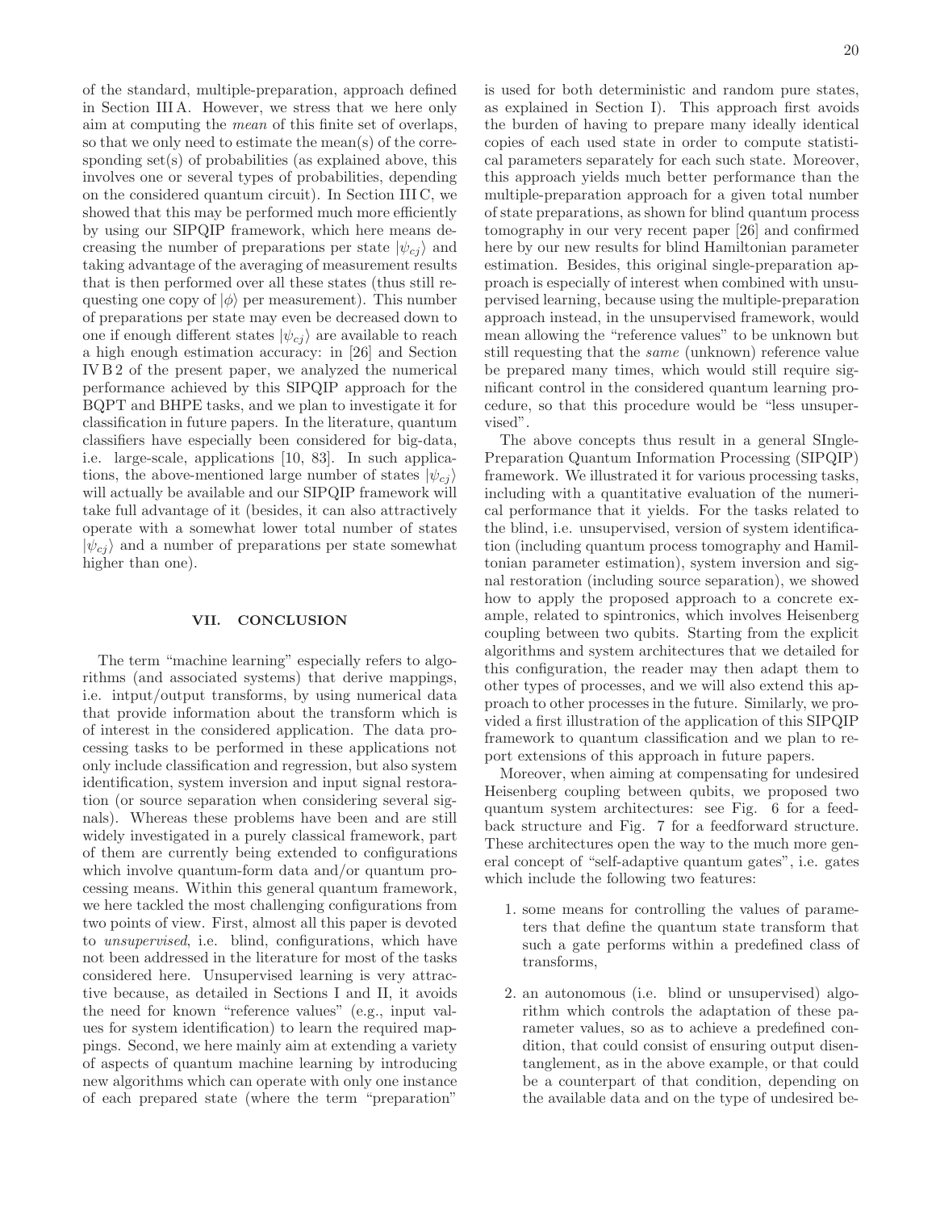of the standard, multiple-preparation, approach defined in Section III A. However, we stress that we here only aim at computing the *mean* of this finite set of overlaps, so that we only need to estimate the mean(s) of the corresponding set(s) of probabilities (as explained above, this involves one or several types of probabilities, depending on the considered quantum circuit). In Section III C, we showed that this may be performed much more efficiently by using our SIPQIP framework, which here means decreasing the number of preparations per state $|\psi_{cj}\rangle$ and taking advantage of the averaging of measurement results that is then performed over all these states (thus still requesting one copy of $|\phi\rangle$ per measurement). This number of preparations per state may even be decreased down to one if enough different states $|\psi_{cj}\rangle$ are available to reach a high enough estimation accuracy: in [26] and Section IV B 2 of the present paper, we analyzed the numerical performance achieved by this SIPQIP approach for the BQPT and BHPE tasks, and we plan to investigate it for classification in future papers. In the literature, quantum classifiers have especially been considered for big-data, i.e. large-scale, applications [10, 83]. In such applications, the above-mentioned large number of states $|\psi_{cj}\rangle$ will actually be available and our SIPQIP framework will take full advantage of it (besides, it can also attractively operate with a somewhat lower total number of states $|\psi_{cj}\rangle$ and a number of preparations per state somewhat higher than one).

## VII. CONCLUSION

The term "machine learning" especially refers to algorithms (and associated systems) that derive mappings, i.e. intput/output transforms, by using numerical data that provide information about the transform which is of interest in the considered application. The data processing tasks to be performed in these applications not only include classification and regression, but also system identification, system inversion and input signal restoration (or source separation when considering several signals). Whereas these problems have been and are still widely investigated in a purely classical framework, part of them are currently being extended to configurations which involve quantum-form data and/or quantum processing means. Within this general quantum framework, we here tackled the most challenging configurations from two points of view. First, almost all this paper is devoted to *unsupervised*, i.e. blind, configurations, which have not been addressed in the literature for most of the tasks considered here. Unsupervised learning is very attractive because, as detailed in Sections I and II, it avoids the need for known "reference values" (e.g., input values for system identification) to learn the required mappings. Second, we here mainly aim at extending a variety of aspects of quantum machine learning by introducing new algorithms which can operate with only one instance of each prepared state (where the term "preparation" is used for both deterministic and random pure states, as explained in Section I). This approach first avoids the burden of having to prepare many ideally identical copies of each used state in order to compute statistical parameters separately for each such state. Moreover, this approach yields much better performance than the multiple-preparation approach for a given total number of state preparations, as shown for blind quantum process tomography in our very recent paper [26] and confirmed here by our new results for blind Hamiltonian parameter estimation. Besides, this original single-preparation approach is especially of interest when combined with unsupervised learning, because using the multiple-preparation approach instead, in the unsupervised framework, would mean allowing the "reference values" to be unknown but still requesting that the *same* (unknown) reference value be prepared many times, which would still require significant control in the considered quantum learning procedure, so that this procedure would be "less unsupervised".

The above concepts thus result in a general SIngle-Preparation Quantum Information Processing (SIPQIP) framework. We illustrated it for various processing tasks, including with a quantitative evaluation of the numerical performance that it yields. For the tasks related to the blind, i.e. unsupervised, version of system identification (including quantum process tomography and Hamiltonian parameter estimation), system inversion and signal restoration (including source separation), we showed how to apply the proposed approach to a concrete example, related to spintronics, which involves Heisenberg coupling between two qubits. Starting from the explicit algorithms and system architectures that we detailed for this configuration, the reader may then adapt them to other types of processes, and we will also extend this approach to other processes in the future. Similarly, we provided a first illustration of the application of this SIPQIP framework to quantum classification and we plan to report extensions of this approach in future papers.

Moreover, when aiming at compensating for undesired Heisenberg coupling between qubits, we proposed two quantum system architectures: see Fig. 6 for a feedback structure and Fig. 7 for a feedforward structure. These architectures open the way to the much more general concept of "self-adaptive quantum gates", i.e. gates which include the following two features:

1. some means for controlling the values of parameters that define the quantum state transform that such a gate performs within a predefined class of transforms,
2. an autonomous (i.e. blind or unsupervised) algorithm which controls the adaptation of these parameter values, so as to achieve a predefined condition, that could consist of ensuring output disentanglement, as in the above example, or that could be a counterpart of that condition, depending on the available data and on the type of undesired be-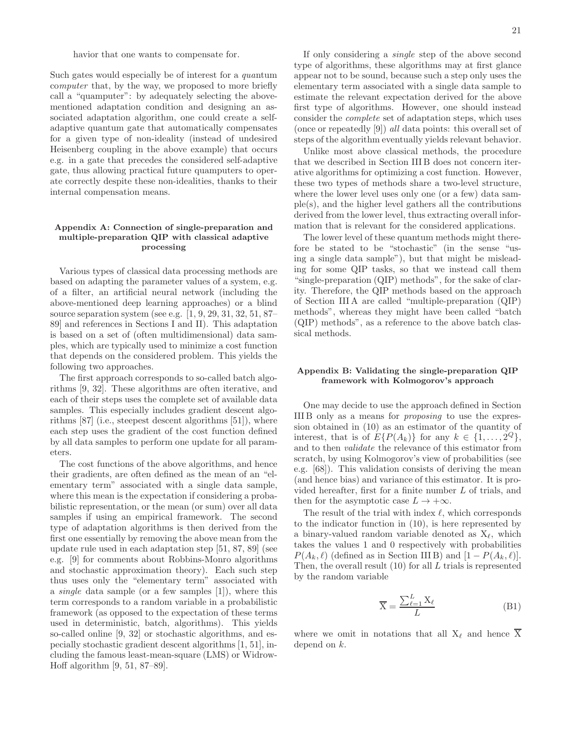havior that one wants to compensate for.

Such gates would especially be of interest for a *qua*ntum co*mputer* that, by the way, we proposed to more briefly call a "quamputer": by adequately selecting the above-mentioned adaptation condition and designing an associated adaptation algorithm, one could create a self-adaptive quantum gate that automatically compensates for a given type of non-ideality (instead of undesired Heisenberg coupling in the above example) that occurs e.g. in a gate that precedes the considered self-adaptive gate, thus allowing practical future quamputers to operate correctly despite these non-idealities, thanks to their internal compensation means.

### Appendix A: Connection of single-preparation and multiple-preparation QIP with classical adaptive processing

Various types of classical data processing methods are based on adapting the parameter values of a system, e.g. of a filter, an artificial neural network (including the above-mentioned deep learning approaches) or a blind source separation system (see e.g. [1, 9, 29, 31, 32, 51, 87–89] and references in Sections I and II). This adaptation is based on a set of (often multidimensional) data samples, which are typically used to minimize a cost function that depends on the considered problem. This yields the following two approaches.

The first approach corresponds to so-called batch algorithms [9, 32]. These algorithms are often iterative, and each of their steps uses the complete set of available data samples. This especially includes gradient descent algorithms [87] (i.e., steepest descent algorithms [51]), where each step uses the gradient of the cost function defined by all data samples to perform one update for all parameters.

The cost functions of the above algorithms, and hence their gradients, are often defined as the mean of an "elementary term" associated with a single data sample, where this mean is the expectation if considering a probabilistic representation, or the mean (or sum) over all data samples if using an empirical framework. The second type of adaptation algorithms is then derived from the first one essentially by removing the above mean from the update rule used in each adaptation step [51, 87, 89] (see e.g. [9] for comments about Robbins-Monro algorithms and stochastic approximation theory). Each such step thus uses only the "elementary term" associated with a *single* data sample (or a few samples [1]), where this term corresponds to a random variable in a probabilistic framework (as opposed to the expectation of these terms used in deterministic, batch, algorithms). This yields so-called online [9, 32] or stochastic algorithms, and especially stochastic gradient descent algorithms [1, 51], including the famous least-mean-square (LMS) or Widrow-Hoff algorithm [9, 51, 87–89].

If only considering a *single* step of the above second type of algorithms, these algorithms may at first glance appear not to be sound, because such a step only uses the elementary term associated with a single data sample to estimate the relevant expectation derived for the above first type of algorithms. However, one should instead consider the *complete* set of adaptation steps, which uses (once or repeatedly [9]) *all* data points: this overall set of steps of the algorithm eventually yields relevant behavior.

Unlike most above classical methods, the procedure that we described in Section III B does not concern iterative algorithms for optimizing a cost function. However, these two types of methods share a two-level structure, where the lower level uses only one (or a few) data sample(s), and the higher level gathers all the contributions derived from the lower level, thus extracting overall information that is relevant for the considered applications.

The lower level of these quantum methods might therefore be stated to be "stochastic" (in the sense "using a single data sample"), but that might be misleading for some QIP tasks, so that we instead call them "single-preparation (QIP) methods", for the sake of clarity. Therefore, the QIP methods based on the approach of Section III A are called "multiple-preparation (QIP) methods", whereas they might have been called "batch (QIP) methods", as a reference to the above batch classical methods.

### Appendix B: Validating the single-preparation QIP framework with Kolmogorov's approach

One may decide to use the approach defined in Section III B only as a means for *proposing* to use the expression obtained in (10) as an estimator of the quantity of interest, that is of $E\{P(A_k)\}$ for any $k \in \{1, \ldots, 2^Q\}$, and to then *validate* the relevance of this estimator from scratch, by using Kolmogorov's view of probabilities (see e.g. [68]). This validation consists of deriving the mean (and hence bias) and variance of this estimator. It is provided hereafter, first for a finite number $L$ of trials, and then for the asymptotic case $L \to +\infty$.

The result of the trial with index $\ell$, which corresponds to the indicator function in (10), is here represented by a binary-valued random variable denoted as $\mathrm{X}_\ell$, which takes the values 1 and 0 respectively with probabilities $P(A_k, \ell)$ (defined as in Section III B) and $[1 - P(A_k, \ell)]$. Then, the overall result (10) for all $L$ trials is represented by the random variable

$$\overline{\mathrm{X}} = \frac{\sum_{\ell=1}^{L} \mathrm{X}_\ell}{L} \tag{B1}$$

where we omit in notations that all $\mathrm{X}_\ell$ and hence $\overline{\mathrm{X}}$ depend on $k$.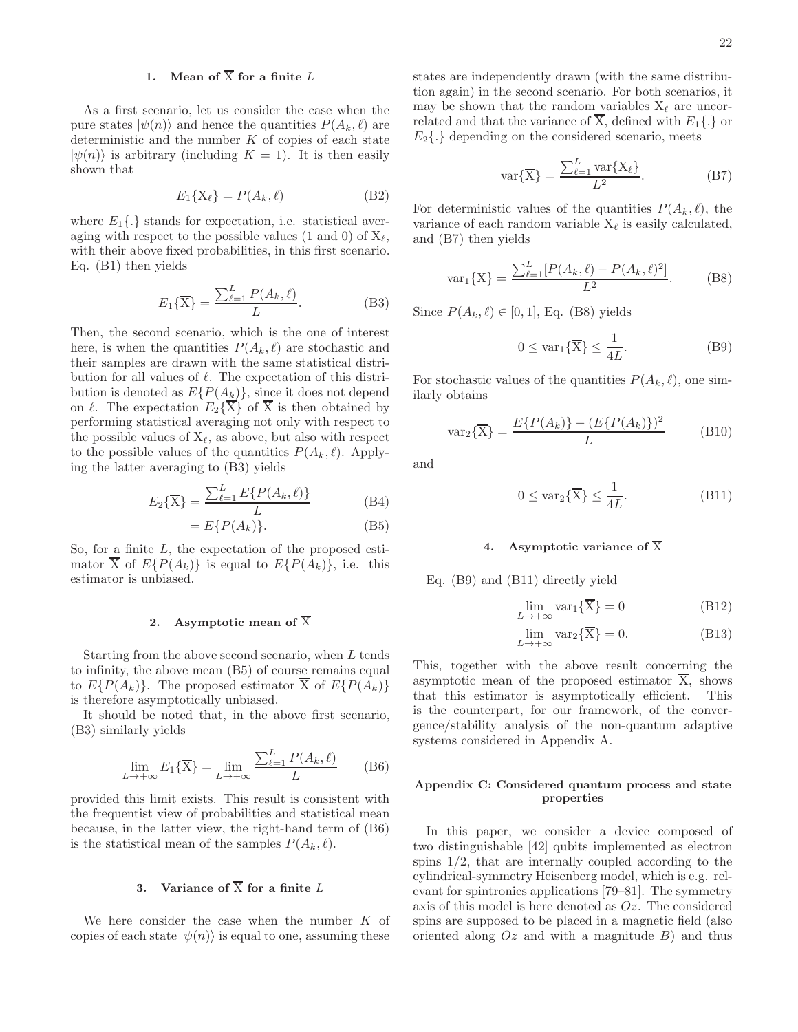### 1. Mean of $\overline{\mathrm{X}}$ for a finite $L$

As a first scenario, let us consider the case when the pure states $|\psi(n)\rangle$ and hence the quantities $P(A_k, \ell)$ are deterministic and the number $K$ of copies of each state $|\psi(n)\rangle$ is arbitrary (including $K = 1$). It is then easily shown that

$$E_1\{\mathrm{X}_\ell\} = P(A_k, \ell) \tag{B2}$$

where $E_1\{.\}$ stands for expectation, i.e. statistical averaging with respect to the possible values (1 and 0) of $\mathrm{X}_\ell$, with their above fixed probabilities, in this first scenario. Eq. (B1) then yields

$$E_1\{\overline{\mathrm{X}}\} = \frac{\sum_{\ell=1}^{L} P(A_k, \ell)}{L}. \tag{B3}$$

Then, the second scenario, which is the one of interest here, is when the quantities $P(A_k, \ell)$ are stochastic and their samples are drawn with the same statistical distribution for all values of $\ell$. The expectation of this distribution is denoted as $E\{P(A_k)\}$, since it does not depend on $\ell$. The expectation $E_2\{\overline{\mathrm{X}}\}$ of $\overline{\mathrm{X}}$ is then obtained by performing statistical averaging not only with respect to the possible values of $\mathrm{X}_\ell$, as above, but also with respect to the possible values of the quantities $P(A_k, \ell)$. Applying the latter averaging to (B3) yields

$$E_2\{\overline{\mathrm{X}}\} = \frac{\sum_{\ell=1}^{L} E\{P(A_k, \ell)\}}{L} \tag{B4}$$

$$= E\{P(A_k)\}. \tag{B5}$$

So, for a finite $L$, the expectation of the proposed estimator $\overline{\mathrm{X}}$ of $E\{P(A_k)\}$ is equal to $E\{P(A_k)\}$, i.e. this estimator is unbiased.

### 2. Asymptotic mean of $\overline{\mathrm{X}}$

Starting from the above second scenario, when $L$ tends to infinity, the above mean (B5) of course remains equal to $E\{P(A_k)\}$. The proposed estimator $\overline{\mathrm{X}}$ of $E\{P(A_k)\}$ is therefore asymptotically unbiased.

It should be noted that, in the above first scenario, (B3) similarly yields

$$\lim_{L\to+\infty} E_1\{\overline{\mathrm{X}}\} = \lim_{L\to+\infty} \frac{\sum_{\ell=1}^{L} P(A_k, \ell)}{L} \tag{B6}$$

provided this limit exists. This result is consistent with the frequentist view of probabilities and statistical mean because, in the latter view, the right-hand term of (B6) is the statistical mean of the samples $P(A_k, \ell)$.

### 3. Variance of $\overline{\mathrm{X}}$ for a finite $L$

We here consider the case when the number $K$ of copies of each state $|\psi(n)\rangle$ is equal to one, assuming these states are independently drawn (with the same distribution again) in the second scenario. For both scenarios, it may be shown that the random variables $\mathrm{X}_\ell$ are uncorrelated and that the variance of $\overline{\mathrm{X}}$, defined with $E_1\{.\}$ or $E_2\{.\}$ depending on the considered scenario, meets

$$\mathrm{var}\{\overline{\mathrm{X}}\} = \frac{\sum_{\ell=1}^{L} \mathrm{var}\{\mathrm{X}_\ell\}}{L^2}. \tag{B7}$$

For deterministic values of the quantities $P(A_k, \ell)$, the variance of each random variable $\mathrm{X}_\ell$ is easily calculated, and (B7) then yields

$$\mathrm{var}_1\{\overline{\mathrm{X}}\} = \frac{\sum_{\ell=1}^{L} [P(A_k, \ell) - P(A_k, \ell)^2]}{L^2}. \tag{B8}$$

Since $P(A_k, \ell) \in [0, 1]$, Eq. (B8) yields

$$0 \leq \mathrm{var}_1\{\overline{\mathrm{X}}\} \leq \frac{1}{4L}. \tag{B9}$$

For stochastic values of the quantities $P(A_k, \ell)$, one similarly obtains

$$\mathrm{var}_2\{\overline{\mathrm{X}}\} = \frac{E\{P(A_k)\} - (E\{P(A_k)\})^2}{L} \tag{B10}$$

and

$$0 \leq \mathrm{var}_2\{\overline{\mathrm{X}}\} \leq \frac{1}{4L}. \tag{B11}$$

### 4. Asymptotic variance of $\overline{\mathrm{X}}$

Eq. (B9) and (B11) directly yield

$$\lim_{L\to+\infty} \mathrm{var}_1\{\overline{\mathrm{X}}\} = 0 \tag{B12}$$

$$\lim_{L\to+\infty} \mathrm{var}_2\{\overline{\mathrm{X}}\} = 0. \tag{B13}$$

This, together with the above result concerning the asymptotic mean of the proposed estimator $\overline{\mathrm{X}}$, shows that this estimator is asymptotically efficient. This is the counterpart, for our framework, of the convergence/stability analysis of the non-quantum adaptive systems considered in Appendix A.

## Appendix C: Considered quantum process and state properties

In this paper, we consider a device composed of two distinguishable [42] qubits implemented as electron spins 1/2, that are internally coupled according to the cylindrical-symmetry Heisenberg model, which is e.g. relevant for spintronics applications [79–81]. The symmetry axis of this model is here denoted as $Oz$. The considered spins are supposed to be placed in a magnetic field (also oriented along $Oz$ and with a magnitude $B$) and thus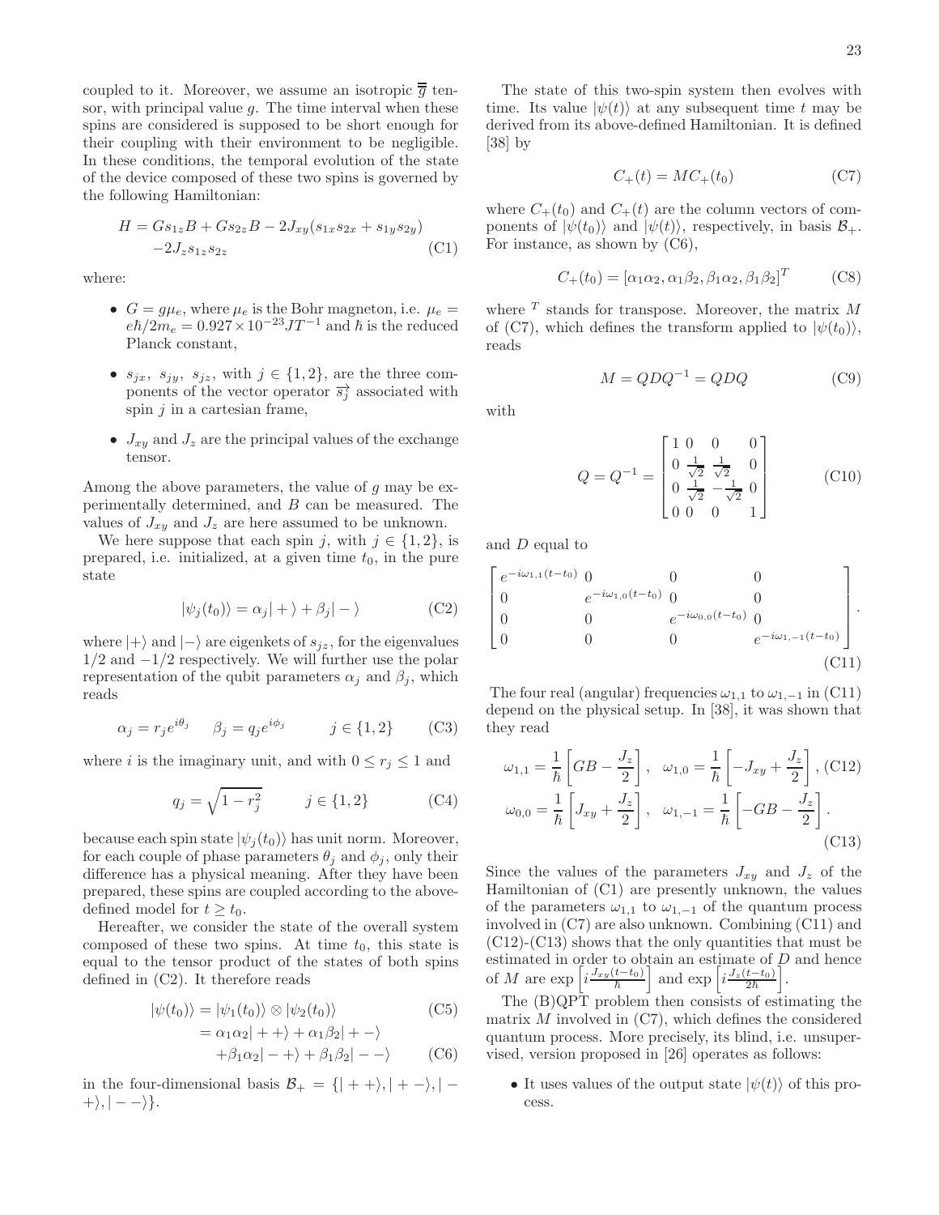coupled to it. Moreover, we assume an isotropic $\overline{\overline{g}}$ tensor, with principal value $g$. The time interval when these spins are considered is supposed to be short enough for their coupling with their environment to be negligible. In these conditions, the temporal evolution of the state of the device composed of these two spins is governed by the following Hamiltonian:

$$H = Gs_{1z}B + Gs_{2z}B - 2J_{xy}(s_{1x}s_{2x} + s_{1y}s_{2y}) \\ -2J_z s_{1z}s_{2z} \tag{C1}$$

where:

- $G = g\mu_e$, where $\mu_e$ is the Bohr magneton, i.e. $\mu_e = e\hbar/2m_e = 0.927 \times 10^{-23} JT^{-1}$ and $\hbar$ is the reduced Planck constant,
- $s_{jx},\ s_{jy},\ s_{jz}$, with $j \in \{1,2\}$, are the three components of the vector operator $\overrightarrow{s_j}$ associated with spin $j$ in a cartesian frame,
- $J_{xy}$ and $J_z$ are the principal values of the exchange tensor.

Among the above parameters, the value of $g$ may be experimentally determined, and $B$ can be measured. The values of $J_{xy}$ and $J_z$ are here assumed to be unknown.

We here suppose that each spin $j$, with $j \in \{1,2\}$, is prepared, i.e. initialized, at a given time $t_0$, in the pure state

$$|\psi_j(t_0)\rangle = \alpha_j|+\rangle + \beta_j|-\rangle \tag{C2}$$

where $|+\rangle$ and $|-\rangle$ are eigenkets of $s_{jz}$, for the eigenvalues $1/2$ and $-1/2$ respectively. We will further use the polar representation of the qubit parameters $\alpha_j$ and $\beta_j$, which reads

$$\alpha_j = r_j e^{i\theta_j} \qquad \beta_j = q_j e^{i\phi_j} \qquad\qquad j \in \{1,2\} \tag{C3}$$

where $i$ is the imaginary unit, and with $0 \leq r_j \leq 1$ and

$$q_j = \sqrt{1 - r_j^2} \qquad\qquad j \in \{1,2\} \tag{C4}$$

because each spin state $|\psi_j(t_0)\rangle$ has unit norm. Moreover, for each couple of phase parameters $\theta_j$ and $\phi_j$, only their difference has a physical meaning. After they have been prepared, these spins are coupled according to the above-defined model for $t \geq t_0$.

Hereafter, we consider the state of the overall system composed of these two spins. At time $t_0$, this state is equal to the tensor product of the states of both spins defined in (C2). It therefore reads

$$\begin{aligned} |\psi(t_0)\rangle &= |\psi_1(t_0)\rangle \otimes |\psi_2(t_0)\rangle \qquad &(C5)\\ &= \alpha_1\alpha_2|++\rangle + \alpha_1\beta_2|+-\rangle \\ &\quad +\beta_1\alpha_2|-+\rangle + \beta_1\beta_2|--\rangle \qquad &(C6)\end{aligned}$$

in the four-dimensional basis $\mathcal{B}_+ = \{|++\rangle, |+-\rangle, |-+\rangle, |--\rangle\}$.

The state of this two-spin system then evolves with time. Its value $|\psi(t)\rangle$ at any subsequent time $t$ may be derived from its above-defined Hamiltonian. It is defined [38] by

$$C_+(t) = MC_+(t_0) \tag{C7}$$

where $C_+(t_0)$ and $C_+(t)$ are the column vectors of components of $|\psi(t_0)\rangle$ and $|\psi(t)\rangle$, respectively, in basis $\mathcal{B}_+$. For instance, as shown by (C6),

$$C_+(t_0) = [\alpha_1\alpha_2, \alpha_1\beta_2, \beta_1\alpha_2, \beta_1\beta_2]^T \tag{C8}$$

where $^T$ stands for transpose. Moreover, the matrix $M$ of (C7), which defines the transform applied to $|\psi(t_0)\rangle$, reads

$$M = QDQ^{-1} = QDQ \tag{C9}$$

with

$$Q = Q^{-1} = \begin{bmatrix} 1 & 0 & 0 & 0 \\ 0 & \frac{1}{\sqrt{2}} & \frac{1}{\sqrt{2}} & 0 \\ 0 & \frac{1}{\sqrt{2}} & -\frac{1}{\sqrt{2}} & 0 \\ 0 & 0 & 0 & 1 \end{bmatrix} \tag{C10}$$

and $D$ equal to

$$\begin{bmatrix} e^{-i\omega_{1,1}(t-t_0)} & 0 & 0 & 0 \\ 0 & e^{-i\omega_{1,0}(t-t_0)} & 0 & 0 \\ 0 & 0 & e^{-i\omega_{0,0}(t-t_0)} & 0 \\ 0 & 0 & 0 & e^{-i\omega_{1,-1}(t-t_0)} \end{bmatrix}. \tag{C11}$$

The four real (angular) frequencies $\omega_{1,1}$ to $\omega_{1,-1}$ in (C11) depend on the physical setup. In [38], it was shown that they read

$$\omega_{1,1} = \frac{1}{\hbar}\left[GB - \frac{J_z}{2}\right], \quad \omega_{1,0} = \frac{1}{\hbar}\left[-J_{xy} + \frac{J_z}{2}\right], \tag{C12}$$

$$\omega_{0,0} = \frac{1}{\hbar}\left[J_{xy} + \frac{J_z}{2}\right], \quad \omega_{1,-1} = \frac{1}{\hbar}\left[-GB - \frac{J_z}{2}\right]. \tag{C13}$$

Since the values of the parameters $J_{xy}$ and $J_z$ of the Hamiltonian of (C1) are presently unknown, the values of the parameters $\omega_{1,1}$ to $\omega_{1,-1}$ of the quantum process involved in (C7) are also unknown. Combining (C11) and (C12)-(C13) shows that the only quantities that must be estimated in order to obtain an estimate of $D$ and hence of $M$ are $\exp\left[i\frac{J_{xy}(t-t_0)}{\hbar}\right]$ and $\exp\left[i\frac{J_z(t-t_0)}{2\hbar}\right]$.

The (B)QPT problem then consists of estimating the matrix $M$ involved in (C7), which defines the considered quantum process. More precisely, its blind, i.e. unsupervised, version proposed in [26] operates as follows:

- It uses values of the output state $|\psi(t)\rangle$ of this process.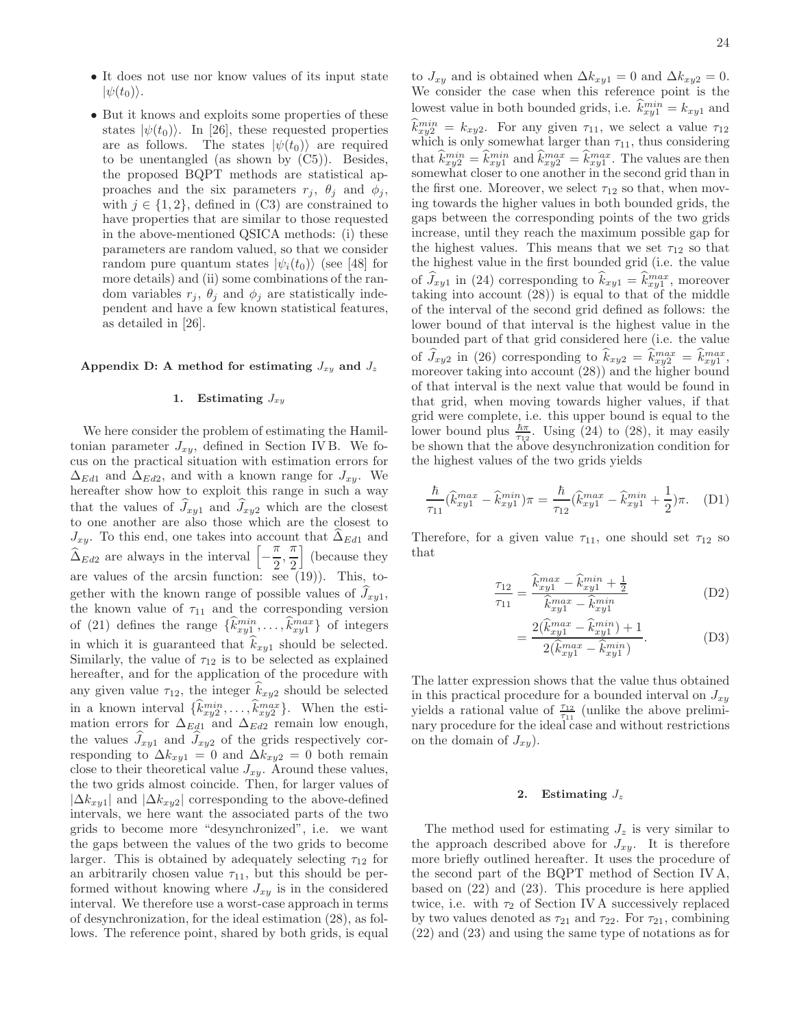- It does not use nor know values of its input state $|\psi(t_0)\rangle$.
- But it knows and exploits some properties of these states $|\psi(t_0)\rangle$. In [26], these requested properties are as follows. The states $|\psi(t_0)\rangle$ are required to be unentangled (as shown by (C5)). Besides, the proposed BQPT methods are statistical approaches and the six parameters $r_j$, $\theta_j$ and $\phi_j$, with $j \in \{1, 2\}$, defined in (C3) are constrained to have properties that are similar to those requested in the above-mentioned QSICA methods: (i) these parameters are random valued, so that we consider random pure quantum states $|\psi_i(t_0)\rangle$ (see [48] for more details) and (ii) some combinations of the random variables $r_j$, $\theta_j$ and $\phi_j$ are statistically independent and have a few known statistical features, as detailed in [26].

## Appendix D: A method for estimating $J_{xy}$ and $J_z$

### 1. Estimating $J_{xy}$

We here consider the problem of estimating the Hamiltonian parameter $J_{xy}$, defined in Section IV B. We focus on the practical situation with estimation errors for $\Delta_{Ed1}$ and $\Delta_{Ed2}$, and with a known range for $J_{xy}$. We hereafter show how to exploit this range in such a way that the values of $\widehat{J}_{xy1}$ and $\widehat{J}_{xy2}$ which are the closest to one another are also those which are the closest to $J_{xy}$. To this end, one takes into account that $\widehat{\Delta}_{Ed1}$ and $\widehat{\Delta}_{Ed2}$ are always in the interval $\left[-\frac{\pi}{2}, \frac{\pi}{2}\right]$ (because they are values of the arcsin function: see (19)). This, together with the known range of possible values of $\widehat{J}_{xy1}$, the known value of $\tau_{11}$ and the corresponding version of (21) defines the range $\{\widehat{k}_{xy1}^{min}, \ldots, \widehat{k}_{xy1}^{max}\}$ of integers in which it is guaranteed that $\widehat{k}_{xy1}$ should be selected. Similarly, the value of $\tau_{12}$ is to be selected as explained hereafter, and for the application of the procedure with any given value $\tau_{12}$, the integer $\widehat{k}_{xy2}$ should be selected in a known interval $\{\widehat{k}_{xy2}^{min}, \ldots, \widehat{k}_{xy2}^{max}\}$. When the estimation errors for $\Delta_{Ed1}$ and $\Delta_{Ed2}$ remain low enough, the values $\widehat{J}_{xy1}$ and $\widehat{J}_{xy2}$ of the grids respectively corresponding to $\Delta k_{xy1} = 0$ and $\Delta k_{xy2} = 0$ both remain close to their theoretical value $J_{xy}$. Around these values, the two grids almost coincide. Then, for larger values of $|\Delta k_{xy1}|$ and $|\Delta k_{xy2}|$ corresponding to the above-defined intervals, we here want the associated parts of the two grids to become more "desynchronized", i.e. we want the gaps between the values of the two grids to become larger. This is obtained by adequately selecting $\tau_{12}$ for an arbitrarily chosen value $\tau_{11}$, but this should be performed without knowing where $J_{xy}$ is in the considered interval. We therefore use a worst-case approach in terms of desynchronization, for the ideal estimation (28), as follows. The reference point, shared by both grids, is equal to $J_{xy}$ and is obtained when $\Delta k_{xy1} = 0$ and $\Delta k_{xy2} = 0$. We consider the case when this reference point is the lowest value in both bounded grids, i.e. $\widehat{k}_{xy1}^{min} = k_{xy1}$ and $\widehat{k}_{xy2}^{min} = k_{xy2}$. For any given $\tau_{11}$, we select a value $\tau_{12}$ which is only somewhat larger than $\tau_{11}$, thus considering that $\widehat{k}_{xy2}^{min} = \widehat{k}_{xy1}^{min}$ and $\widehat{k}_{xy2}^{max} = \widehat{k}_{xy1}^{max}$. The values are then somewhat closer to one another in the second grid than in the first one. Moreover, we select $\tau_{12}$ so that, when moving towards the higher values in both bounded grids, the gaps between the corresponding points of the two grids increase, until they reach the maximum possible gap for the highest values. This means that we set $\tau_{12}$ so that the highest value in the first bounded grid (i.e. the value of $\widehat{J}_{xy1}$ in (24) corresponding to $\widehat{k}_{xy1} = \widehat{k}_{xy1}^{max}$, moreover taking into account (28)) is equal to that of the middle of the interval of the second grid defined as follows: the lower bound of that interval is the highest value in the bounded part of that grid considered here (i.e. the value of $\widehat{J}_{xy2}$ in (26) corresponding to $\widehat{k}_{xy2} = \widehat{k}_{xy2}^{max} = \widehat{k}_{xy1}^{max}$, moreover taking into account (28)) and the higher bound of that interval is the next value that would be found in that grid, when moving towards higher values, if that grid were complete, i.e. this upper bound is equal to the lower bound plus $\frac{\hbar\pi}{\tau_{12}}$. Using (24) to (28), it may easily be shown that the above desynchronization condition for the highest values of the two grids yields

$$\frac{\hbar}{\tau_{11}}(\widehat{k}_{xy1}^{max} - \widehat{k}_{xy1}^{min})\pi = \frac{\hbar}{\tau_{12}}(\widehat{k}_{xy1}^{max} - \widehat{k}_{xy1}^{min} + \frac{1}{2})\pi. \quad \text{(D1)}$$

Therefore, for a given value $\tau_{11}$, one should set $\tau_{12}$ so that

$$\frac{\tau_{12}}{\tau_{11}} = \frac{\widehat{k}_{xy1}^{max} - \widehat{k}_{xy1}^{min} + \frac{1}{2}}{\widehat{k}_{xy1}^{max} - \widehat{k}_{xy1}^{min}} \quad \text{(D2)}$$

$$= \frac{2(\widehat{k}_{xy1}^{max} - \widehat{k}_{xy1}^{min}) + 1}{2(\widehat{k}_{xy1}^{max} - \widehat{k}_{xy1}^{min})}. \quad \text{(D3)}$$

The latter expression shows that the value thus obtained in this practical procedure for a bounded interval on $J_{xy}$ yields a rational value of $\frac{\tau_{12}}{\tau_{11}}$ (unlike the above preliminary procedure for the ideal case and without restrictions on the domain of $J_{xy}$).

### 2. Estimating $J_z$

The method used for estimating $J_z$ is very similar to the approach described above for $J_{xy}$. It is therefore more briefly outlined hereafter. It uses the procedure of the second part of the BQPT method of Section IV A, based on (22) and (23). This procedure is here applied twice, i.e. with $\tau_2$ of Section IV A successively replaced by two values denoted as $\tau_{21}$ and $\tau_{22}$. For $\tau_{21}$, combining (22) and (23) and using the same type of notations as for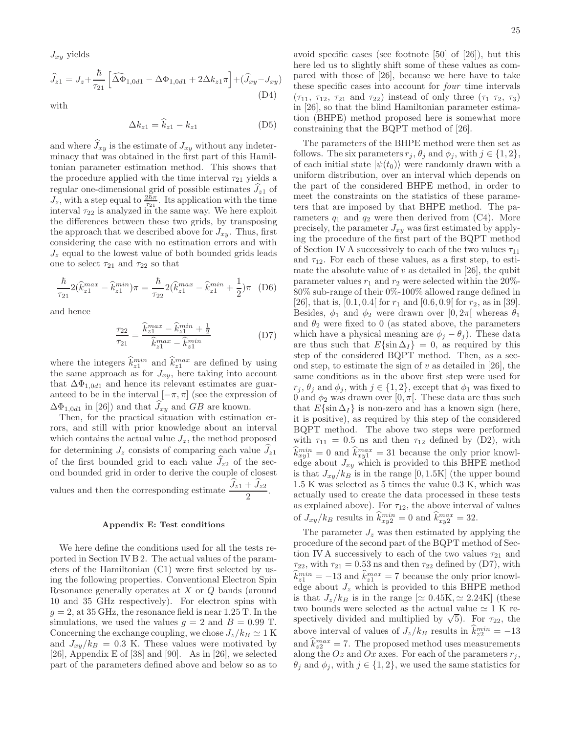$J_{xy}$ yields

$$\widehat{J}_{z1} = J_z + \frac{\hbar}{\tau_{21}} \left[ \widehat{\Delta\Phi}_{1,0d1} - \Delta\Phi_{1,0d1} + 2\Delta k_{z1}\pi \right] + (\widehat{J}_{xy} - J_{xy}) \tag{D4}$$

with

$$\Delta k_{z1} = \widehat{k}_{z1} - k_{z1} \tag{D5}$$

and where $\widehat{J}_{xy}$ is the estimate of $J_{xy}$ without any indeterminacy that was obtained in the first part of this Hamiltonian parameter estimation method. This shows that the procedure applied with the time interval $\tau_{21}$ yields a regular one-dimensional grid of possible estimates $\widehat{J}_{z1}$ of $J_z$, with a step equal to $\frac{2\hbar\pi}{\tau_{21}}$. Its application with the time interval $\tau_{22}$ is analyzed in the same way. We here exploit the differences between these two grids, by transposing the approach that we described above for $J_{xy}$. Thus, first considering the case with no estimation errors and with $J_z$ equal to the lowest value of both bounded grids leads one to select $\tau_{21}$ and $\tau_{22}$ so that

$$\frac{\hbar}{\tau_{21}} 2(\widehat{k}_{z1}^{max} - \widehat{k}_{z1}^{min})\pi = \frac{\hbar}{\tau_{22}} 2(\widehat{k}_{z1}^{max} - \widehat{k}_{z1}^{min} + \frac{1}{2})\pi \tag{D6}$$

and hence

$$\frac{\tau_{22}}{\tau_{21}} = \frac{\widehat{k}_{z1}^{max} - \widehat{k}_{z1}^{min} + \frac{1}{2}}{\widehat{k}_{z1}^{max} - \widehat{k}_{z1}^{min}} \tag{D7}$$

where the integers $\widehat{k}_{z1}^{min}$ and $\widehat{k}_{z1}^{max}$ are defined by using the same approach as for $J_{xy}$, here taking into account that $\Delta\Phi_{1,0d1}$ and hence its relevant estimates are guaranteed to be in the interval $[-\pi, \pi]$ (see the expression of $\Delta\Phi_{1,0d1}$ in [26]) and that $\widehat{J}_{xy}$ and $GB$ are known.

Then, for the practical situation with estimation errors, and still with prior knowledge about an interval which contains the actual value $J_z$, the method proposed for determining $J_z$ consists of comparing each value $\widehat{J}_{z1}$ of the first bounded grid to each value $\widehat{J}_{z2}$ of the second bounded grid in order to derive the couple of closest values and then the corresponding estimate $\dfrac{\widehat{J}_{z1} + \widehat{J}_{z2}}{2}$.

### Appendix E: Test conditions

We here define the conditions used for all the tests reported in Section IV B 2. The actual values of the parameters of the Hamiltonian (C1) were first selected by using the following properties. Conventional Electron Spin Resonance generally operates at $X$ or $Q$ bands (around 10 and 35 GHz respectively). For electron spins with $g = 2$, at 35 GHz, the resonance field is near 1.25 T. In the simulations, we used the values $g = 2$ and $B = 0.99$ T. Concerning the exchange coupling, we chose $J_z/k_B \simeq 1$ K and $J_{xy}/k_B = 0.3$ K. These values were motivated by [26], Appendix E of [38] and [90]. As in [26], we selected part of the parameters defined above and below so as to avoid specific cases (see footnote [50] of [26]), but this here led us to slightly shift some of these values as compared with those of [26], because we here have to take these specific cases into account for *four* time intervals ($\tau_{11}$, $\tau_{12}$, $\tau_{21}$ and $\tau_{22}$) instead of only three ($\tau_1$ $\tau_2$, $\tau_3$) in [26], so that the blind Hamiltonian parameter estimation (BHPE) method proposed here is somewhat more constraining that the BQPT method of [26].

The parameters of the BHPE method were then set as follows. The six parameters $r_j$, $\theta_j$ and $\phi_j$, with $j \in \{1, 2\}$, of each initial state $|\psi(t_0)\rangle$ were randomly drawn with a uniform distribution, over an interval which depends on the part of the considered BHPE method, in order to meet the constraints on the statistics of these parameters that are imposed by that BHPE method. The parameters $q_1$ and $q_2$ were then derived from (C4). More precisely, the parameter $J_{xy}$ was first estimated by applying the procedure of the first part of the BQPT method of Section IV A successively to each of the two values $\tau_{11}$ and $\tau_{12}$. For each of these values, as a first step, to estimate the absolute value of $v$ as detailed in [26], the qubit parameter values $r_1$ and $r_2$ were selected within the 20%-80% sub-range of their 0%-100% allowed range defined in [26], that is, $[0.1, 0.4[$ for $r_1$ and $[0.6, 0.9[$ for $r_2$, as in [39]. Besides, $\phi_1$ and $\phi_2$ were drawn over $[0, 2\pi[$ whereas $\theta_1$ and $\theta_2$ were fixed to 0 (as stated above, the parameters which have a physical meaning are $\phi_j - \theta_j$). These data are thus such that $E\{\sin \Delta_I\} = 0$, as required by this step of the considered BQPT method. Then, as a second step, to estimate the sign of $v$ as detailed in [26], the same conditions as in the above first step were used for $r_j$, $\theta_j$ and $\phi_j$, with $j \in \{1, 2\}$, except that $\phi_1$ was fixed to 0 and $\phi_2$ was drawn over $[0, \pi[$. These data are thus such that $E\{\sin \Delta_I\}$ is non-zero and has a known sign (here, it is positive), as required by this step of the considered BQPT method. The above two steps were performed with $\tau_{11} = 0.5$ ns and then $\tau_{12}$ defined by (D2), with $\widehat{k}_{xy1}^{min} = 0$ and $\widehat{k}_{xy1}^{max} = 31$ because the only prior knowledge about $J_{xy}$ which is provided to this BHPE method is that $J_{xy}/k_B$ is in the range $[0, 1.5\text{K}]$ (the upper bound 1.5 K was selected as 5 times the value 0.3 K, which was actually used to create the data processed in these tests as explained above). For $\tau_{12}$, the above interval of values of $J_{xy}/k_B$ results in $\widehat{k}_{xy2}^{min} = 0$ and $\widehat{k}_{xy2}^{max} = 32$.

The parameter $J_z$ was then estimated by applying the procedure of the second part of the BQPT method of Section IV A successively to each of the two values $\tau_{21}$ and $\tau_{22}$, with $\tau_{21} = 0.53$ ns and then $\tau_{22}$ defined by (D7), with $\widehat{k}_{z1}^{min} = -13$ and $\widehat{k}_{z1}^{max} = 7$ because the only prior knowledge about $J_z$ which is provided to this BHPE method is that $J_z/k_B$ is in the range $[\simeq 0.45\text{K}, \simeq 2.24\text{K}]$ (these two bounds were selected as the actual value $\simeq 1$ K respectively divided and multiplied by $\sqrt{5}$). For $\tau_{22}$, the above interval of values of $J_z/k_B$ results in $\widehat{k}_{z2}^{min} = -13$ and $\widehat{k}_{z2}^{max} = 7$. The proposed method uses measurements along the $Oz$ and $Ox$ axes. For each of the parameters $r_j$, $\theta_j$ and $\phi_j$, with $j \in \{1, 2\}$, we used the same statistics for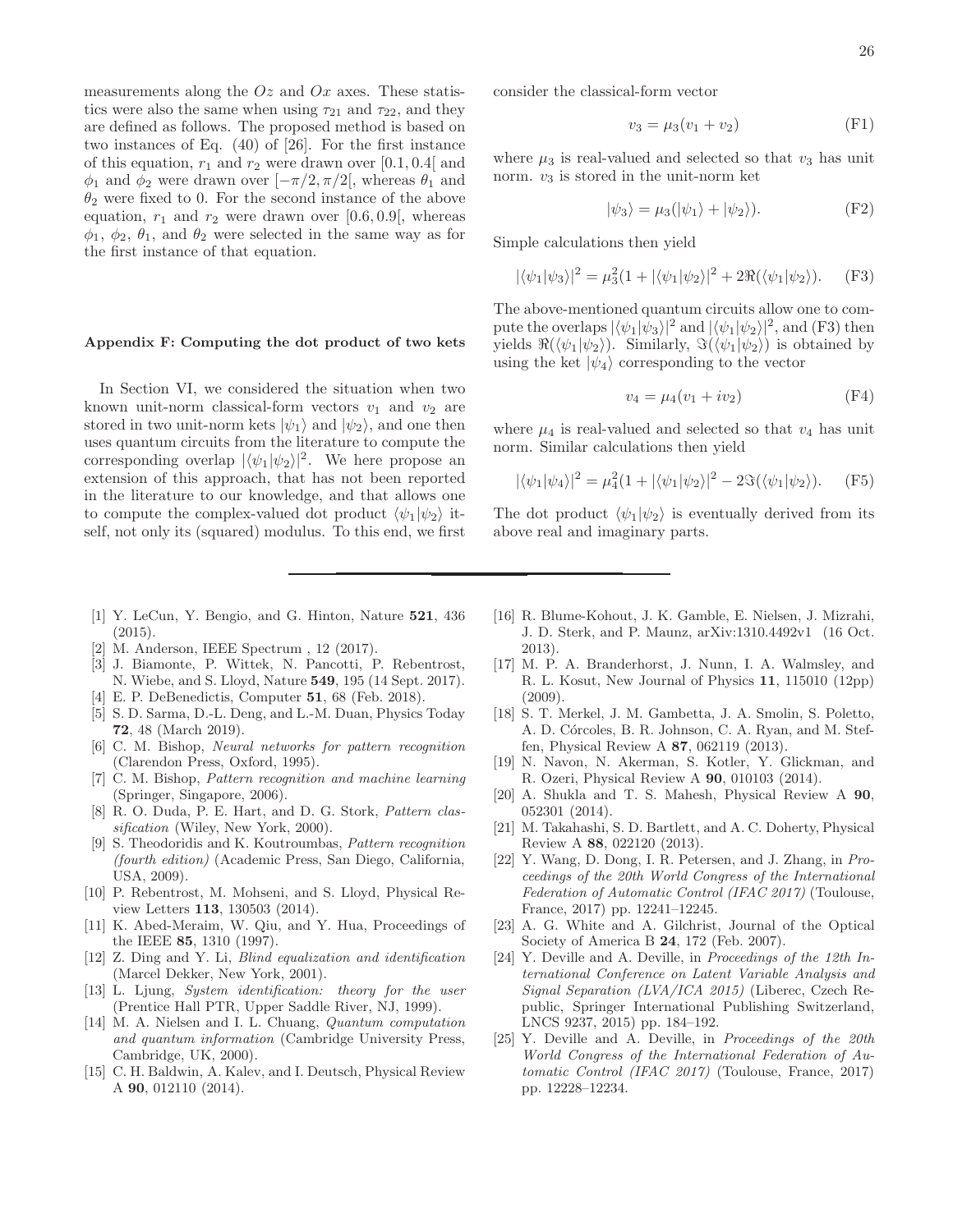measurements along the $Oz$ and $Ox$ axes. These statistics were also the same when using $\tau_{21}$ and $\tau_{22}$, and they are defined as follows. The proposed method is based on two instances of Eq. (40) of [26]. For the first instance of this equation, $r_1$ and $r_2$ were drawn over $[0.1, 0.4[$ and $\phi_1$ and $\phi_2$ were drawn over $[-\pi/2, \pi/2[$, whereas $\theta_1$ and $\theta_2$ were fixed to 0. For the second instance of the above equation, $r_1$ and $r_2$ were drawn over $[0.6, 0.9[$, whereas $\phi_1$, $\phi_2$, $\theta_1$, and $\theta_2$ were selected in the same way as for the first instance of that equation.

### Appendix F: Computing the dot product of two kets

In Section VI, we considered the situation when two known unit-norm classical-form vectors $v_1$ and $v_2$ are stored in two unit-norm kets $|\psi_1\rangle$ and $|\psi_2\rangle$, and one then uses quantum circuits from the literature to compute the corresponding overlap $|\langle\psi_1|\psi_2\rangle|^2$. We here propose an extension of this approach, that has not been reported in the literature to our knowledge, and that allows one to compute the complex-valued dot product $\langle\psi_1|\psi_2\rangle$ itself, not only its (squared) modulus. To this end, we first consider the classical-form vector

$$v_3 = \mu_3(v_1 + v_2) \tag{F1}$$

where $\mu_3$ is real-valued and selected so that $v_3$ has unit norm. $v_3$ is stored in the unit-norm ket

$$|\psi_3\rangle = \mu_3(|\psi_1\rangle + |\psi_2\rangle). \tag{F2}$$

Simple calculations then yield

$$|\langle\psi_1|\psi_3\rangle|^2 = \mu_3^2(1 + |\langle\psi_1|\psi_2\rangle|^2 + 2\Re(\langle\psi_1|\psi_2\rangle). \tag{F3}$$

The above-mentioned quantum circuits allow one to compute the overlaps $|\langle\psi_1|\psi_3\rangle|^2$ and $|\langle\psi_1|\psi_2\rangle|^2$, and (F3) then yields $\Re(\langle\psi_1|\psi_2\rangle)$. Similarly, $\Im(\langle\psi_1|\psi_2\rangle)$ is obtained by using the ket $|\psi_4\rangle$ corresponding to the vector

$$v_4 = \mu_4(v_1 + iv_2) \tag{F4}$$

where $\mu_4$ is real-valued and selected so that $v_4$ has unit norm. Similar calculations then yield

$$|\langle\psi_1|\psi_4\rangle|^2 = \mu_4^2(1 + |\langle\psi_1|\psi_2\rangle|^2 - 2\Im(\langle\psi_1|\psi_2\rangle). \tag{F5}$$

The dot product $\langle\psi_1|\psi_2\rangle$ is eventually derived from its above real and imaginary parts.

---

- [1] Y. LeCun, Y. Bengio, and G. Hinton, Nature **521**, 436 (2015).
- [2] M. Anderson, IEEE Spectrum , 12 (2017).
- [3] J. Biamonte, P. Wittek, N. Pancotti, P. Rebentrost, N. Wiebe, and S. Lloyd, Nature **549**, 195 (14 Sept. 2017).
- [4] E. P. DeBenedictis, Computer **51**, 68 (Feb. 2018).
- [5] S. D. Sarma, D.-L. Deng, and L.-M. Duan, Physics Today **72**, 48 (March 2019).
- [6] C. M. Bishop, *Neural networks for pattern recognition* (Clarendon Press, Oxford, 1995).
- [7] C. M. Bishop, *Pattern recognition and machine learning* (Springer, Singapore, 2006).
- [8] R. O. Duda, P. E. Hart, and D. G. Stork, *Pattern classification* (Wiley, New York, 2000).
- [9] S. Theodoridis and K. Koutroumbas, *Pattern recognition (fourth edition)* (Academic Press, San Diego, California, USA, 2009).
- [10] P. Rebentrost, M. Mohseni, and S. Lloyd, Physical Review Letters **113**, 130503 (2014).
- [11] K. Abed-Meraim, W. Qiu, and Y. Hua, Proceedings of the IEEE **85**, 1310 (1997).
- [12] Z. Ding and Y. Li, *Blind equalization and identification* (Marcel Dekker, New York, 2001).
- [13] L. Ljung, *System identification: theory for the user* (Prentice Hall PTR, Upper Saddle River, NJ, 1999).
- [14] M. A. Nielsen and I. L. Chuang, *Quantum computation and quantum information* (Cambridge University Press, Cambridge, UK, 2000).
- [15] C. H. Baldwin, A. Kalev, and I. Deutsch, Physical Review A **90**, 012110 (2014).
- [16] R. Blume-Kohout, J. K. Gamble, E. Nielsen, J. Mizrahi, J. D. Sterk, and P. Maunz, arXiv:1310.4492v1 (16 Oct. 2013).
- [17] M. P. A. Branderhorst, J. Nunn, I. A. Walmsley, and R. L. Kosut, New Journal of Physics **11**, 115010 (12pp) (2009).
- [18] S. T. Merkel, J. M. Gambetta, J. A. Smolin, S. Poletto, A. D. Córcoles, B. R. Johnson, C. A. Ryan, and M. Steffen, Physical Review A **87**, 062119 (2013).
- [19] N. Navon, N. Akerman, S. Kotler, Y. Glickman, and R. Ozeri, Physical Review A **90**, 010103 (2014).
- [20] A. Shukla and T. S. Mahesh, Physical Review A **90**, 052301 (2014).
- [21] M. Takahashi, S. D. Bartlett, and A. C. Doherty, Physical Review A **88**, 022120 (2013).
- [22] Y. Wang, D. Dong, I. R. Petersen, and J. Zhang, in *Proceedings of the 20th World Congress of the International Federation of Automatic Control (IFAC 2017)* (Toulouse, France, 2017) pp. 12241–12245.
- [23] A. G. White and A. Gilchrist, Journal of the Optical Society of America B **24**, 172 (Feb. 2007).
- [24] Y. Deville and A. Deville, in *Proceedings of the 12th International Conference on Latent Variable Analysis and Signal Separation (LVA/ICA 2015)* (Liberec, Czech Republic, Springer International Publishing Switzerland, LNCS 9237, 2015) pp. 184–192.
- [25] Y. Deville and A. Deville, in *Proceedings of the 20th World Congress of the International Federation of Automatic Control (IFAC 2017)* (Toulouse, France, 2017) pp. 12228–12234.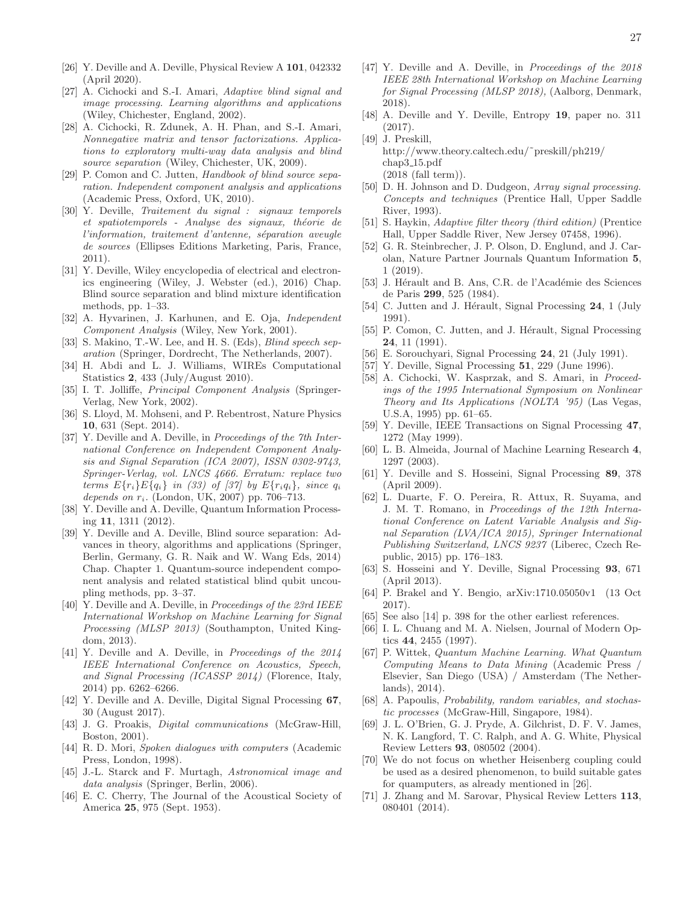[26] Y. Deville and A. Deville, Physical Review A **101**, 042332 (April 2020).

[27] A. Cichocki and S.-I. Amari, *Adaptive blind signal and image processing. Learning algorithms and applications* (Wiley, Chichester, England, 2002).

[28] A. Cichocki, R. Zdunek, A. H. Phan, and S.-I. Amari, *Nonnegative matrix and tensor factorizations. Applications to exploratory multi-way data analysis and blind source separation* (Wiley, Chichester, UK, 2009).

[29] P. Comon and C. Jutten, *Handbook of blind source separation. Independent component analysis and applications* (Academic Press, Oxford, UK, 2010).

[30] Y. Deville, *Traitement du signal : signaux temporels et spatiotemporels - Analyse des signaux, théorie de l'information, traitement d'antenne, séparation aveugle de sources* (Ellipses Editions Marketing, Paris, France, 2011).

[31] Y. Deville, Wiley encyclopedia of electrical and electronics engineering (Wiley, J. Webster (ed.), 2016) Chap. Blind source separation and blind mixture identification methods, pp. 1–33.

[32] A. Hyvarinen, J. Karhunen, and E. Oja, *Independent Component Analysis* (Wiley, New York, 2001).

[33] S. Makino, T.-W. Lee, and H. S. (Eds), *Blind speech separation* (Springer, Dordrecht, The Netherlands, 2007).

[34] H. Abdi and L. J. Williams, WIREs Computational Statistics **2**, 433 (July/August 2010).

[35] I. T. Jolliffe, *Principal Component Analysis* (Springer-Verlag, New York, 2002).

[36] S. Lloyd, M. Mohseni, and P. Rebentrost, Nature Physics **10**, 631 (Sept. 2014).

[37] Y. Deville and A. Deville, in *Proceedings of the 7th International Conference on Independent Component Analysis and Signal Separation (ICA 2007), ISSN 0302-9743, Springer-Verlag, vol. LNCS 4666. Erratum: replace two terms $E\{r_i\}E\{q_i\}$ in (33) of [37] by $E\{r_i q_i\}$, since $q_i$ depends on $r_i$.* (London, UK, 2007) pp. 706–713.

[38] Y. Deville and A. Deville, Quantum Information Processing **11**, 1311 (2012).

[39] Y. Deville and A. Deville, Blind source separation: Advances in theory, algorithms and applications (Springer, Berlin, Germany, G. R. Naik and W. Wang Eds, 2014) Chap. Chapter 1. Quantum-source independent component analysis and related statistical blind qubit uncoupling methods, pp. 3–37.

[40] Y. Deville and A. Deville, in *Proceedings of the 23rd IEEE International Workshop on Machine Learning for Signal Processing (MLSP 2013)* (Southampton, United Kingdom, 2013).

[41] Y. Deville and A. Deville, in *Proceedings of the 2014 IEEE International Conference on Acoustics, Speech, and Signal Processing (ICASSP 2014)* (Florence, Italy, 2014) pp. 6262–6266.

[42] Y. Deville and A. Deville, Digital Signal Processing **67**, 30 (August 2017).

[43] J. G. Proakis, *Digital communications* (McGraw-Hill, Boston, 2001).

[44] R. D. Mori, *Spoken dialogues with computers* (Academic Press, London, 1998).

[45] J.-L. Starck and F. Murtagh, *Astronomical image and data analysis* (Springer, Berlin, 2006).

[46] E. C. Cherry, The Journal of the Acoustical Society of America **25**, 975 (Sept. 1953).

[47] Y. Deville and A. Deville, in *Proceedings of the 2018 IEEE 28th International Workshop on Machine Learning for Signal Processing (MLSP 2018),* (Aalborg, Denmark, 2018).

[48] A. Deville and Y. Deville, Entropy **19**, paper no. 311 (2017).

[49] J. Preskill, http://www.theory.caltech.edu/~preskill/ph219/chap3_15.pdf (2018 (fall term)).

[50] D. H. Johnson and D. Dudgeon, *Array signal processing. Concepts and techniques* (Prentice Hall, Upper Saddle River, 1993).

[51] S. Haykin, *Adaptive filter theory (third edition)* (Prentice Hall, Upper Saddle River, New Jersey 07458, 1996).

[52] G. R. Steinbrecher, J. P. Olson, D. Englund, and J. Carolan, Nature Partner Journals Quantum Information **5**, 1 (2019).

[53] J. Hérault and B. Ans, C.R. de l'Académie des Sciences de Paris **299**, 525 (1984).

[54] C. Jutten and J. Hérault, Signal Processing **24**, 1 (July 1991).

[55] P. Comon, C. Jutten, and J. Hérault, Signal Processing **24**, 11 (1991).

[56] E. Sorouchyari, Signal Processing **24**, 21 (July 1991).

[57] Y. Deville, Signal Processing **51**, 229 (June 1996).

[58] A. Cichocki, W. Kasprzak, and S. Amari, in *Proceedings of the 1995 International Symposium on Nonlinear Theory and Its Applications (NOLTA '95)* (Las Vegas, U.S.A, 1995) pp. 61–65.

[59] Y. Deville, IEEE Transactions on Signal Processing **47**, 1272 (May 1999).

[60] L. B. Almeida, Journal of Machine Learning Research **4**, 1297 (2003).

[61] Y. Deville and S. Hosseini, Signal Processing **89**, 378 (April 2009).

[62] L. Duarte, F. O. Pereira, R. Attux, R. Suyama, and J. M. T. Romano, in *Proceedings of the 12th International Conference on Latent Variable Analysis and Signal Separation (LVA/ICA 2015), Springer International Publishing Switzerland, LNCS 9237* (Liberec, Czech Republic, 2015) pp. 176–183.

[63] S. Hosseini and Y. Deville, Signal Processing **93**, 671 (April 2013).

[64] P. Brakel and Y. Bengio, arXiv:1710.05050v1 (13 Oct 2017).

[65] See also [14] p. 398 for the other earliest references.

[66] I. L. Chuang and M. A. Nielsen, Journal of Modern Optics **44**, 2455 (1997).

[67] P. Wittek, *Quantum Machine Learning. What Quantum Computing Means to Data Mining* (Academic Press / Elsevier, San Diego (USA) / Amsterdam (The Netherlands), 2014).

[68] A. Papoulis, *Probability, random variables, and stochastic processes* (McGraw-Hill, Singapore, 1984).

[69] J. L. O'Brien, G. J. Pryde, A. Gilchrist, D. F. V. James, N. K. Langford, T. C. Ralph, and A. G. White, Physical Review Letters **93**, 080502 (2004).

[70] We do not focus on whether Heisenberg coupling could be used as a desired phenomenon, to build suitable gates for quamputers, as already mentioned in [26].

[71] J. Zhang and M. Sarovar, Physical Review Letters **113**, 080401 (2014).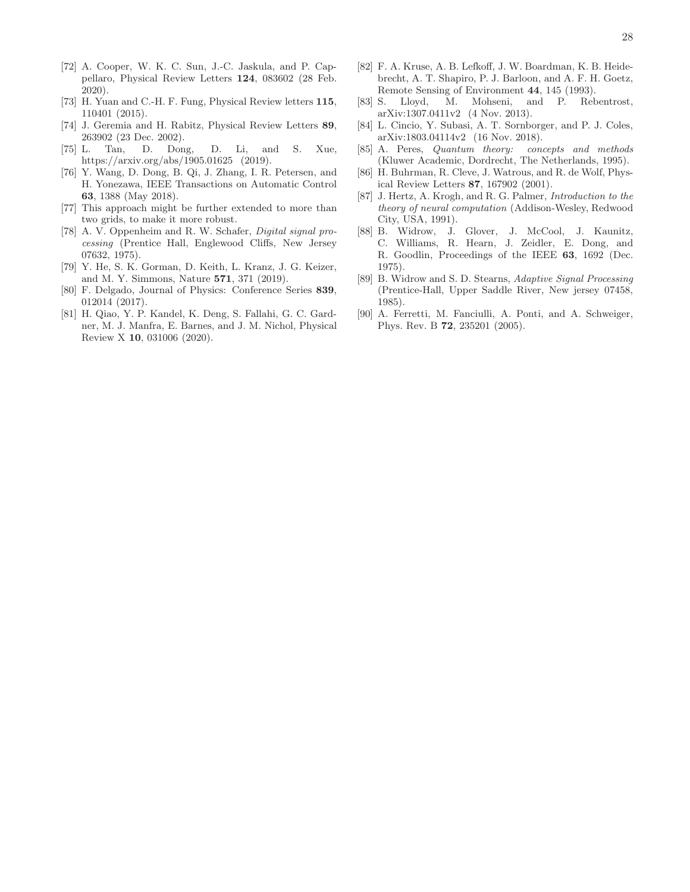[72] A. Cooper, W. K. C. Sun, J.-C. Jaskula, and P. Cappellaro, Physical Review Letters **124**, 083602 (28 Feb. 2020).

[73] H. Yuan and C.-H. F. Fung, Physical Review letters **115**, 110401 (2015).

[74] J. Geremia and H. Rabitz, Physical Review Letters **89**, 263902 (23 Dec. 2002).

[75] L. Tan, D. Dong, D. Li, and S. Xue, https://arxiv.org/abs/1905.01625 (2019).

[76] Y. Wang, D. Dong, B. Qi, J. Zhang, I. R. Petersen, and H. Yonezawa, IEEE Transactions on Automatic Control **63**, 1388 (May 2018).

[77] This approach might be further extended to more than two grids, to make it more robust.

[78] A. V. Oppenheim and R. W. Schafer, *Digital signal processing* (Prentice Hall, Englewood Cliffs, New Jersey 07632, 1975).

[79] Y. He, S. K. Gorman, D. Keith, L. Kranz, J. G. Keizer, and M. Y. Simmons, Nature **571**, 371 (2019).

[80] F. Delgado, Journal of Physics: Conference Series **839**, 012014 (2017).

[81] H. Qiao, Y. P. Kandel, K. Deng, S. Fallahi, G. C. Gardner, M. J. Manfra, E. Barnes, and J. M. Nichol, Physical Review X **10**, 031006 (2020).

[82] F. A. Kruse, A. B. Lefkoff, J. W. Boardman, K. B. Heidebrecht, A. T. Shapiro, P. J. Barloon, and A. F. H. Goetz, Remote Sensing of Environment **44**, 145 (1993).

[83] S. Lloyd, M. Mohseni, and P. Rebentrost, arXiv:1307.0411v2 (4 Nov. 2013).

[84] L. Cincio, Y. Subasi, A. T. Sornborger, and P. J. Coles, arXiv:1803.04114v2 (16 Nov. 2018).

[85] A. Peres, *Quantum theory: concepts and methods* (Kluwer Academic, Dordrecht, The Netherlands, 1995).

[86] H. Buhrman, R. Cleve, J. Watrous, and R. de Wolf, Physical Review Letters **87**, 167902 (2001).

[87] J. Hertz, A. Krogh, and R. G. Palmer, *Introduction to the theory of neural computation* (Addison-Wesley, Redwood City, USA, 1991).

[88] B. Widrow, J. Glover, J. McCool, J. Kaunitz, C. Williams, R. Hearn, J. Zeidler, E. Dong, and R. Goodlin, Proceedings of the IEEE **63**, 1692 (Dec. 1975).

[89] B. Widrow and S. D. Stearns, *Adaptive Signal Processing* (Prentice-Hall, Upper Saddle River, New jersey 07458, 1985).

[90] A. Ferretti, M. Fanciulli, A. Ponti, and A. Schweiger, Phys. Rev. B **72**, 235201 (2005).